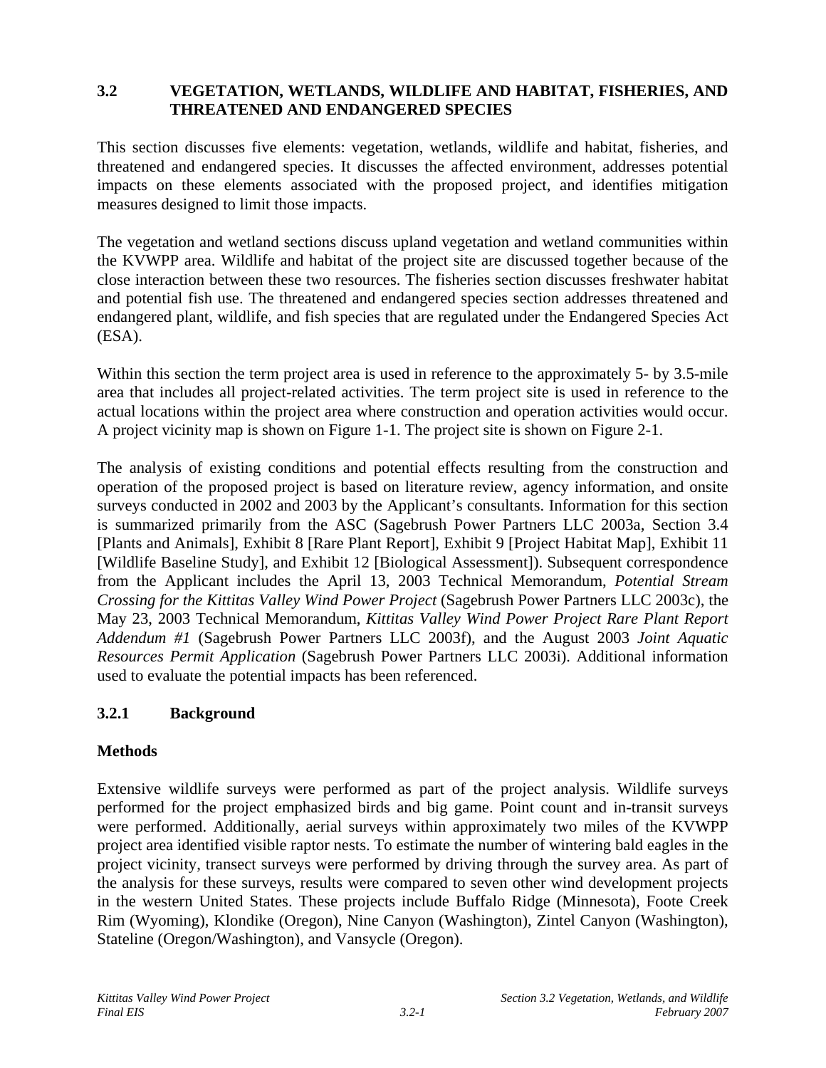## 3.2 VEGETATION, WETLANDS, WILDLIFE AND HABITAT, FISHERIES, AND THREATENED AND ENDANGERED SPECIES

This section discusses five elements: vegetation, wetlands, wildlife and habitat, fisheries, and threatened and endangered species. It discusses the affected environment, addresses potential impacts on these elements associated with the proposed project, and identifies mitigation measures designed to limit those impacts.

The vegetation and wetland sections discuss upland vegetation and wetland communities within the KVWPP area. Wildlife and habitat of the project site are discussed together because of the close interaction between these two resources. The fisheries section discusses freshwater habitat and potential fish use. The threatened and endangered species section addresses threatened and endangered plant, wildlife, and fish species that are regulated under the Endangered Species Act (ESA).

Within this section the term project area is used in reference to the approximately 5- by 3.5-mile area that includes all project-related activities. The term project site is used in reference to the actual locations within the project area where construction and operation activities would occur. A project vicinity map is shown on Figure 1-1. The project site is shown on Figure 2-1.

The analysis of existing conditions and potential effects resulting from the construction and operation of the proposed project is based on literature review, agency information, and onsite surveys conducted in 2002 and 2003 by the Applicant's consultants. Information for this section is summarized primarily from the ASC (Sagebrush Power Partners LLC 2003a, Section 3.4 [Plants and Animals], Exhibit 8 [Rare Plant Report], Exhibit 9 [Project Habitat Map], Exhibit 11 [Wildlife Baseline Study], and Exhibit 12 [Biological Assessment]). Subsequent correspondence from the Applicant includes the April 13, 2003 Technical Memorandum, *Potential Stream Crossing for the Kittitas Valley Wind Power Project* (Sagebrush Power Partners LLC 2003c), the May 23, 2003 Technical Memorandum, *Kittitas Valley Wind Power Project Rare Plant Report Addendum #1* (Sagebrush Power Partners LLC 2003f), and the August 2003 *Joint Aquatic Resources Permit Application* (Sagebrush Power Partners LLC 2003i). Additional information used to evaluate the potential impacts has been referenced.

### 3.2.1 Background

**Methods**

Extensive wildlife surveys were performed as part of the project analysis. Wildlife surveys performed for the project emphasized birds and big game. Point count and in-transit surveys were performed. Additionally, aerial surveys within approximately two miles of the KVWPP project area identified visible raptor nests. To estimate the number of wintering bald eagles in the project vicinity, transect surveys were performed by driving through the survey area. As part of the analysis for these surveys, results were compared to seven other wind development projects in the western United States. These projects include Buffalo Ridge (Minnesota), Foote Creek Rim (Wyoming), Klondike (Oregon), Nine Canyon (Washington), Zintel Canyon (Washington), Stateline (Oregon/Washington), and Vansycle (Oregon).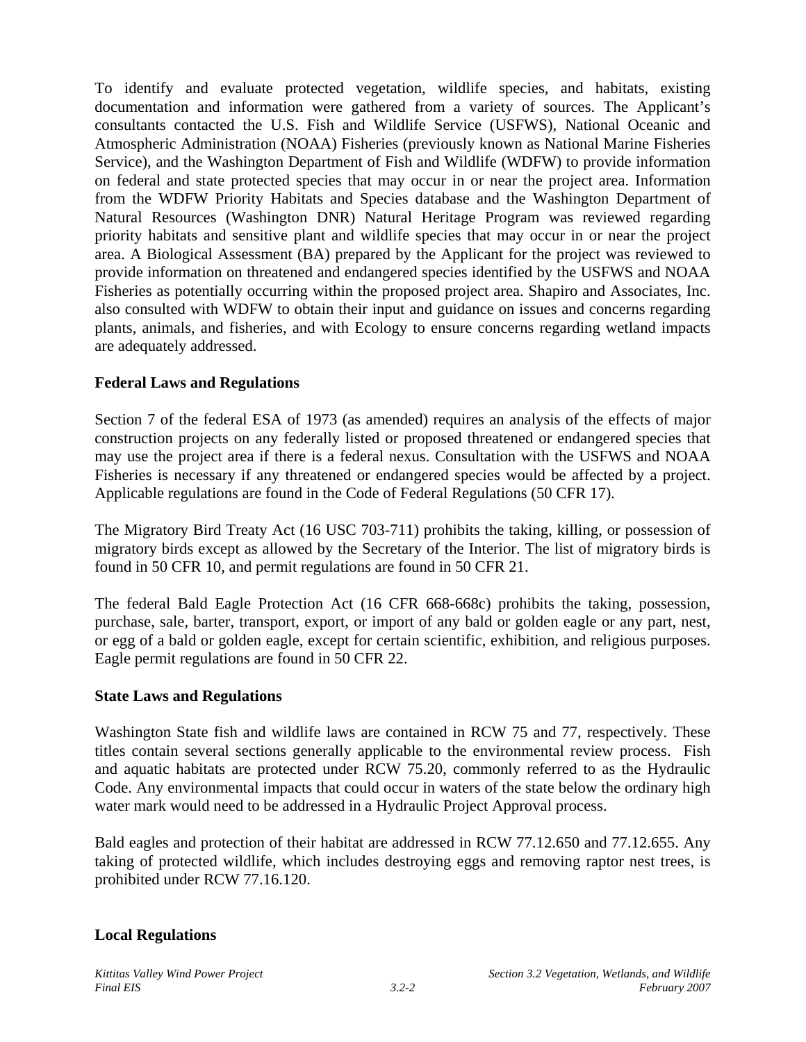To identify and evaluate protected vegetation, wildlife species, and habitats, existing documentation and information were gathered from a variety of sources. The Applicant's consultants contacted the U.S. Fish and Wildlife Service (USFWS), National Oceanic and Atmospheric Administration (NOAA) Fisheries (previously known as National Marine Fisheries Service), and the Washington Department of Fish and Wildlife (WDFW) to provide information on federal and state protected species that may occur in or near the project area. Information from the WDFW Priority Habitats and Species database and the Washington Department of Natural Resources (Washington DNR) Natural Heritage Program was reviewed regarding priority habitats and sensitive plant and wildlife species that may occur in or near the project area. A Biological Assessment (BA) prepared by the Applicant for the project was reviewed to provide information on threatened and endangered species identified by the USFWS and NOAA Fisheries as potentially occurring within the proposed project area. Shapiro and Associates, Inc. also consulted with WDFW to obtain their input and guidance on issues and concerns regarding plants, animals, and fisheries, and with Ecology to ensure concerns regarding wetland impacts are adequately addressed.

**Federal Laws and Regulations**

Section 7 of the federal ESA of 1973 (as amended) requires an analysis of the effects of major construction projects on any federally listed or proposed threatened or endangered species that may use the project area if there is a federal nexus. Consultation with the USFWS and NOAA Fisheries is necessary if any threatened or endangered species would be affected by a project. Applicable regulations are found in the Code of Federal Regulations (50 CFR 17).

The Migratory Bird Treaty Act (16 USC 703-711) prohibits the taking, killing, or possession of migratory birds except as allowed by the Secretary of the Interior. The list of migratory birds is found in 50 CFR 10, and permit regulations are found in 50 CFR 21.

The federal Bald Eagle Protection Act (16 CFR 668-668c) prohibits the taking, possession, purchase, sale, barter, transport, export, or import of any bald or golden eagle or any part, nest, or egg of a bald or golden eagle, except for certain scientific, exhibition, and religious purposes. Eagle permit regulations are found in 50 CFR 22.

**State Laws and Regulations**

Washington State fish and wildlife laws are contained in RCW 75 and 77, respectively. These titles contain several sections generally applicable to the environmental review process. Fish and aquatic habitats are protected under RCW 75.20, commonly referred to as the Hydraulic Code. Any environmental impacts that could occur in waters of the state below the ordinary high water mark would need to be addressed in a Hydraulic Project Approval process.

Bald eagles and protection of their habitat are addressed in RCW 77.12.650 and 77.12.655. Any taking of protected wildlife, which includes destroying eggs and removing raptor nest trees, is prohibited under RCW 77.16.120.

**Local Regulations**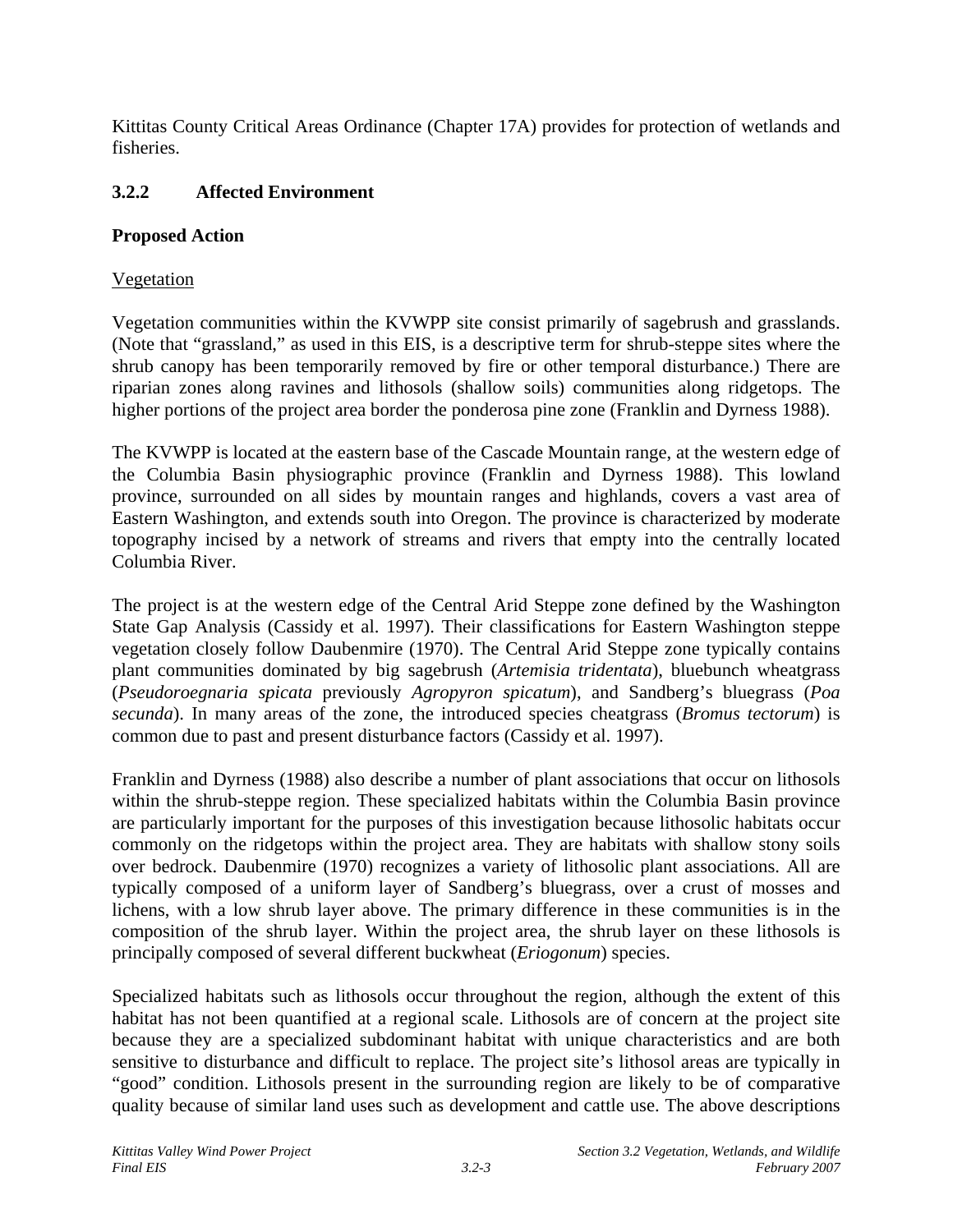Kittitas County Critical Areas Ordinance (Chapter 17A) provides for protection of wetlands and fisheries.

### 3.2.2 Affected Environment

#### Proposed Action

Vegetation

Vegetation communities within the KVWPP site consist primarily of sagebrush and grasslands. (Note that "grassland," as used in this EIS, is a descriptive term for shrub-steppe sites where the shrub canopy has been temporarily removed by fire or other temporal disturbance.) There are riparian zones along ravines and lithosols (shallow soils) communities along ridgetops. The higher portions of the project area border the ponderosa pine zone (Franklin and Dyrness 1988).

The KVWPP is located at the eastern base of the Cascade Mountain range, at the western edge of the Columbia Basin physiographic province (Franklin and Dyrness 1988). This lowland province, surrounded on all sides by mountain ranges and highlands, covers a vast area of Eastern Washington, and extends south into Oregon. The province is characterized by moderate topography incised by a network of streams and rivers that empty into the centrally located Columbia River.

The project is at the western edge of the Central Arid Steppe zone defined by the Washington State Gap Analysis (Cassidy et al. 1997). Their classifications for Eastern Washington steppe vegetation closely follow Daubenmire (1970). The Central Arid Steppe zone typically contains plant communities dominated by big sagebrush (*Artemisia tridentata*), bluebunch wheatgrass (*Pseudoroegnaria spicata* previously *Agropyron spicatum*), and Sandberg's bluegrass (*Poa secunda*). In many areas of the zone, the introduced species cheatgrass (*Bromus tectorum*) is common due to past and present disturbance factors (Cassidy et al. 1997).

Franklin and Dyrness (1988) also describe a number of plant associations that occur on lithosols within the shrub-steppe region. These specialized habitats within the Columbia Basin province are particularly important for the purposes of this investigation because lithosolic habitats occur commonly on the ridgetops within the project area. They are habitats with shallow stony soils over bedrock. Daubenmire (1970) recognizes a variety of lithosolic plant associations. All are typically composed of a uniform layer of Sandberg's bluegrass, over a crust of mosses and lichens, with a low shrub layer above. The primary difference in these communities is in the composition of the shrub layer. Within the project area, the shrub layer on these lithosols is principally composed of several different buckwheat (*Eriogonum*) species.

Specialized habitats such as lithosols occur throughout the region, although the extent of this habitat has not been quantified at a regional scale. Lithosols are of concern at the project site because they are a specialized subdominant habitat with unique characteristics and are both sensitive to disturbance and difficult to replace. The project site's lithosol areas are typically in "good" condition. Lithosols present in the surrounding region are likely to be of comparative quality because of similar land uses such as development and cattle use. The above descriptions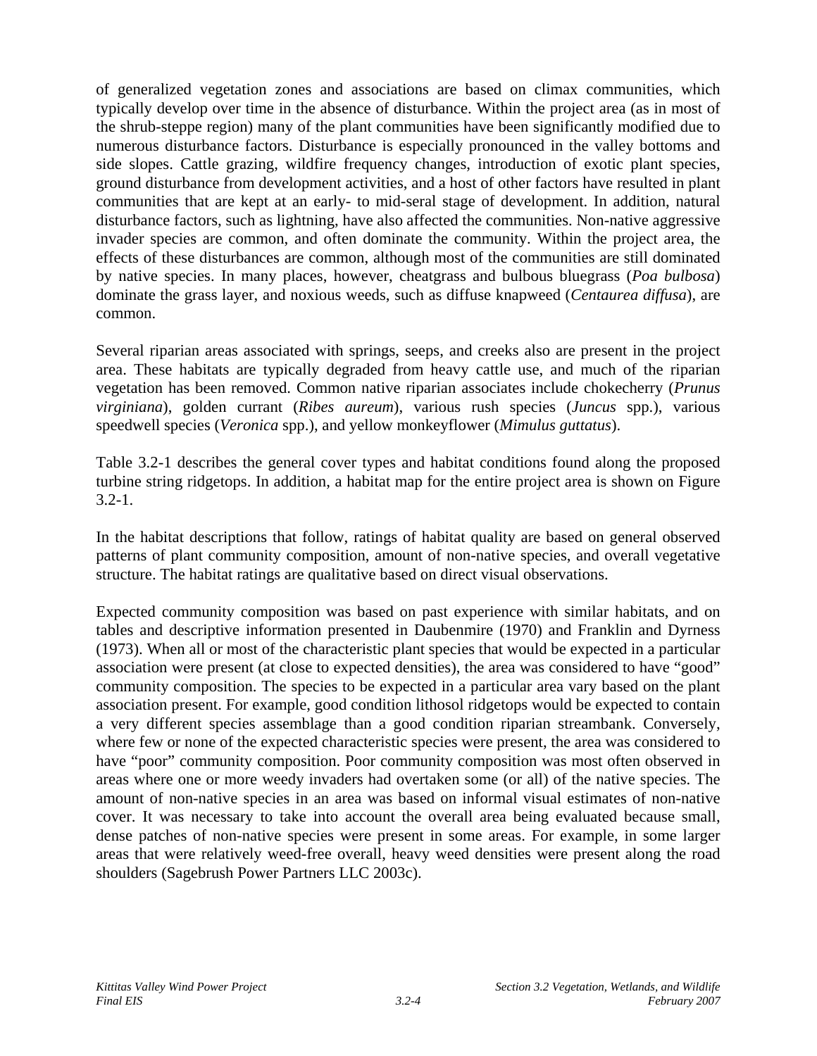of generalized vegetation zones and associations are based on climax communities, which typically develop over time in the absence of disturbance. Within the project area (as in most of the shrub-steppe region) many of the plant communities have been significantly modified due to numerous disturbance factors. Disturbance is especially pronounced in the valley bottoms and side slopes. Cattle grazing, wildfire frequency changes, introduction of exotic plant species, ground disturbance from development activities, and a host of other factors have resulted in plant communities that are kept at an early- to mid-seral stage of development. In addition, natural disturbance factors, such as lightning, have also affected the communities. Non-native aggressive invader species are common, and often dominate the community. Within the project area, the effects of these disturbances are common, although most of the communities are still dominated by native species. In many places, however, cheatgrass and bulbous bluegrass (*Poa bulbosa*) dominate the grass layer, and noxious weeds, such as diffuse knapweed (*Centaurea diffusa*), are common.

Several riparian areas associated with springs, seeps, and creeks also are present in the project area. These habitats are typically degraded from heavy cattle use, and much of the riparian vegetation has been removed. Common native riparian associates include chokecherry (*Prunus virginiana*), golden currant (*Ribes aureum*), various rush species (*Juncus* spp.), various speedwell species (*Veronica* spp.), and yellow monkeyflower (*Mimulus guttatus*).

Table 3.2-1 describes the general cover types and habitat conditions found along the proposed turbine string ridgetops. In addition, a habitat map for the entire project area is shown on Figure 3.2-1.

In the habitat descriptions that follow, ratings of habitat quality are based on general observed patterns of plant community composition, amount of non-native species, and overall vegetative structure. The habitat ratings are qualitative based on direct visual observations.

Expected community composition was based on past experience with similar habitats, and on tables and descriptive information presented in Daubenmire (1970) and Franklin and Dyrness (1973). When all or most of the characteristic plant species that would be expected in a particular association were present (at close to expected densities), the area was considered to have "good" community composition. The species to be expected in a particular area vary based on the plant association present. For example, good condition lithosol ridgetops would be expected to contain a very different species assemblage than a good condition riparian streambank. Conversely, where few or none of the expected characteristic species were present, the area was considered to have "poor" community composition. Poor community composition was most often observed in areas where one or more weedy invaders had overtaken some (or all) of the native species. The amount of non-native species in an area was based on informal visual estimates of non-native cover. It was necessary to take into account the overall area being evaluated because small, dense patches of non-native species were present in some areas. For example, in some larger areas that were relatively weed-free overall, heavy weed densities were present along the road shoulders (Sagebrush Power Partners LLC 2003c).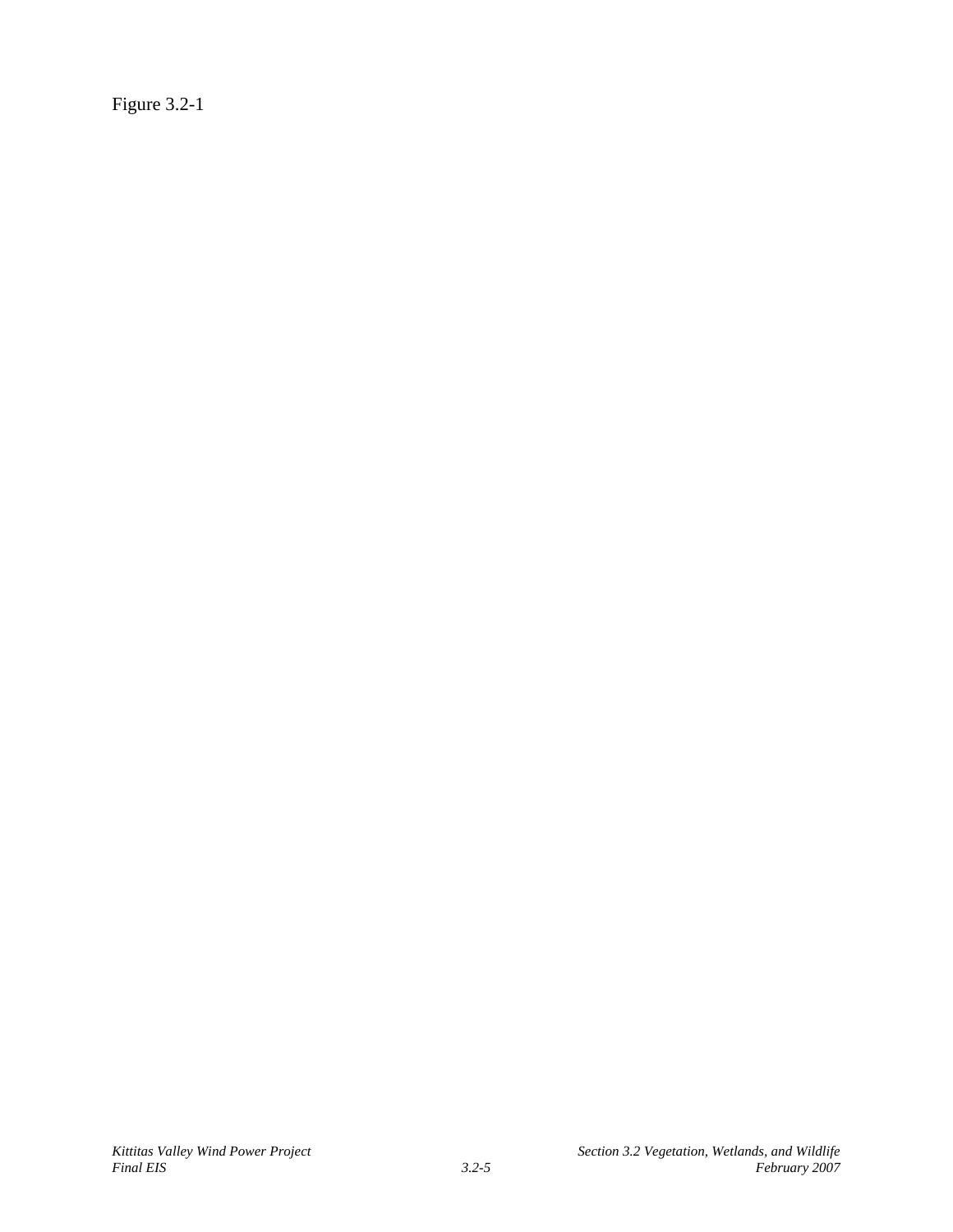Figure 3.2-1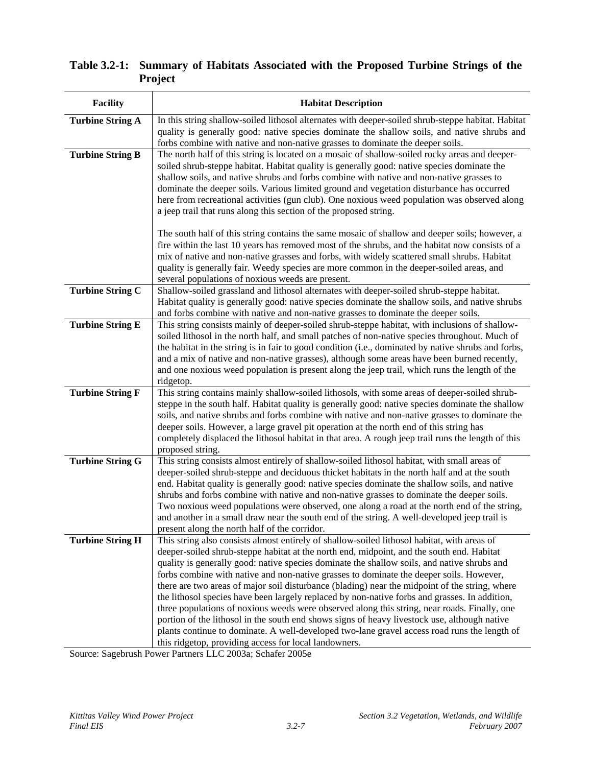**Table 3.2-1: Summary of Habitats Associated with the Proposed Turbine Strings of the Project**

| Facility | Habitat Description |
|---|---|
| **Turbine String A** | In this string shallow-soiled lithosol alternates with deeper-soiled shrub-steppe habitat. Habitat quality is generally good: native species dominate the shallow soils, and native shrubs and forbs combine with native and non-native grasses to dominate the deeper soils. |
| **Turbine String B** | The north half of this string is located on a mosaic of shallow-soiled rocky areas and deeper-soiled shrub-steppe habitat. Habitat quality is generally good: native species dominate the shallow soils, and native shrubs and forbs combine with native and non-native grasses to dominate the deeper soils. Various limited ground and vegetation disturbance has occurred here from recreational activities (gun club). One noxious weed population was observed along a jeep trail that runs along this section of the proposed string.<br><br>The south half of this string contains the same mosaic of shallow and deeper soils; however, a fire within the last 10 years has removed most of the shrubs, and the habitat now consists of a mix of native and non-native grasses and forbs, with widely scattered small shrubs. Habitat quality is generally fair. Weedy species are more common in the deeper-soiled areas, and several populations of noxious weeds are present. |
| **Turbine String C** | Shallow-soiled grassland and lithosol alternates with deeper-soiled shrub-steppe habitat. Habitat quality is generally good: native species dominate the shallow soils, and native shrubs and forbs combine with native and non-native grasses to dominate the deeper soils. |
| **Turbine String E** | This string consists mainly of deeper-soiled shrub-steppe habitat, with inclusions of shallow-soiled lithosol in the north half, and small patches of non-native species throughout. Much of the habitat in the string is in fair to good condition (i.e., dominated by native shrubs and forbs, and a mix of native and non-native grasses), although some areas have been burned recently, and one noxious weed population is present along the jeep trail, which runs the length of the ridgetop. |
| **Turbine String F** | This string contains mainly shallow-soiled lithosols, with some areas of deeper-soiled shrub-steppe in the south half. Habitat quality is generally good: native species dominate the shallow soils, and native shrubs and forbs combine with native and non-native grasses to dominate the deeper soils. However, a large gravel pit operation at the north end of this string has completely displaced the lithosol habitat in that area. A rough jeep trail runs the length of this proposed string. |
| **Turbine String G** | This string consists almost entirely of shallow-soiled lithosol habitat, with small areas of deeper-soiled shrub-steppe and deciduous thicket habitats in the north half and at the south end. Habitat quality is generally good: native species dominate the shallow soils, and native shrubs and forbs combine with native and non-native grasses to dominate the deeper soils. Two noxious weed populations were observed, one along a road at the north end of the string, and another in a small draw near the south end of the string. A well-developed jeep trail is present along the north half of the corridor. |
| **Turbine String H** | This string also consists almost entirely of shallow-soiled lithosol habitat, with areas of deeper-soiled shrub-steppe habitat at the north end, midpoint, and the south end. Habitat quality is generally good: native species dominate the shallow soils, and native shrubs and forbs combine with native and non-native grasses to dominate the deeper soils. However, there are two areas of major soil disturbance (blading) near the midpoint of the string, where the lithosol species have been largely replaced by non-native forbs and grasses. In addition, three populations of noxious weeds were observed along this string, near roads. Finally, one portion of the lithosol in the south end shows signs of heavy livestock use, although native plants continue to dominate. A well-developed two-lane gravel access road runs the length of this ridgetop, providing access for local landowners. |

Source: Sagebrush Power Partners LLC 2003a; Schafer 2005e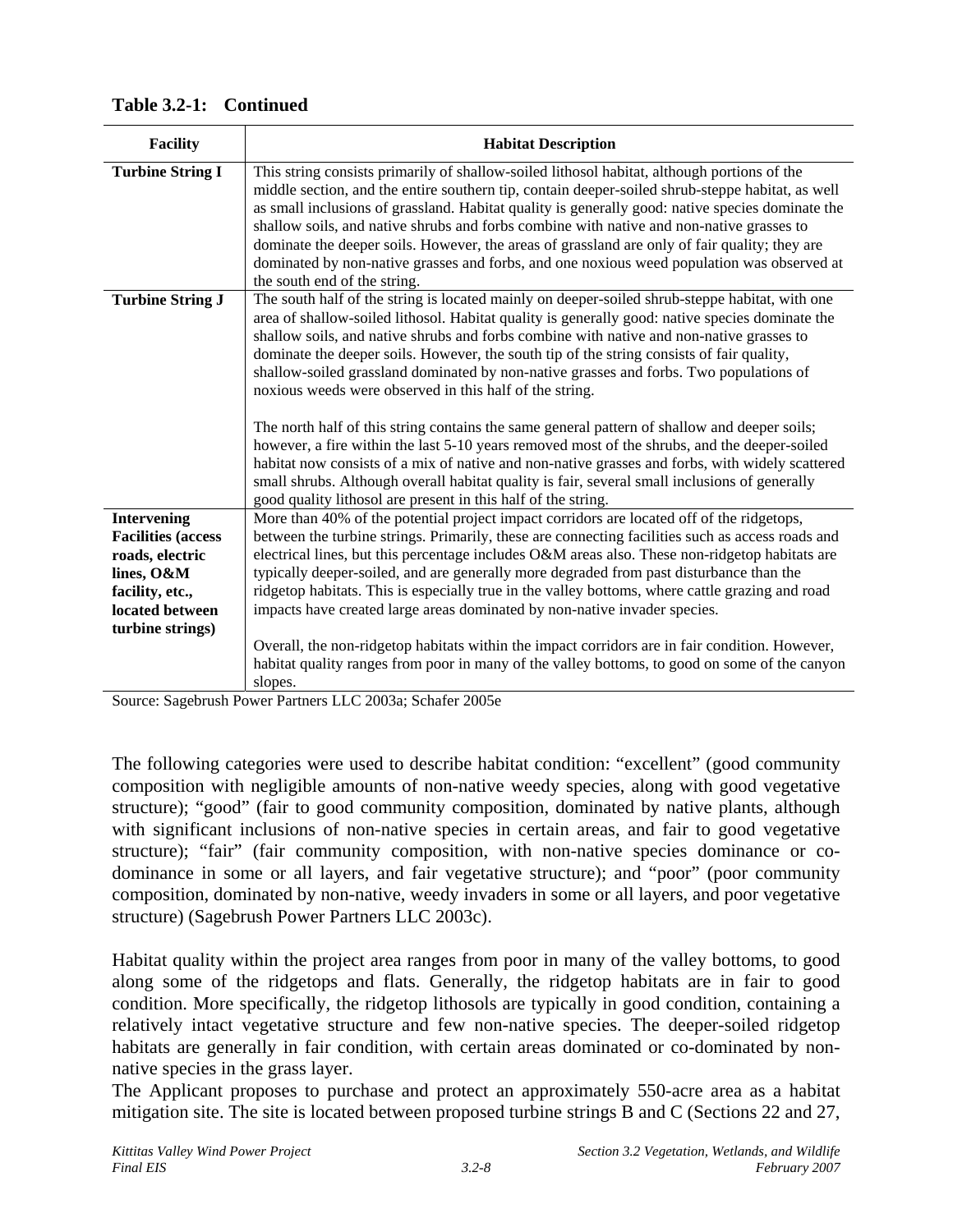**Table 3.2-1: Continued**

| Facility | Habitat Description |
| --- | --- |
| **Turbine String I** | This string consists primarily of shallow-soiled lithosol habitat, although portions of the middle section, and the entire southern tip, contain deeper-soiled shrub-steppe habitat, as well as small inclusions of grassland. Habitat quality is generally good: native species dominate the shallow soils, and native shrubs and forbs combine with native and non-native grasses to dominate the deeper soils. However, the areas of grassland are only of fair quality; they are dominated by non-native grasses and forbs, and one noxious weed population was observed at the south end of the string. |
| **Turbine String J** | The south half of the string is located mainly on deeper-soiled shrub-steppe habitat, with one area of shallow-soiled lithosol. Habitat quality is generally good: native species dominate the shallow soils, and native shrubs and forbs combine with native and non-native grasses to dominate the deeper soils. However, the south tip of the string consists of fair quality, shallow-soiled grassland dominated by non-native grasses and forbs. Two populations of noxious weeds were observed in this half of the string.<br><br>The north half of this string contains the same general pattern of shallow and deeper soils; however, a fire within the last 5-10 years removed most of the shrubs, and the deeper-soiled habitat now consists of a mix of native and non-native grasses and forbs, with widely scattered small shrubs. Although overall habitat quality is fair, several small inclusions of generally good quality lithosol are present in this half of the string. |
| **Intervening Facilities (access roads, electric lines, O&M facility, etc., located between turbine strings)** | More than 40% of the potential project impact corridors are located off of the ridgetops, between the turbine strings. Primarily, these are connecting facilities such as access roads and electrical lines, but this percentage includes O&M areas also. These non-ridgetop habitats are typically deeper-soiled, and are generally more degraded from past disturbance than the ridgetop habitats. This is especially true in the valley bottoms, where cattle grazing and road impacts have created large areas dominated by non-native invader species.<br><br>Overall, the non-ridgetop habitats within the impact corridors are in fair condition. However, habitat quality ranges from poor in many of the valley bottoms, to good on some of the canyon slopes. |

Source: Sagebrush Power Partners LLC 2003a; Schafer 2005e

The following categories were used to describe habitat condition: "excellent" (good community composition with negligible amounts of non-native weedy species, along with good vegetative structure); "good" (fair to good community composition, dominated by native plants, although with significant inclusions of non-native species in certain areas, and fair to good vegetative structure); "fair" (fair community composition, with non-native species dominance or co-dominance in some or all layers, and fair vegetative structure); and "poor" (poor community composition, dominated by non-native, weedy invaders in some or all layers, and poor vegetative structure) (Sagebrush Power Partners LLC 2003c).

Habitat quality within the project area ranges from poor in many of the valley bottoms, to good along some of the ridgetops and flats. Generally, the ridgetop habitats are in fair to good condition. More specifically, the ridgetop lithosols are typically in good condition, containing a relatively intact vegetative structure and few non-native species. The deeper-soiled ridgetop habitats are generally in fair condition, with certain areas dominated or co-dominated by non-native species in the grass layer.

The Applicant proposes to purchase and protect an approximately 550-acre area as a habitat mitigation site. The site is located between proposed turbine strings B and C (Sections 22 and 27,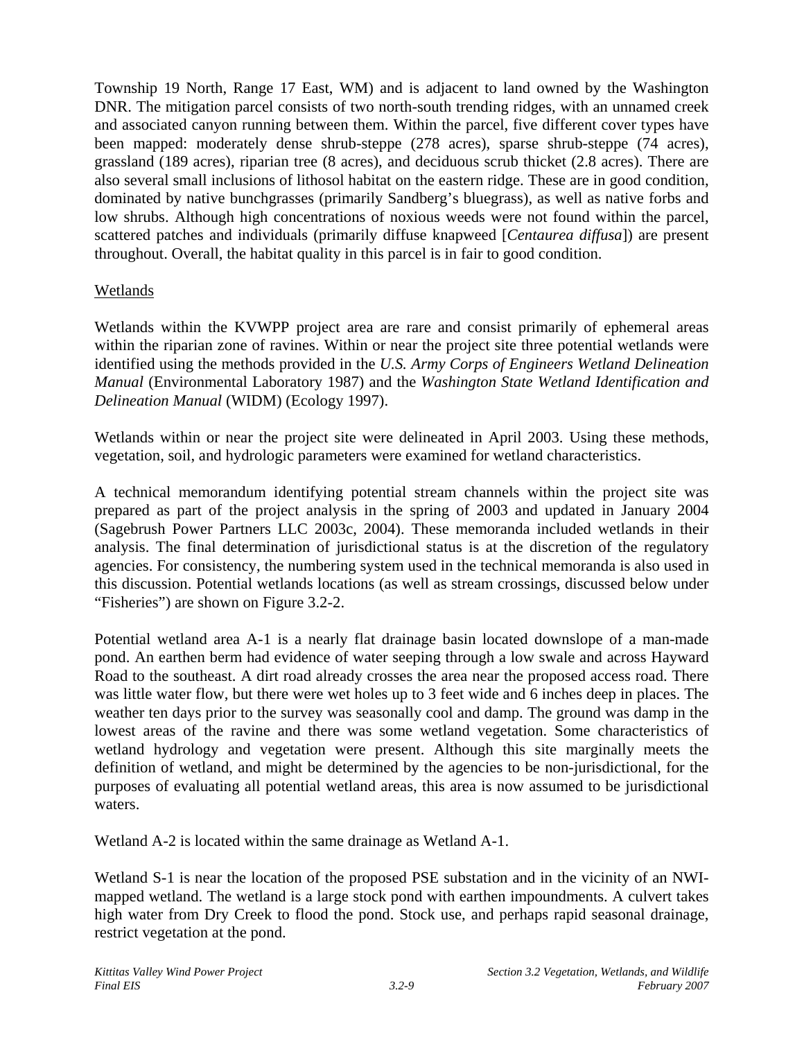Township 19 North, Range 17 East, WM) and is adjacent to land owned by the Washington DNR. The mitigation parcel consists of two north-south trending ridges, with an unnamed creek and associated canyon running between them. Within the parcel, five different cover types have been mapped: moderately dense shrub-steppe (278 acres), sparse shrub-steppe (74 acres), grassland (189 acres), riparian tree (8 acres), and deciduous scrub thicket (2.8 acres). There are also several small inclusions of lithosol habitat on the eastern ridge. These are in good condition, dominated by native bunchgrasses (primarily Sandberg's bluegrass), as well as native forbs and low shrubs. Although high concentrations of noxious weeds were not found within the parcel, scattered patches and individuals (primarily diffuse knapweed [*Centaurea diffusa*]) are present throughout. Overall, the habitat quality in this parcel is in fair to good condition.

Wetlands

Wetlands within the KVWPP project area are rare and consist primarily of ephemeral areas within the riparian zone of ravines. Within or near the project site three potential wetlands were identified using the methods provided in the *U.S. Army Corps of Engineers Wetland Delineation Manual* (Environmental Laboratory 1987) and the *Washington State Wetland Identification and Delineation Manual* (WIDM) (Ecology 1997).

Wetlands within or near the project site were delineated in April 2003. Using these methods, vegetation, soil, and hydrologic parameters were examined for wetland characteristics.

A technical memorandum identifying potential stream channels within the project site was prepared as part of the project analysis in the spring of 2003 and updated in January 2004 (Sagebrush Power Partners LLC 2003c, 2004). These memoranda included wetlands in their analysis. The final determination of jurisdictional status is at the discretion of the regulatory agencies. For consistency, the numbering system used in the technical memoranda is also used in this discussion. Potential wetlands locations (as well as stream crossings, discussed below under "Fisheries") are shown on Figure 3.2-2.

Potential wetland area A-1 is a nearly flat drainage basin located downslope of a man-made pond. An earthen berm had evidence of water seeping through a low swale and across Hayward Road to the southeast. A dirt road already crosses the area near the proposed access road. There was little water flow, but there were wet holes up to 3 feet wide and 6 inches deep in places. The weather ten days prior to the survey was seasonally cool and damp. The ground was damp in the lowest areas of the ravine and there was some wetland vegetation. Some characteristics of wetland hydrology and vegetation were present. Although this site marginally meets the definition of wetland, and might be determined by the agencies to be non-jurisdictional, for the purposes of evaluating all potential wetland areas, this area is now assumed to be jurisdictional waters.

Wetland A-2 is located within the same drainage as Wetland A-1.

Wetland S-1 is near the location of the proposed PSE substation and in the vicinity of an NWI-mapped wetland. The wetland is a large stock pond with earthen impoundments. A culvert takes high water from Dry Creek to flood the pond. Stock use, and perhaps rapid seasonal drainage, restrict vegetation at the pond.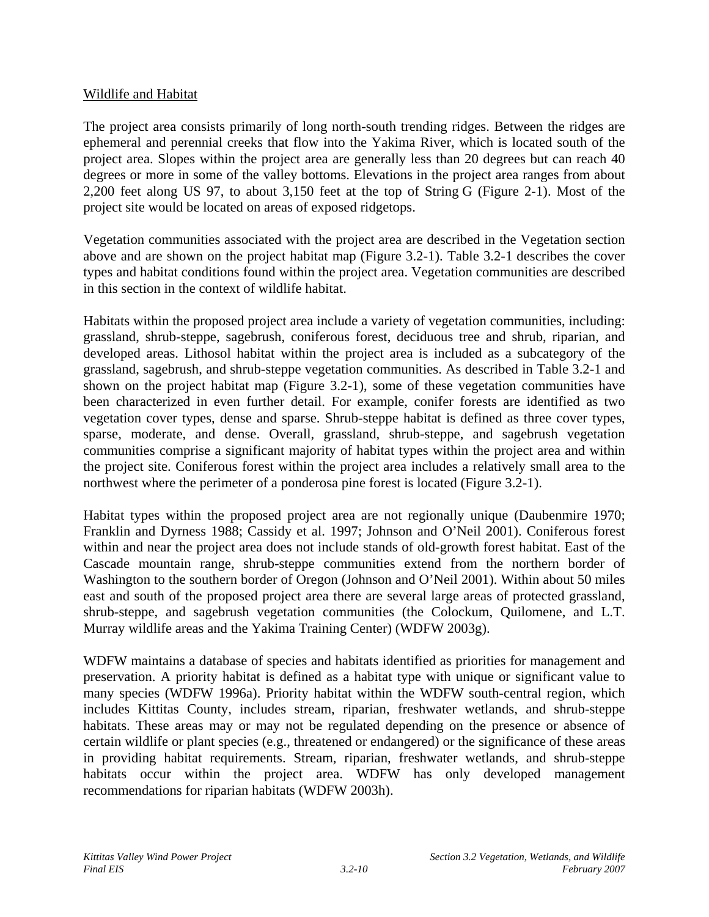Wildlife and Habitat

The project area consists primarily of long north-south trending ridges. Between the ridges are ephemeral and perennial creeks that flow into the Yakima River, which is located south of the project area. Slopes within the project area are generally less than 20 degrees but can reach 40 degrees or more in some of the valley bottoms. Elevations in the project area ranges from about 2,200 feet along US 97, to about 3,150 feet at the top of String G (Figure 2-1). Most of the project site would be located on areas of exposed ridgetops.

Vegetation communities associated with the project area are described in the Vegetation section above and are shown on the project habitat map (Figure 3.2-1). Table 3.2-1 describes the cover types and habitat conditions found within the project area. Vegetation communities are described in this section in the context of wildlife habitat.

Habitats within the proposed project area include a variety of vegetation communities, including: grassland, shrub-steppe, sagebrush, coniferous forest, deciduous tree and shrub, riparian, and developed areas. Lithosol habitat within the project area is included as a subcategory of the grassland, sagebrush, and shrub-steppe vegetation communities. As described in Table 3.2-1 and shown on the project habitat map (Figure 3.2-1), some of these vegetation communities have been characterized in even further detail. For example, conifer forests are identified as two vegetation cover types, dense and sparse. Shrub-steppe habitat is defined as three cover types, sparse, moderate, and dense. Overall, grassland, shrub-steppe, and sagebrush vegetation communities comprise a significant majority of habitat types within the project area and within the project site. Coniferous forest within the project area includes a relatively small area to the northwest where the perimeter of a ponderosa pine forest is located (Figure 3.2-1).

Habitat types within the proposed project area are not regionally unique (Daubenmire 1970; Franklin and Dyrness 1988; Cassidy et al. 1997; Johnson and O'Neil 2001). Coniferous forest within and near the project area does not include stands of old-growth forest habitat. East of the Cascade mountain range, shrub-steppe communities extend from the northern border of Washington to the southern border of Oregon (Johnson and O'Neil 2001). Within about 50 miles east and south of the proposed project area there are several large areas of protected grassland, shrub-steppe, and sagebrush vegetation communities (the Colockum, Quilomene, and L.T. Murray wildlife areas and the Yakima Training Center) (WDFW 2003g).

WDFW maintains a database of species and habitats identified as priorities for management and preservation. A priority habitat is defined as a habitat type with unique or significant value to many species (WDFW 1996a). Priority habitat within the WDFW south-central region, which includes Kittitas County, includes stream, riparian, freshwater wetlands, and shrub-steppe habitats. These areas may or may not be regulated depending on the presence or absence of certain wildlife or plant species (e.g., threatened or endangered) or the significance of these areas in providing habitat requirements. Stream, riparian, freshwater wetlands, and shrub-steppe habitats occur within the project area. WDFW has only developed management recommendations for riparian habitats (WDFW 2003h).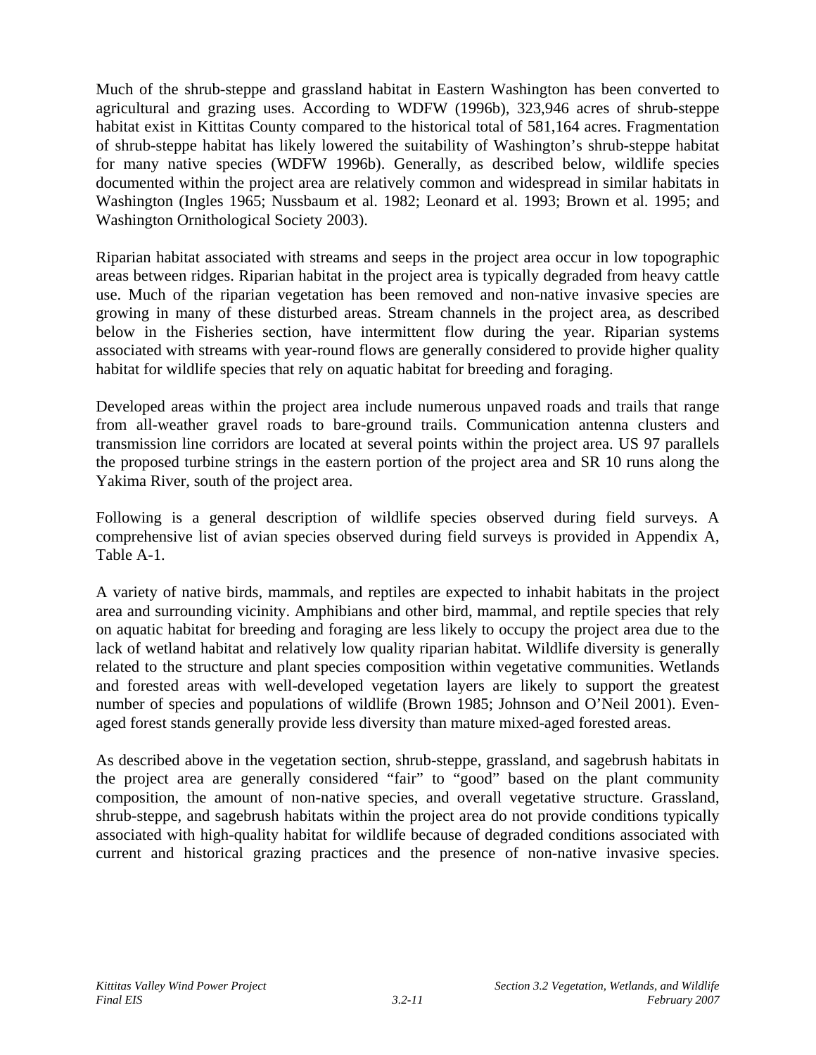Much of the shrub-steppe and grassland habitat in Eastern Washington has been converted to agricultural and grazing uses. According to WDFW (1996b), 323,946 acres of shrub-steppe habitat exist in Kittitas County compared to the historical total of 581,164 acres. Fragmentation of shrub-steppe habitat has likely lowered the suitability of Washington's shrub-steppe habitat for many native species (WDFW 1996b). Generally, as described below, wildlife species documented within the project area are relatively common and widespread in similar habitats in Washington (Ingles 1965; Nussbaum et al. 1982; Leonard et al. 1993; Brown et al. 1995; and Washington Ornithological Society 2003).

Riparian habitat associated with streams and seeps in the project area occur in low topographic areas between ridges. Riparian habitat in the project area is typically degraded from heavy cattle use. Much of the riparian vegetation has been removed and non-native invasive species are growing in many of these disturbed areas. Stream channels in the project area, as described below in the Fisheries section, have intermittent flow during the year. Riparian systems associated with streams with year-round flows are generally considered to provide higher quality habitat for wildlife species that rely on aquatic habitat for breeding and foraging.

Developed areas within the project area include numerous unpaved roads and trails that range from all-weather gravel roads to bare-ground trails. Communication antenna clusters and transmission line corridors are located at several points within the project area. US 97 parallels the proposed turbine strings in the eastern portion of the project area and SR 10 runs along the Yakima River, south of the project area.

Following is a general description of wildlife species observed during field surveys. A comprehensive list of avian species observed during field surveys is provided in Appendix A, Table A-1.

A variety of native birds, mammals, and reptiles are expected to inhabit habitats in the project area and surrounding vicinity. Amphibians and other bird, mammal, and reptile species that rely on aquatic habitat for breeding and foraging are less likely to occupy the project area due to the lack of wetland habitat and relatively low quality riparian habitat. Wildlife diversity is generally related to the structure and plant species composition within vegetative communities. Wetlands and forested areas with well-developed vegetation layers are likely to support the greatest number of species and populations of wildlife (Brown 1985; Johnson and O'Neil 2001). Even-aged forest stands generally provide less diversity than mature mixed-aged forested areas.

As described above in the vegetation section, shrub-steppe, grassland, and sagebrush habitats in the project area are generally considered "fair" to "good" based on the plant community composition, the amount of non-native species, and overall vegetative structure. Grassland, shrub-steppe, and sagebrush habitats within the project area do not provide conditions typically associated with high-quality habitat for wildlife because of degraded conditions associated with current and historical grazing practices and the presence of non-native invasive species.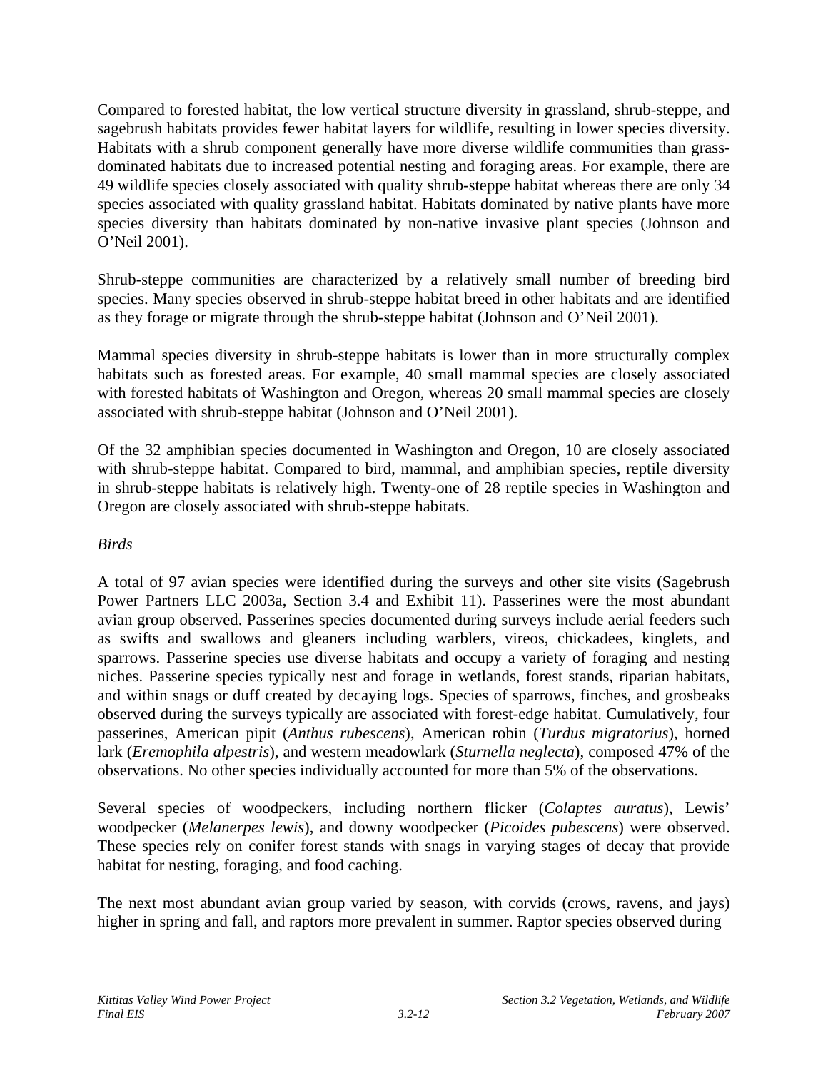Compared to forested habitat, the low vertical structure diversity in grassland, shrub-steppe, and sagebrush habitats provides fewer habitat layers for wildlife, resulting in lower species diversity. Habitats with a shrub component generally have more diverse wildlife communities than grass-dominated habitats due to increased potential nesting and foraging areas. For example, there are 49 wildlife species closely associated with quality shrub-steppe habitat whereas there are only 34 species associated with quality grassland habitat. Habitats dominated by native plants have more species diversity than habitats dominated by non-native invasive plant species (Johnson and O'Neil 2001).

Shrub-steppe communities are characterized by a relatively small number of breeding bird species. Many species observed in shrub-steppe habitat breed in other habitats and are identified as they forage or migrate through the shrub-steppe habitat (Johnson and O'Neil 2001).

Mammal species diversity in shrub-steppe habitats is lower than in more structurally complex habitats such as forested areas. For example, 40 small mammal species are closely associated with forested habitats of Washington and Oregon, whereas 20 small mammal species are closely associated with shrub-steppe habitat (Johnson and O'Neil 2001).

Of the 32 amphibian species documented in Washington and Oregon, 10 are closely associated with shrub-steppe habitat. Compared to bird, mammal, and amphibian species, reptile diversity in shrub-steppe habitats is relatively high. Twenty-one of 28 reptile species in Washington and Oregon are closely associated with shrub-steppe habitats.

*Birds*

A total of 97 avian species were identified during the surveys and other site visits (Sagebrush Power Partners LLC 2003a, Section 3.4 and Exhibit 11). Passerines were the most abundant avian group observed. Passerines species documented during surveys include aerial feeders such as swifts and swallows and gleaners including warblers, vireos, chickadees, kinglets, and sparrows. Passerine species use diverse habitats and occupy a variety of foraging and nesting niches. Passerine species typically nest and forage in wetlands, forest stands, riparian habitats, and within snags or duff created by decaying logs. Species of sparrows, finches, and grosbeaks observed during the surveys typically are associated with forest-edge habitat. Cumulatively, four passerines, American pipit (*Anthus rubescens*), American robin (*Turdus migratorius*), horned lark (*Eremophila alpestris*), and western meadowlark (*Sturnella neglecta*), composed 47% of the observations. No other species individually accounted for more than 5% of the observations.

Several species of woodpeckers, including northern flicker (*Colaptes auratus*), Lewis' woodpecker (*Melanerpes lewis*), and downy woodpecker (*Picoides pubescens*) were observed. These species rely on conifer forest stands with snags in varying stages of decay that provide habitat for nesting, foraging, and food caching.

The next most abundant avian group varied by season, with corvids (crows, ravens, and jays) higher in spring and fall, and raptors more prevalent in summer. Raptor species observed during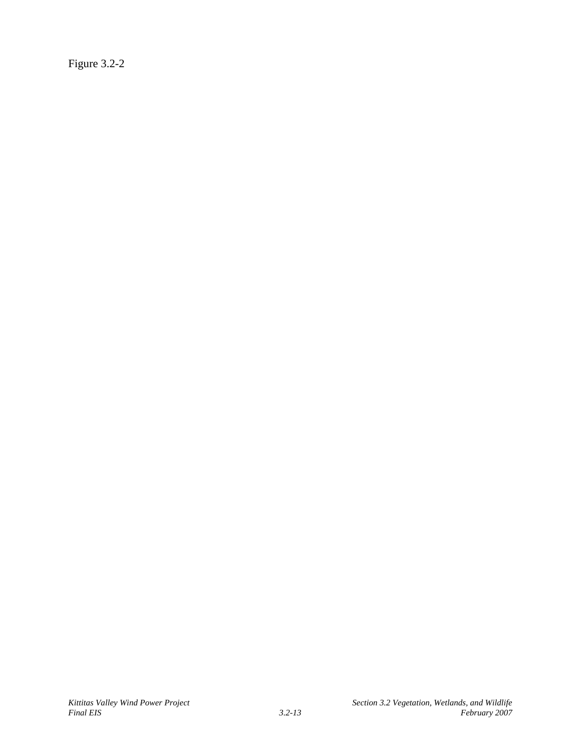Figure 3.2-2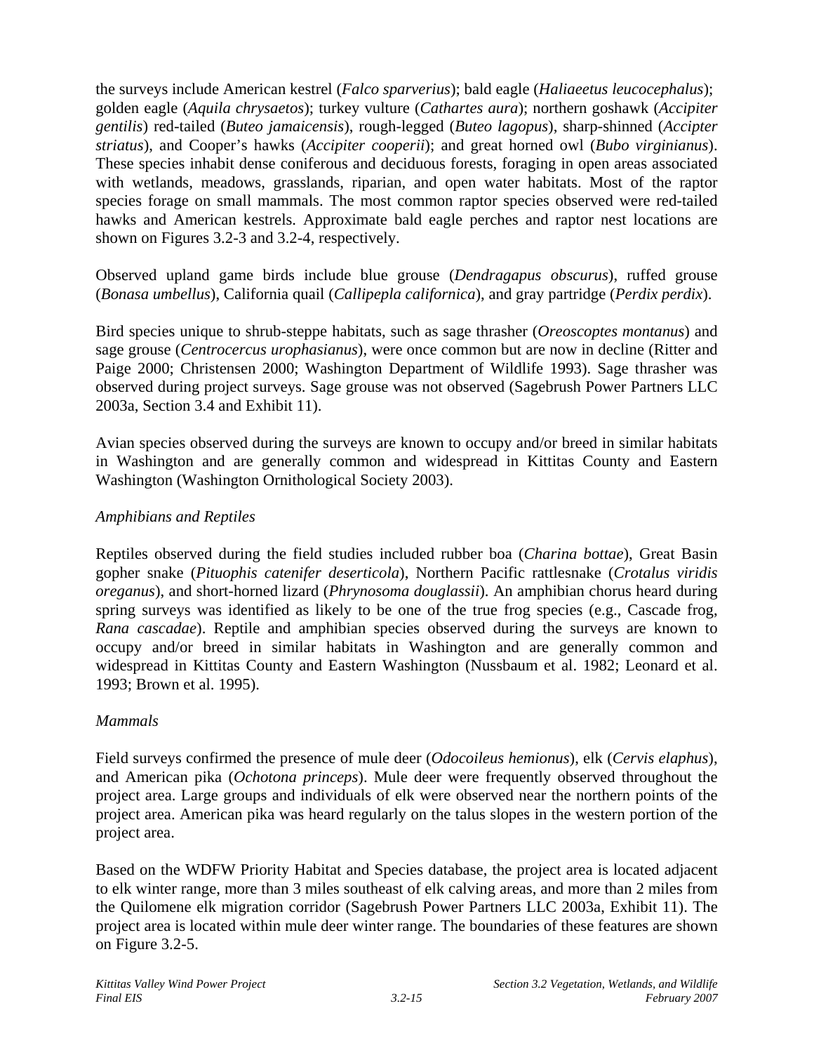the surveys include American kestrel (*Falco sparverius*); bald eagle (*Haliaeetus leucocephalus*); golden eagle (*Aquila chrysaetos*); turkey vulture (*Cathartes aura*); northern goshawk (*Accipiter gentilis*) red-tailed (*Buteo jamaicensis*), rough-legged (*Buteo lagopus*), sharp-shinned (*Accipter striatus*), and Cooper's hawks (*Accipiter cooperii*); and great horned owl (*Bubo virginianus*). These species inhabit dense coniferous and deciduous forests, foraging in open areas associated with wetlands, meadows, grasslands, riparian, and open water habitats. Most of the raptor species forage on small mammals. The most common raptor species observed were red-tailed hawks and American kestrels. Approximate bald eagle perches and raptor nest locations are shown on Figures 3.2-3 and 3.2-4, respectively.

Observed upland game birds include blue grouse (*Dendragapus obscurus*), ruffed grouse (*Bonasa umbellus*), California quail (*Callipepla californica*), and gray partridge (*Perdix perdix*).

Bird species unique to shrub-steppe habitats, such as sage thrasher (*Oreoscoptes montanus*) and sage grouse (*Centrocercus urophasianus*), were once common but are now in decline (Ritter and Paige 2000; Christensen 2000; Washington Department of Wildlife 1993). Sage thrasher was observed during project surveys. Sage grouse was not observed (Sagebrush Power Partners LLC 2003a, Section 3.4 and Exhibit 11).

Avian species observed during the surveys are known to occupy and/or breed in similar habitats in Washington and are generally common and widespread in Kittitas County and Eastern Washington (Washington Ornithological Society 2003).

*Amphibians and Reptiles*

Reptiles observed during the field studies included rubber boa (*Charina bottae*), Great Basin gopher snake (*Pituophis catenifer deserticola*), Northern Pacific rattlesnake (*Crotalus viridis oreganus*), and short-horned lizard (*Phrynosoma douglassii*). An amphibian chorus heard during spring surveys was identified as likely to be one of the true frog species (e.g., Cascade frog, *Rana cascadae*). Reptile and amphibian species observed during the surveys are known to occupy and/or breed in similar habitats in Washington and are generally common and widespread in Kittitas County and Eastern Washington (Nussbaum et al. 1982; Leonard et al. 1993; Brown et al. 1995).

*Mammals*

Field surveys confirmed the presence of mule deer (*Odocoileus hemionus*), elk (*Cervis elaphus*), and American pika (*Ochotona princeps*). Mule deer were frequently observed throughout the project area. Large groups and individuals of elk were observed near the northern points of the project area. American pika was heard regularly on the talus slopes in the western portion of the project area.

Based on the WDFW Priority Habitat and Species database, the project area is located adjacent to elk winter range, more than 3 miles southeast of elk calving areas, and more than 2 miles from the Quilomene elk migration corridor (Sagebrush Power Partners LLC 2003a, Exhibit 11). The project area is located within mule deer winter range. The boundaries of these features are shown on Figure 3.2-5.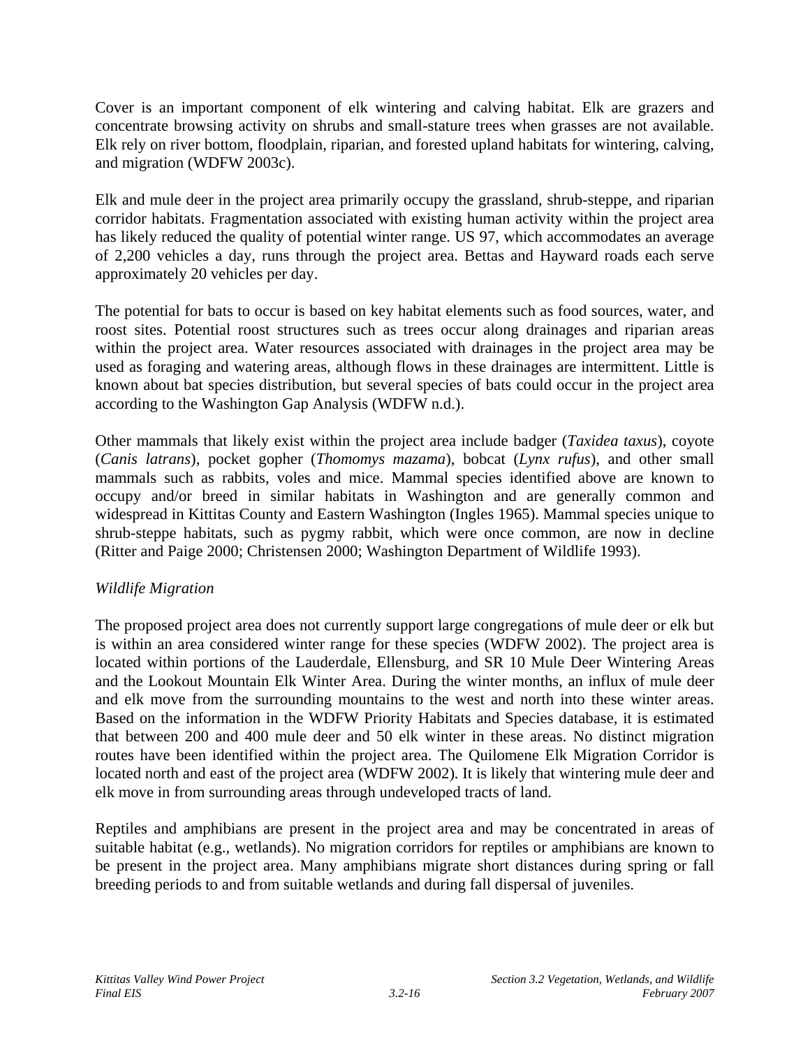Cover is an important component of elk wintering and calving habitat. Elk are grazers and concentrate browsing activity on shrubs and small-stature trees when grasses are not available. Elk rely on river bottom, floodplain, riparian, and forested upland habitats for wintering, calving, and migration (WDFW 2003c).

Elk and mule deer in the project area primarily occupy the grassland, shrub-steppe, and riparian corridor habitats. Fragmentation associated with existing human activity within the project area has likely reduced the quality of potential winter range. US 97, which accommodates an average of 2,200 vehicles a day, runs through the project area. Bettas and Hayward roads each serve approximately 20 vehicles per day.

The potential for bats to occur is based on key habitat elements such as food sources, water, and roost sites. Potential roost structures such as trees occur along drainages and riparian areas within the project area. Water resources associated with drainages in the project area may be used as foraging and watering areas, although flows in these drainages are intermittent. Little is known about bat species distribution, but several species of bats could occur in the project area according to the Washington Gap Analysis (WDFW n.d.).

Other mammals that likely exist within the project area include badger (*Taxidea taxus*), coyote (*Canis latrans*), pocket gopher (*Thomomys mazama*), bobcat (*Lynx rufus*), and other small mammals such as rabbits, voles and mice. Mammal species identified above are known to occupy and/or breed in similar habitats in Washington and are generally common and widespread in Kittitas County and Eastern Washington (Ingles 1965). Mammal species unique to shrub-steppe habitats, such as pygmy rabbit, which were once common, are now in decline (Ritter and Paige 2000; Christensen 2000; Washington Department of Wildlife 1993).

*Wildlife Migration*

The proposed project area does not currently support large congregations of mule deer or elk but is within an area considered winter range for these species (WDFW 2002). The project area is located within portions of the Lauderdale, Ellensburg, and SR 10 Mule Deer Wintering Areas and the Lookout Mountain Elk Winter Area. During the winter months, an influx of mule deer and elk move from the surrounding mountains to the west and north into these winter areas. Based on the information in the WDFW Priority Habitats and Species database, it is estimated that between 200 and 400 mule deer and 50 elk winter in these areas. No distinct migration routes have been identified within the project area. The Quilomene Elk Migration Corridor is located north and east of the project area (WDFW 2002). It is likely that wintering mule deer and elk move in from surrounding areas through undeveloped tracts of land.

Reptiles and amphibians are present in the project area and may be concentrated in areas of suitable habitat (e.g., wetlands). No migration corridors for reptiles or amphibians are known to be present in the project area. Many amphibians migrate short distances during spring or fall breeding periods to and from suitable wetlands and during fall dispersal of juveniles.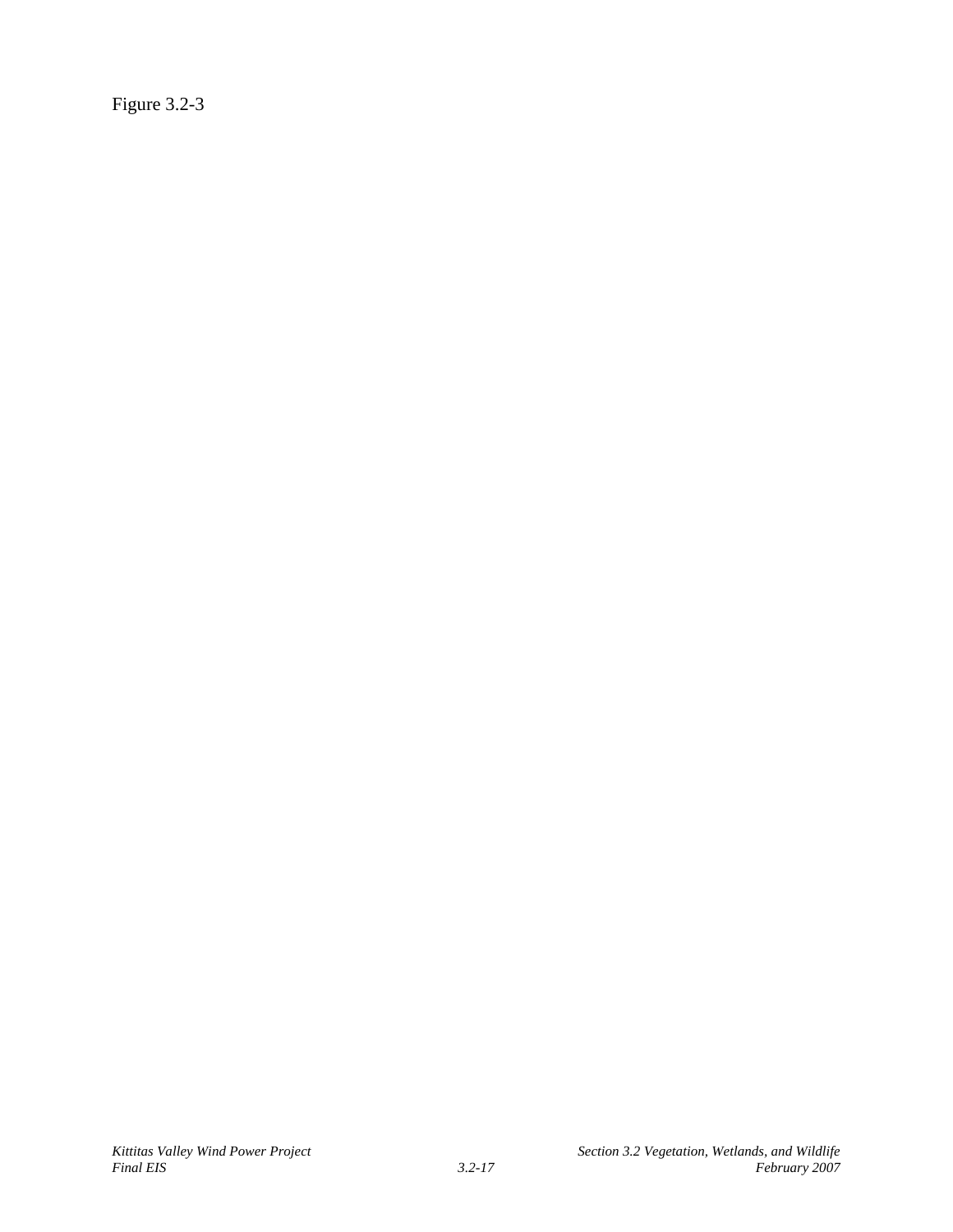Figure 3.2-3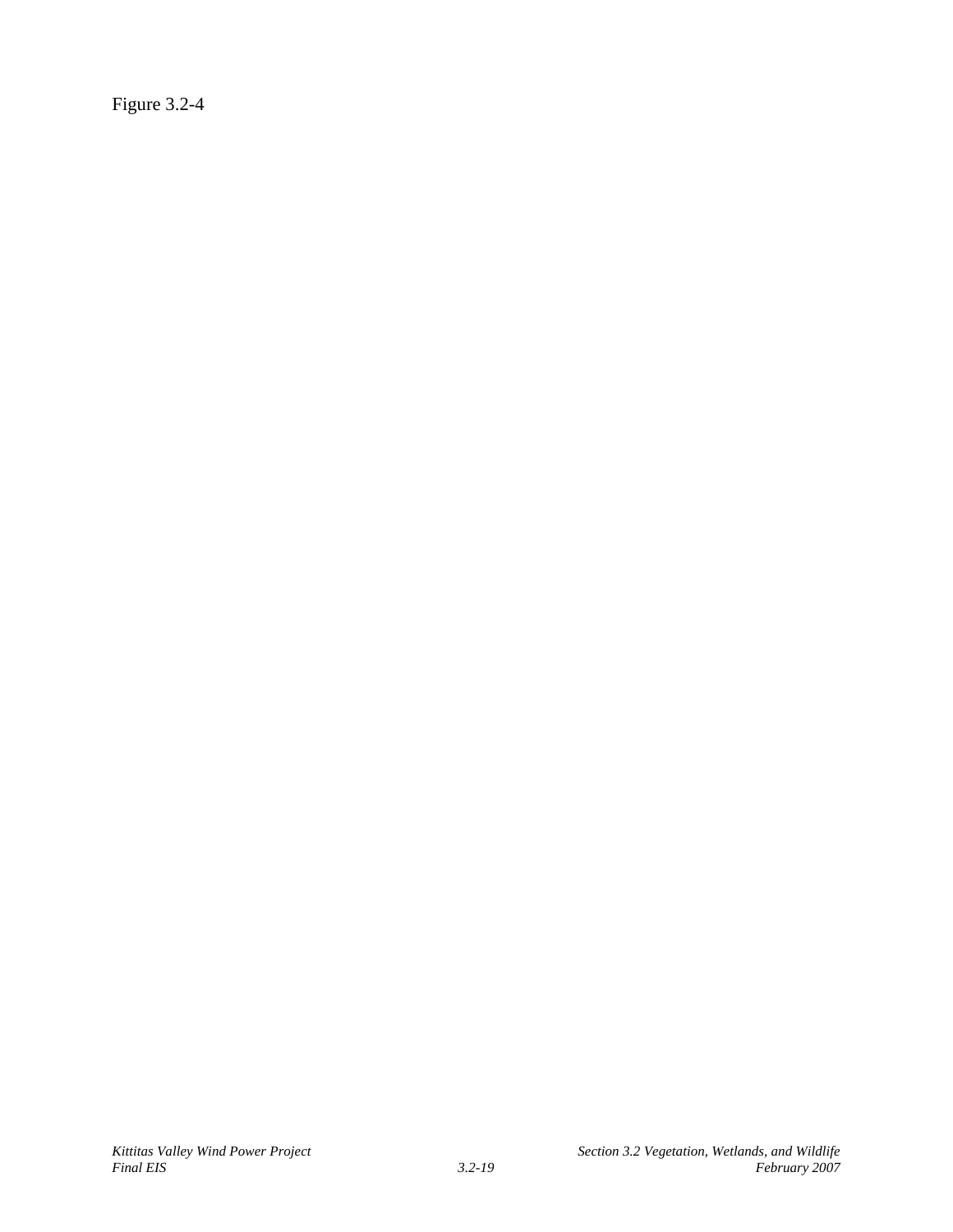Figure 3.2-4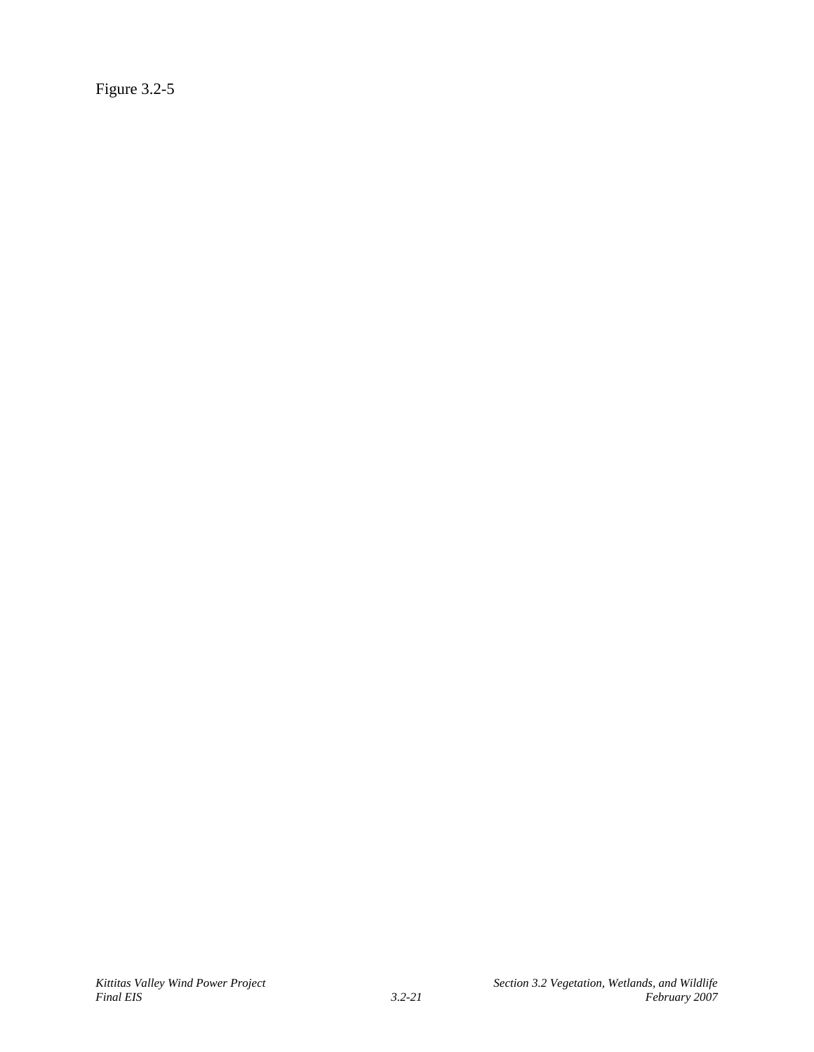Figure 3.2-5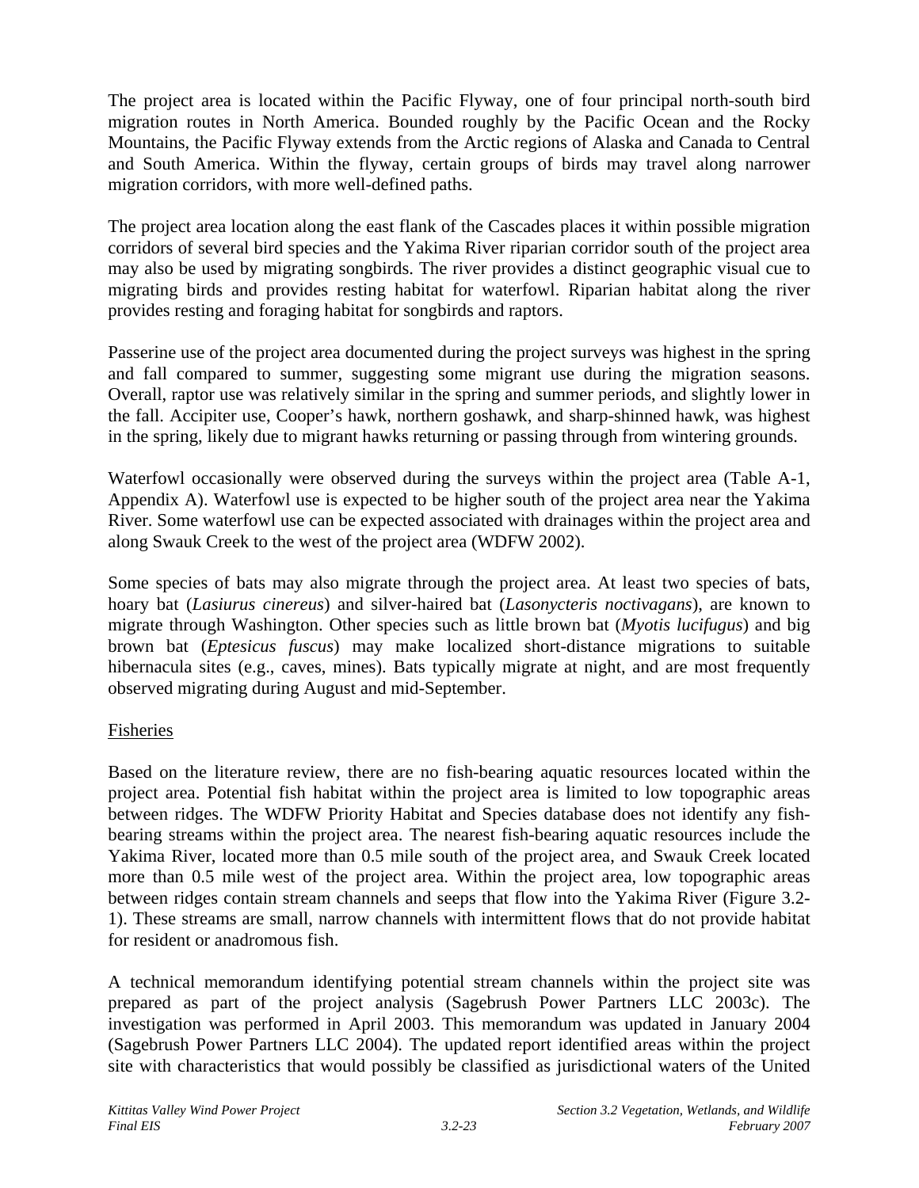The project area is located within the Pacific Flyway, one of four principal north-south bird migration routes in North America. Bounded roughly by the Pacific Ocean and the Rocky Mountains, the Pacific Flyway extends from the Arctic regions of Alaska and Canada to Central and South America. Within the flyway, certain groups of birds may travel along narrower migration corridors, with more well-defined paths.

The project area location along the east flank of the Cascades places it within possible migration corridors of several bird species and the Yakima River riparian corridor south of the project area may also be used by migrating songbirds. The river provides a distinct geographic visual cue to migrating birds and provides resting habitat for waterfowl. Riparian habitat along the river provides resting and foraging habitat for songbirds and raptors.

Passerine use of the project area documented during the project surveys was highest in the spring and fall compared to summer, suggesting some migrant use during the migration seasons. Overall, raptor use was relatively similar in the spring and summer periods, and slightly lower in the fall. Accipiter use, Cooper's hawk, northern goshawk, and sharp-shinned hawk, was highest in the spring, likely due to migrant hawks returning or passing through from wintering grounds.

Waterfowl occasionally were observed during the surveys within the project area (Table A-1, Appendix A). Waterfowl use is expected to be higher south of the project area near the Yakima River. Some waterfowl use can be expected associated with drainages within the project area and along Swauk Creek to the west of the project area (WDFW 2002).

Some species of bats may also migrate through the project area. At least two species of bats, hoary bat (*Lasiurus cinereus*) and silver-haired bat (*Lasonycteris noctivagans*), are known to migrate through Washington. Other species such as little brown bat (*Myotis lucifugus*) and big brown bat (*Eptesicus fuscus*) may make localized short-distance migrations to suitable hibernacula sites (e.g., caves, mines). Bats typically migrate at night, and are most frequently observed migrating during August and mid-September.

<u>Fisheries</u>

Based on the literature review, there are no fish-bearing aquatic resources located within the project area. Potential fish habitat within the project area is limited to low topographic areas between ridges. The WDFW Priority Habitat and Species database does not identify any fish-bearing streams within the project area. The nearest fish-bearing aquatic resources include the Yakima River, located more than 0.5 mile south of the project area, and Swauk Creek located more than 0.5 mile west of the project area. Within the project area, low topographic areas between ridges contain stream channels and seeps that flow into the Yakima River (Figure 3.2-1). These streams are small, narrow channels with intermittent flows that do not provide habitat for resident or anadromous fish.

A technical memorandum identifying potential stream channels within the project site was prepared as part of the project analysis (Sagebrush Power Partners LLC 2003c). The investigation was performed in April 2003. This memorandum was updated in January 2004 (Sagebrush Power Partners LLC 2004). The updated report identified areas within the project site with characteristics that would possibly be classified as jurisdictional waters of the United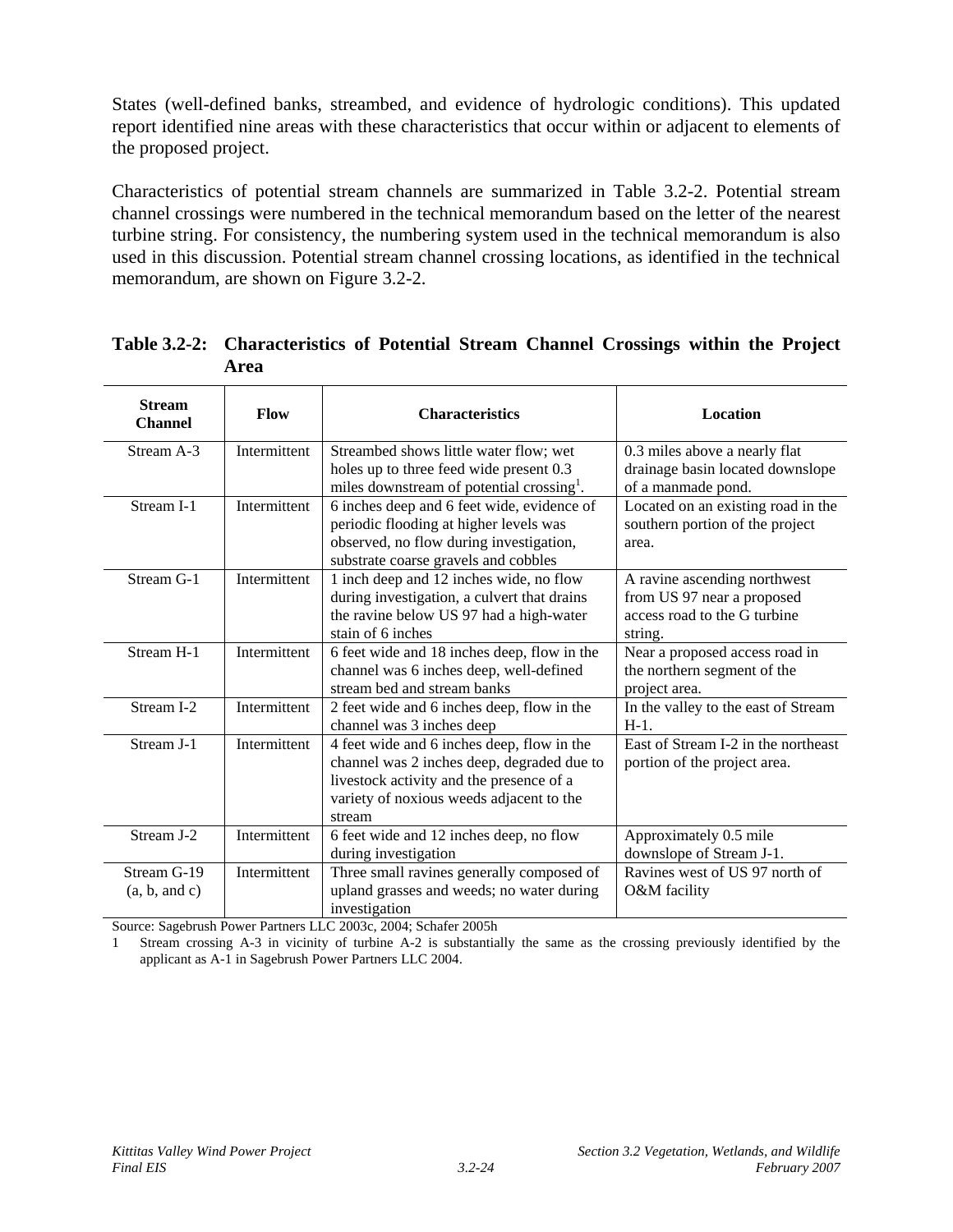States (well-defined banks, streambed, and evidence of hydrologic conditions). This updated report identified nine areas with these characteristics that occur within or adjacent to elements of the proposed project.

Characteristics of potential stream channels are summarized in Table 3.2-2. Potential stream channel crossings were numbered in the technical memorandum based on the letter of the nearest turbine string. For consistency, the numbering system used in the technical memorandum is also used in this discussion. Potential stream channel crossing locations, as identified in the technical memorandum, are shown on Figure 3.2-2.

**Table 3.2-2: Characteristics of Potential Stream Channel Crossings within the Project Area**

| Stream Channel | Flow | Characteristics | Location |
|---|---|---|---|
| Stream A-3 | Intermittent | Streambed shows little water flow; wet holes up to three feed wide present 0.3 miles downstream of potential crossing[1]. | 0.3 miles above a nearly flat drainage basin located downslope of a manmade pond. |
| Stream I-1 | Intermittent | 6 inches deep and 6 feet wide, evidence of periodic flooding at higher levels was observed, no flow during investigation, substrate coarse gravels and cobbles | Located on an existing road in the southern portion of the project area. |
| Stream G-1 | Intermittent | 1 inch deep and 12 inches wide, no flow during investigation, a culvert that drains the ravine below US 97 had a high-water stain of 6 inches | A ravine ascending northwest from US 97 near a proposed access road to the G turbine string. |
| Stream H-1 | Intermittent | 6 feet wide and 18 inches deep, flow in the channel was 6 inches deep, well-defined stream bed and stream banks | Near a proposed access road in the northern segment of the project area. |
| Stream I-2 | Intermittent | 2 feet wide and 6 inches deep, flow in the channel was 3 inches deep | In the valley to the east of Stream H-1. |
| Stream J-1 | Intermittent | 4 feet wide and 6 inches deep, flow in the channel was 2 inches deep, degraded due to livestock activity and the presence of a variety of noxious weeds adjacent to the stream | East of Stream I-2 in the northeast portion of the project area. |
| Stream J-2 | Intermittent | 6 feet wide and 12 inches deep, no flow during investigation | Approximately 0.5 mile downslope of Stream J-1. |
| Stream G-19 (a, b, and c) | Intermittent | Three small ravines generally composed of upland grasses and weeds; no water during investigation | Ravines west of US 97 north of O&M facility |

Source: Sagebrush Power Partners LLC 2003c, 2004; Schafer 2005h

1 Stream crossing A-3 in vicinity of turbine A-2 is substantially the same as the crossing previously identified by the applicant as A-1 in Sagebrush Power Partners LLC 2004.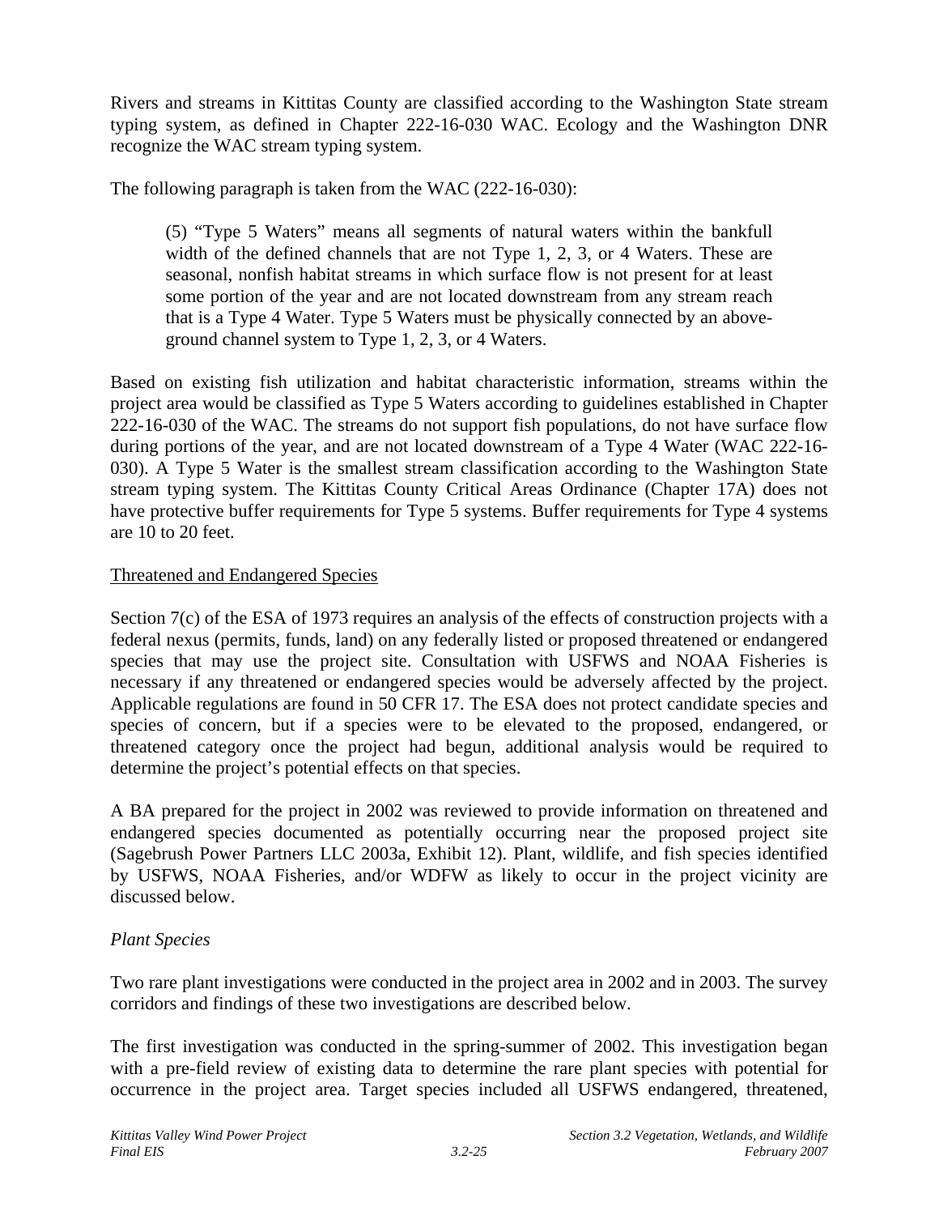Rivers and streams in Kittitas County are classified according to the Washington State stream typing system, as defined in Chapter 222-16-030 WAC. Ecology and the Washington DNR recognize the WAC stream typing system.

The following paragraph is taken from the WAC (222-16-030):

> (5) “Type 5 Waters” means all segments of natural waters within the bankfull width of the defined channels that are not Type 1, 2, 3, or 4 Waters. These are seasonal, nonfish habitat streams in which surface flow is not present for at least some portion of the year and are not located downstream from any stream reach that is a Type 4 Water. Type 5 Waters must be physically connected by an above-ground channel system to Type 1, 2, 3, or 4 Waters.

Based on existing fish utilization and habitat characteristic information, streams within the project area would be classified as Type 5 Waters according to guidelines established in Chapter 222-16-030 of the WAC. The streams do not support fish populations, do not have surface flow during portions of the year, and are not located downstream of a Type 4 Water (WAC 222-16-030). A Type 5 Water is the smallest stream classification according to the Washington State stream typing system. The Kittitas County Critical Areas Ordinance (Chapter 17A) does not have protective buffer requirements for Type 5 systems. Buffer requirements for Type 4 systems are 10 to 20 feet.

<u>Threatened and Endangered Species</u>

Section 7(c) of the ESA of 1973 requires an analysis of the effects of construction projects with a federal nexus (permits, funds, land) on any federally listed or proposed threatened or endangered species that may use the project site. Consultation with USFWS and NOAA Fisheries is necessary if any threatened or endangered species would be adversely affected by the project. Applicable regulations are found in 50 CFR 17. The ESA does not protect candidate species and species of concern, but if a species were to be elevated to the proposed, endangered, or threatened category once the project had begun, additional analysis would be required to determine the project’s potential effects on that species.

A BA prepared for the project in 2002 was reviewed to provide information on threatened and endangered species documented as potentially occurring near the proposed project site (Sagebrush Power Partners LLC 2003a, Exhibit 12). Plant, wildlife, and fish species identified by USFWS, NOAA Fisheries, and/or WDFW as likely to occur in the project vicinity are discussed below.

*Plant Species*

Two rare plant investigations were conducted in the project area in 2002 and in 2003. The survey corridors and findings of these two investigations are described below.

The first investigation was conducted in the spring-summer of 2002. This investigation began with a pre-field review of existing data to determine the rare plant species with potential for occurrence in the project area. Target species included all USFWS endangered, threatened,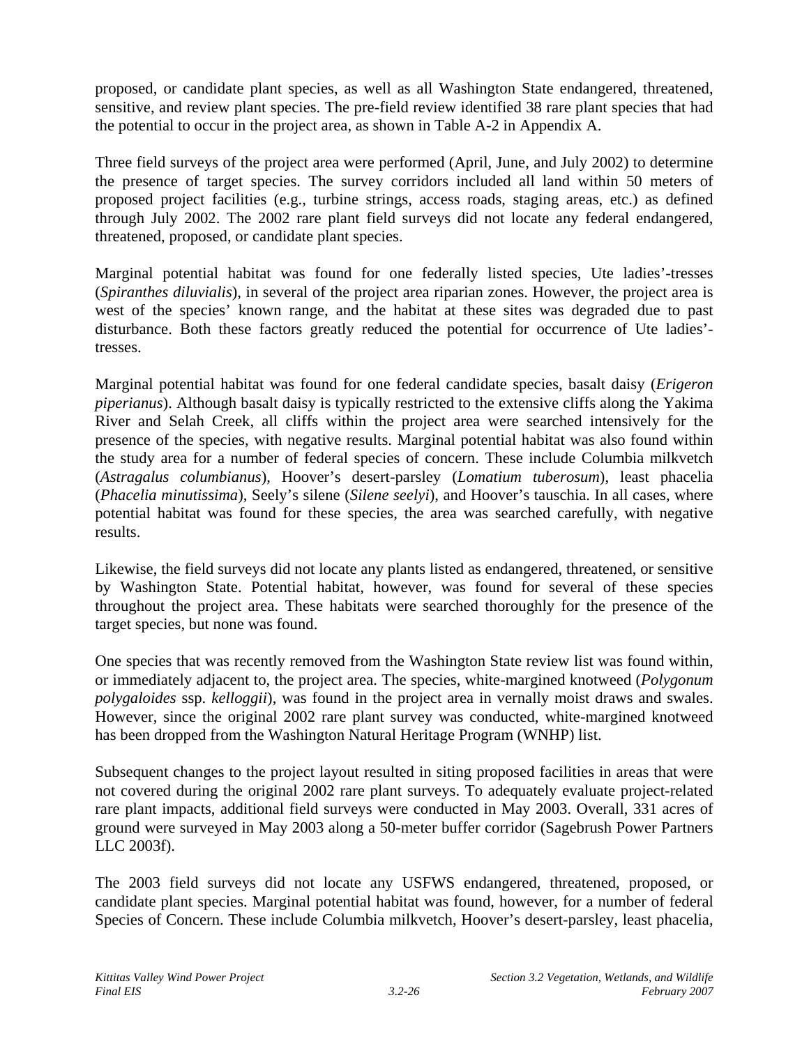proposed, or candidate plant species, as well as all Washington State endangered, threatened, sensitive, and review plant species. The pre-field review identified 38 rare plant species that had the potential to occur in the project area, as shown in Table A-2 in Appendix A.

Three field surveys of the project area were performed (April, June, and July 2002) to determine the presence of target species. The survey corridors included all land within 50 meters of proposed project facilities (e.g., turbine strings, access roads, staging areas, etc.) as defined through July 2002. The 2002 rare plant field surveys did not locate any federal endangered, threatened, proposed, or candidate plant species.

Marginal potential habitat was found for one federally listed species, Ute ladies'-tresses (*Spiranthes diluvialis*), in several of the project area riparian zones. However, the project area is west of the species' known range, and the habitat at these sites was degraded due to past disturbance. Both these factors greatly reduced the potential for occurrence of Ute ladies'-tresses.

Marginal potential habitat was found for one federal candidate species, basalt daisy (*Erigeron piperianus*). Although basalt daisy is typically restricted to the extensive cliffs along the Yakima River and Selah Creek, all cliffs within the project area were searched intensively for the presence of the species, with negative results. Marginal potential habitat was also found within the study area for a number of federal species of concern. These include Columbia milkvetch (*Astragalus columbianus*), Hoover's desert-parsley (*Lomatium tuberosum*), least phacelia (*Phacelia minutissima*), Seely's silene (*Silene seelyi*), and Hoover's tauschia. In all cases, where potential habitat was found for these species, the area was searched carefully, with negative results.

Likewise, the field surveys did not locate any plants listed as endangered, threatened, or sensitive by Washington State. Potential habitat, however, was found for several of these species throughout the project area. These habitats were searched thoroughly for the presence of the target species, but none was found.

One species that was recently removed from the Washington State review list was found within, or immediately adjacent to, the project area. The species, white-margined knotweed (*Polygonum polygaloides* ssp. *kelloggii*), was found in the project area in vernally moist draws and swales. However, since the original 2002 rare plant survey was conducted, white-margined knotweed has been dropped from the Washington Natural Heritage Program (WNHP) list.

Subsequent changes to the project layout resulted in siting proposed facilities in areas that were not covered during the original 2002 rare plant surveys. To adequately evaluate project-related rare plant impacts, additional field surveys were conducted in May 2003. Overall, 331 acres of ground were surveyed in May 2003 along a 50-meter buffer corridor (Sagebrush Power Partners LLC 2003f).

The 2003 field surveys did not locate any USFWS endangered, threatened, proposed, or candidate plant species. Marginal potential habitat was found, however, for a number of federal Species of Concern. These include Columbia milkvetch, Hoover's desert-parsley, least phacelia,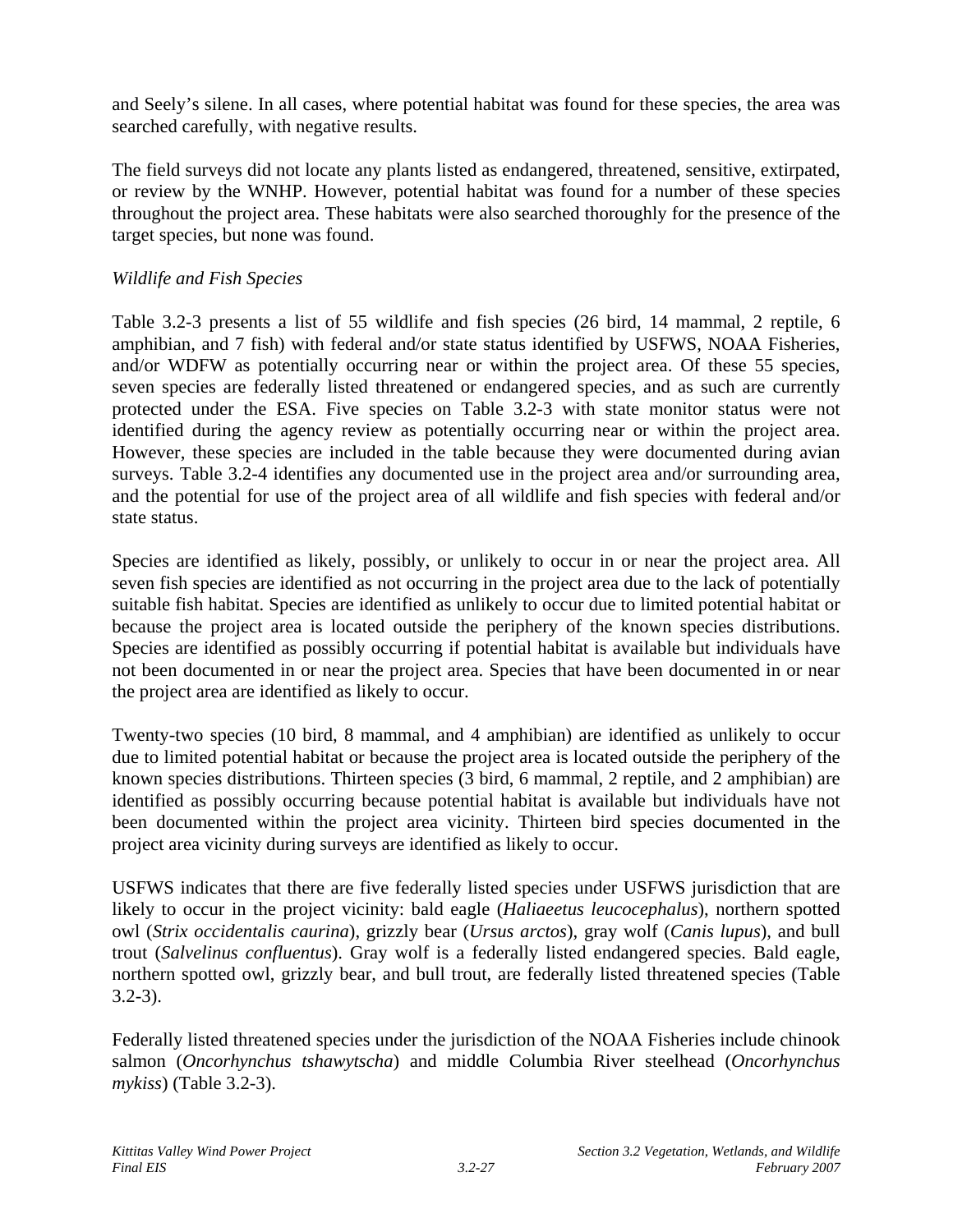and Seely's silene. In all cases, where potential habitat was found for these species, the area was searched carefully, with negative results.

The field surveys did not locate any plants listed as endangered, threatened, sensitive, extirpated, or review by the WNHP. However, potential habitat was found for a number of these species throughout the project area. These habitats were also searched thoroughly for the presence of the target species, but none was found.

*Wildlife and Fish Species*

Table 3.2-3 presents a list of 55 wildlife and fish species (26 bird, 14 mammal, 2 reptile, 6 amphibian, and 7 fish) with federal and/or state status identified by USFWS, NOAA Fisheries, and/or WDFW as potentially occurring near or within the project area. Of these 55 species, seven species are federally listed threatened or endangered species, and as such are currently protected under the ESA. Five species on Table 3.2-3 with state monitor status were not identified during the agency review as potentially occurring near or within the project area. However, these species are included in the table because they were documented during avian surveys. Table 3.2-4 identifies any documented use in the project area and/or surrounding area, and the potential for use of the project area of all wildlife and fish species with federal and/or state status.

Species are identified as likely, possibly, or unlikely to occur in or near the project area. All seven fish species are identified as not occurring in the project area due to the lack of potentially suitable fish habitat. Species are identified as unlikely to occur due to limited potential habitat or because the project area is located outside the periphery of the known species distributions. Species are identified as possibly occurring if potential habitat is available but individuals have not been documented in or near the project area. Species that have been documented in or near the project area are identified as likely to occur.

Twenty-two species (10 bird, 8 mammal, and 4 amphibian) are identified as unlikely to occur due to limited potential habitat or because the project area is located outside the periphery of the known species distributions. Thirteen species (3 bird, 6 mammal, 2 reptile, and 2 amphibian) are identified as possibly occurring because potential habitat is available but individuals have not been documented within the project area vicinity. Thirteen bird species documented in the project area vicinity during surveys are identified as likely to occur.

USFWS indicates that there are five federally listed species under USFWS jurisdiction that are likely to occur in the project vicinity: bald eagle (*Haliaeetus leucocephalus*), northern spotted owl (*Strix occidentalis caurina*), grizzly bear (*Ursus arctos*), gray wolf (*Canis lupus*), and bull trout (*Salvelinus confluentus*). Gray wolf is a federally listed endangered species. Bald eagle, northern spotted owl, grizzly bear, and bull trout, are federally listed threatened species (Table 3.2-3).

Federally listed threatened species under the jurisdiction of the NOAA Fisheries include chinook salmon (*Oncorhynchus tshawytscha*) and middle Columbia River steelhead (*Oncorhynchus mykiss*) (Table 3.2-3).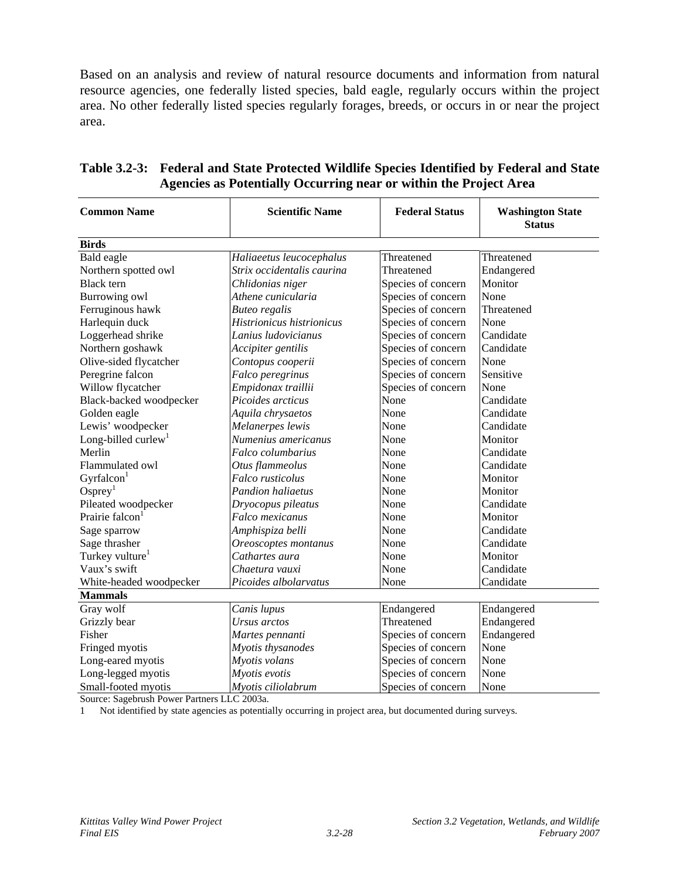Based on an analysis and review of natural resource documents and information from natural resource agencies, one federally listed species, bald eagle, regularly occurs within the project area. No other federally listed species regularly forages, breeds, or occurs in or near the project area.

**Table 3.2-3: Federal and State Protected Wildlife Species Identified by Federal and State Agencies as Potentially Occurring near or within the Project Area**

| Common Name | Scientific Name | Federal Status | Washington State Status |
|---|---|---|---|
| **Birds** | | | |
| Bald eagle | *Haliaeetus leucocephalus* | Threatened | Threatened |
| Northern spotted owl | *Strix occidentalis caurina* | Threatened | Endangered |
| Black tern | *Chlidonias niger* | Species of concern | Monitor |
| Burrowing owl | *Athene cunicularia* | Species of concern | None |
| Ferruginous hawk | *Buteo regalis* | Species of concern | Threatened |
| Harlequin duck | *Histrionicus histrionicus* | Species of concern | None |
| Loggerhead shrike | *Lanius ludovicianus* | Species of concern | Candidate |
| Northern goshawk | *Accipiter gentilis* | Species of concern | Candidate |
| Olive-sided flycatcher | *Contopus cooperii* | Species of concern | None |
| Peregrine falcon | *Falco peregrinus* | Species of concern | Sensitive |
| Willow flycatcher | *Empidonax traillii* | Species of concern | None |
| Black-backed woodpecker | *Picoides arcticus* | None | Candidate |
| Golden eagle | *Aquila chrysaetos* | None | Candidate |
| Lewis' woodpecker | *Melanerpes lewis* | None | Candidate |
| Long-billed curlew[1] | *Numenius americanus* | None | Monitor |
| Merlin | *Falco columbarius* | None | Candidate |
| Flammulated owl | *Otus flammeolus* | None | Candidate |
| Gyrfalcon[1] | *Falco rusticolus* | None | Monitor |
| Osprey[1] | *Pandion haliaetus* | None | Monitor |
| Pileated woodpecker | *Dryocopus pileatus* | None | Candidate |
| Prairie falcon[1] | *Falco mexicanus* | None | Monitor |
| Sage sparrow | *Amphispiza belli* | None | Candidate |
| Sage thrasher | *Oreoscoptes montanus* | None | Candidate |
| Turkey vulture[1] | *Cathartes aura* | None | Monitor |
| Vaux's swift | *Chaetura vauxi* | None | Candidate |
| White-headed woodpecker | *Picoides albolarvatus* | None | Candidate |
| **Mammals** | | | |
| Gray wolf | *Canis lupus* | Endangered | Endangered |
| Grizzly bear | *Ursus arctos* | Threatened | Endangered |
| Fisher | *Martes pennanti* | Species of concern | Endangered |
| Fringed myotis | *Myotis thysanodes* | Species of concern | None |
| Long-eared myotis | *Myotis volans* | Species of concern | None |
| Long-legged myotis | *Myotis evotis* | Species of concern | None |
| Small-footed myotis | *Myotis ciliolabrum* | Species of concern | None |

Source: Sagebrush Power Partners LLC 2003a.

1 Not identified by state agencies as potentially occurring in project area, but documented during surveys.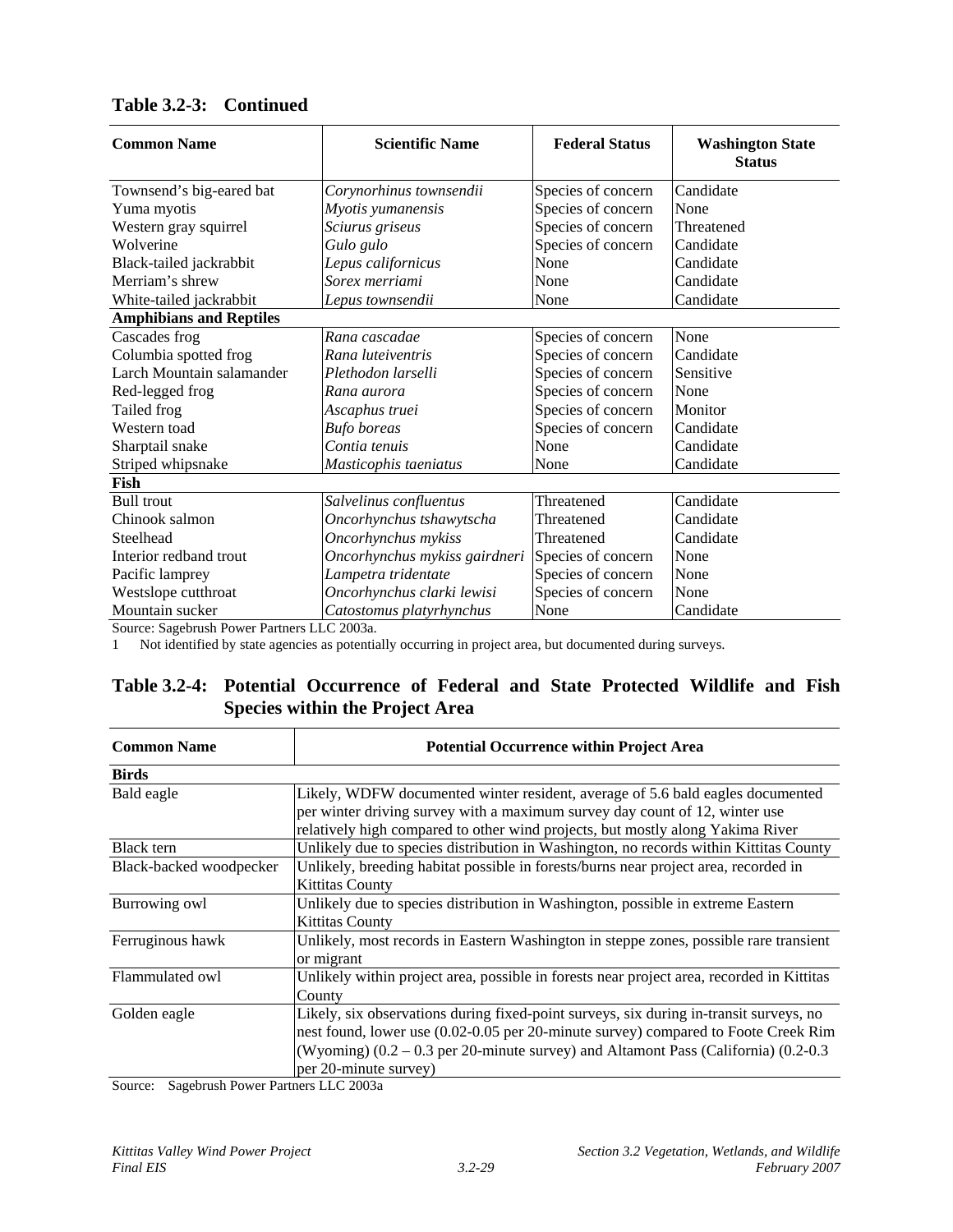### Table 3.2-3: Continued

| Common Name | Scientific Name | Federal Status | Washington State Status |
|---|---|---|---|
| Townsend's big-eared bat | *Corynorhinus townsendii* | Species of concern | Candidate |
| Yuma myotis | *Myotis yumanensis* | Species of concern | None |
| Western gray squirrel | *Sciurus griseus* | Species of concern | Threatened |
| Wolverine | *Gulo gulo* | Species of concern | Candidate |
| Black-tailed jackrabbit | *Lepus californicus* | None | Candidate |
| Merriam's shrew | *Sorex merriami* | None | Candidate |
| White-tailed jackrabbit | *Lepus townsendii* | None | Candidate |
| **Amphibians and Reptiles** | | | |
| Cascades frog | *Rana cascadae* | Species of concern | None |
| Columbia spotted frog | *Rana luteiventris* | Species of concern | Candidate |
| Larch Mountain salamander | *Plethodon larselli* | Species of concern | Sensitive |
| Red-legged frog | *Rana aurora* | Species of concern | None |
| Tailed frog | *Ascaphus truei* | Species of concern | Monitor |
| Western toad | *Bufo boreas* | Species of concern | Candidate |
| Sharptail snake | *Contia tenuis* | None | Candidate |
| Striped whipsnake | *Masticophis taeniatus* | None | Candidate |
| **Fish** | | | |
| Bull trout | *Salvelinus confluentus* | Threatened | Candidate |
| Chinook salmon | *Oncorhynchus tshawytscha* | Threatened | Candidate |
| Steelhead | *Oncorhynchus mykiss* | Threatened | Candidate |
| Interior redband trout | *Oncorhynchus mykiss gairdneri* | Species of concern | None |
| Pacific lamprey | *Lampetra tridentate* | Species of concern | None |
| Westslope cutthroat | *Oncorhynchus clarki lewisi* | Species of concern | None |
| Mountain sucker | *Catostomus platyrhynchus* | None | Candidate |

Source: Sagebrush Power Partners LLC 2003a.

1 Not identified by state agencies as potentially occurring in project area, but documented during surveys.

### Table 3.2-4: Potential Occurrence of Federal and State Protected Wildlife and Fish Species within the Project Area

| Common Name | Potential Occurrence within Project Area |
|---|---|
| **Birds** | |
| Bald eagle | Likely, WDFW documented winter resident, average of 5.6 bald eagles documented per winter driving survey with a maximum survey day count of 12, winter use relatively high compared to other wind projects, but mostly along Yakima River |
| Black tern | Unlikely due to species distribution in Washington, no records within Kittitas County |
| Black-backed woodpecker | Unlikely, breeding habitat possible in forests/burns near project area, recorded in Kittitas County |
| Burrowing owl | Unlikely due to species distribution in Washington, possible in extreme Eastern Kittitas County |
| Ferruginous hawk | Unlikely, most records in Eastern Washington in steppe zones, possible rare transient or migrant |
| Flammulated owl | Unlikely within project area, possible in forests near project area, recorded in Kittitas County |
| Golden eagle | Likely, six observations during fixed-point surveys, six during in-transit surveys, no nest found, lower use (0.02-0.05 per 20-minute survey) compared to Foote Creek Rim (Wyoming) (0.2 – 0.3 per 20-minute survey) and Altamont Pass (California) (0.2-0.3 per 20-minute survey) |

Source: Sagebrush Power Partners LLC 2003a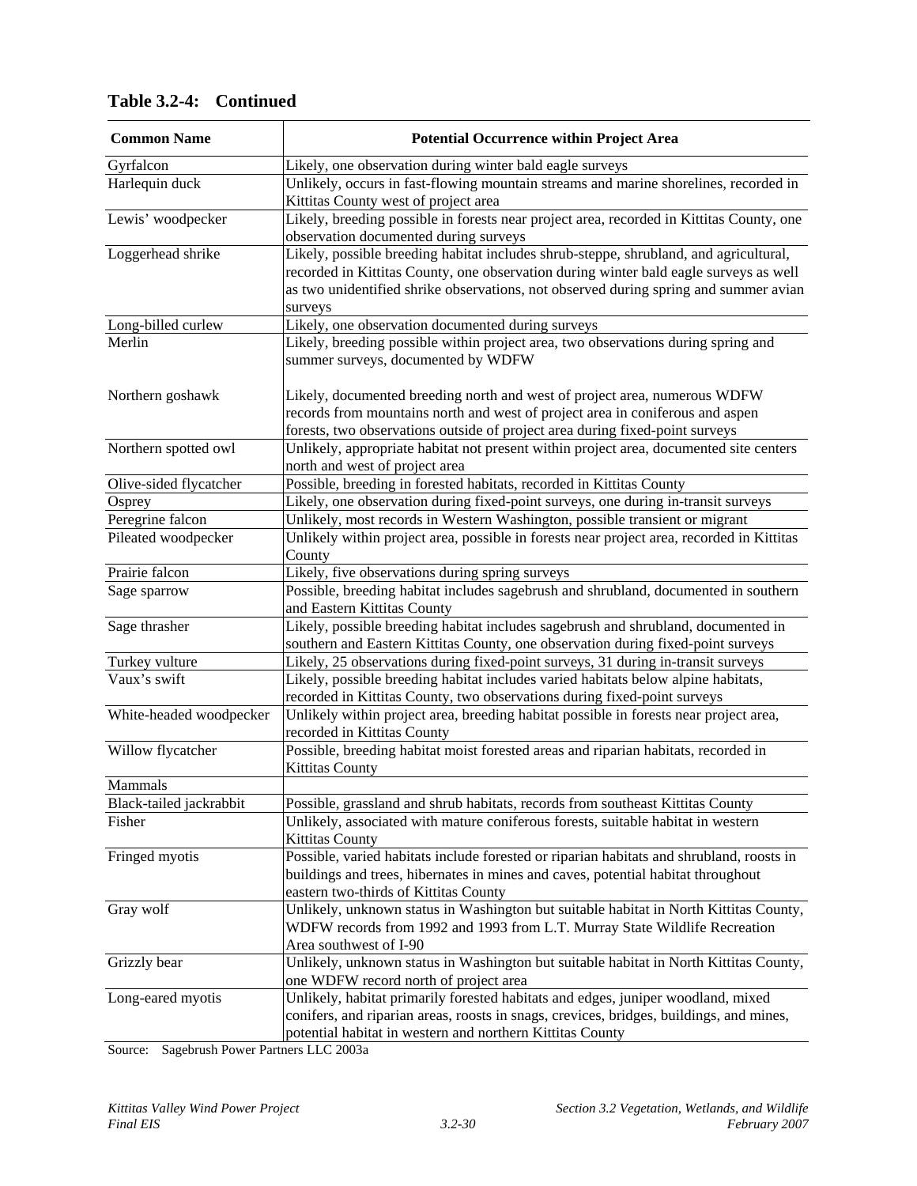**Table 3.2-4: Continued**

| Common Name | Potential Occurrence within Project Area |
|---|---|
| Gyrfalcon | Likely, one observation during winter bald eagle surveys |
| Harlequin duck | Unlikely, occurs in fast-flowing mountain streams and marine shorelines, recorded in Kittitas County west of project area |
| Lewis' woodpecker | Likely, breeding possible in forests near project area, recorded in Kittitas County, one observation documented during surveys |
| Loggerhead shrike | Likely, possible breeding habitat includes shrub-steppe, shrubland, and agricultural, recorded in Kittitas County, one observation during winter bald eagle surveys as well as two unidentified shrike observations, not observed during spring and summer avian surveys |
| Long-billed curlew | Likely, one observation documented during surveys |
| Merlin | Likely, breeding possible within project area, two observations during spring and summer surveys, documented by WDFW |
| Northern goshawk | Likely, documented breeding north and west of project area, numerous WDFW records from mountains north and west of project area in coniferous and aspen forests, two observations outside of project area during fixed-point surveys |
| Northern spotted owl | Unlikely, appropriate habitat not present within project area, documented site centers north and west of project area |
| Olive-sided flycatcher | Possible, breeding in forested habitats, recorded in Kittitas County |
| Osprey | Likely, one observation during fixed-point surveys, one during in-transit surveys |
| Peregrine falcon | Unlikely, most records in Western Washington, possible transient or migrant |
| Pileated woodpecker | Unlikely within project area, possible in forests near project area, recorded in Kittitas County |
| Prairie falcon | Likely, five observations during spring surveys |
| Sage sparrow | Possible, breeding habitat includes sagebrush and shrubland, documented in southern and Eastern Kittitas County |
| Sage thrasher | Likely, possible breeding habitat includes sagebrush and shrubland, documented in southern and Eastern Kittitas County, one observation during fixed-point surveys |
| Turkey vulture | Likely, 25 observations during fixed-point surveys, 31 during in-transit surveys |
| Vaux's swift | Likely, possible breeding habitat includes varied habitats below alpine habitats, recorded in Kittitas County, two observations during fixed-point surveys |
| White-headed woodpecker | Unlikely within project area, breeding habitat possible in forests near project area, recorded in Kittitas County |
| Willow flycatcher | Possible, breeding habitat moist forested areas and riparian habitats, recorded in Kittitas County |
| Mammals | |
| Black-tailed jackrabbit | Possible, grassland and shrub habitats, records from southeast Kittitas County |
| Fisher | Unlikely, associated with mature coniferous forests, suitable habitat in western Kittitas County |
| Fringed myotis | Possible, varied habitats include forested or riparian habitats and shrubland, roosts in buildings and trees, hibernates in mines and caves, potential habitat throughout eastern two-thirds of Kittitas County |
| Gray wolf | Unlikely, unknown status in Washington but suitable habitat in North Kittitas County, WDFW records from 1992 and 1993 from L.T. Murray State Wildlife Recreation Area southwest of I-90 |
| Grizzly bear | Unlikely, unknown status in Washington but suitable habitat in North Kittitas County, one WDFW record north of project area |
| Long-eared myotis | Unlikely, habitat primarily forested habitats and edges, juniper woodland, mixed conifers, and riparian areas, roosts in snags, crevices, bridges, buildings, and mines, potential habitat in western and northern Kittitas County |

Source: Sagebrush Power Partners LLC 2003a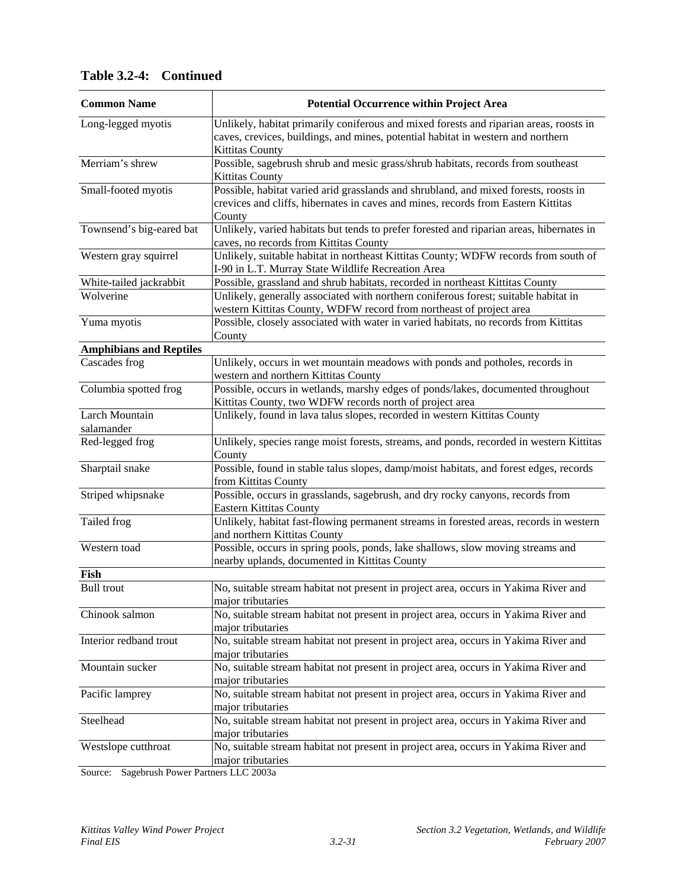**Table 3.2-4: Continued**

| Common Name | Potential Occurrence within Project Area |
|---|---|
| Long-legged myotis | Unlikely, habitat primarily coniferous and mixed forests and riparian areas, roosts in caves, crevices, buildings, and mines, potential habitat in western and northern Kittitas County |
| Merriam's shrew | Possible, sagebrush shrub and mesic grass/shrub habitats, records from southeast Kittitas County |
| Small-footed myotis | Possible, habitat varied arid grasslands and shrubland, and mixed forests, roosts in crevices and cliffs, hibernates in caves and mines, records from Eastern Kittitas County |
| Townsend's big-eared bat | Unlikely, varied habitats but tends to prefer forested and riparian areas, hibernates in caves, no records from Kittitas County |
| Western gray squirrel | Unlikely, suitable habitat in northeast Kittitas County; WDFW records from south of I-90 in L.T. Murray State Wildlife Recreation Area |
| White-tailed jackrabbit | Possible, grassland and shrub habitats, recorded in northeast Kittitas County |
| Wolverine | Unlikely, generally associated with northern coniferous forest; suitable habitat in western Kittitas County, WDFW record from northeast of project area |
| Yuma myotis | Possible, closely associated with water in varied habitats, no records from Kittitas County |
| **Amphibians and Reptiles** | |
| Cascades frog | Unlikely, occurs in wet mountain meadows with ponds and potholes, records in western and northern Kittitas County |
| Columbia spotted frog | Possible, occurs in wetlands, marshy edges of ponds/lakes, documented throughout Kittitas County, two WDFW records north of project area |
| Larch Mountain salamander | Unlikely, found in lava talus slopes, recorded in western Kittitas County |
| Red-legged frog | Unlikely, species range moist forests, streams, and ponds, recorded in western Kittitas County |
| Sharptail snake | Possible, found in stable talus slopes, damp/moist habitats, and forest edges, records from Kittitas County |
| Striped whipsnake | Possible, occurs in grasslands, sagebrush, and dry rocky canyons, records from Eastern Kittitas County |
| Tailed frog | Unlikely, habitat fast-flowing permanent streams in forested areas, records in western and northern Kittitas County |
| Western toad | Possible, occurs in spring pools, ponds, lake shallows, slow moving streams and nearby uplands, documented in Kittitas County |
| **Fish** | |
| Bull trout | No, suitable stream habitat not present in project area, occurs in Yakima River and major tributaries |
| Chinook salmon | No, suitable stream habitat not present in project area, occurs in Yakima River and major tributaries |
| Interior redband trout | No, suitable stream habitat not present in project area, occurs in Yakima River and major tributaries |
| Mountain sucker | No, suitable stream habitat not present in project area, occurs in Yakima River and major tributaries |
| Pacific lamprey | No, suitable stream habitat not present in project area, occurs in Yakima River and major tributaries |
| Steelhead | No, suitable stream habitat not present in project area, occurs in Yakima River and major tributaries |
| Westslope cutthroat | No, suitable stream habitat not present in project area, occurs in Yakima River and major tributaries |

Source: Sagebrush Power Partners LLC 2003a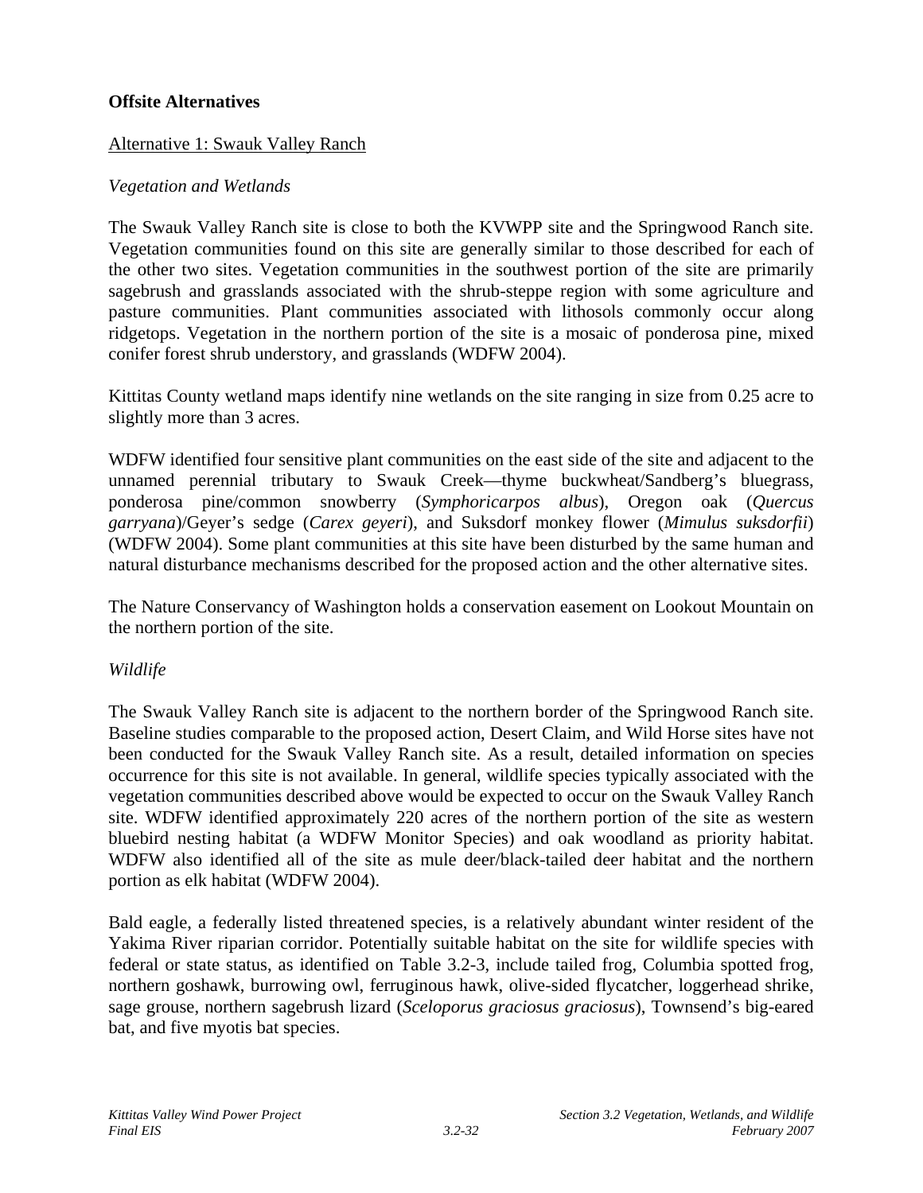**Offsite Alternatives**

Alternative 1: Swauk Valley Ranch

*Vegetation and Wetlands*

The Swauk Valley Ranch site is close to both the KVWPP site and the Springwood Ranch site. Vegetation communities found on this site are generally similar to those described for each of the other two sites. Vegetation communities in the southwest portion of the site are primarily sagebrush and grasslands associated with the shrub-steppe region with some agriculture and pasture communities. Plant communities associated with lithosols commonly occur along ridgetops. Vegetation in the northern portion of the site is a mosaic of ponderosa pine, mixed conifer forest shrub understory, and grasslands (WDFW 2004).

Kittitas County wetland maps identify nine wetlands on the site ranging in size from 0.25 acre to slightly more than 3 acres.

WDFW identified four sensitive plant communities on the east side of the site and adjacent to the unnamed perennial tributary to Swauk Creek—thyme buckwheat/Sandberg's bluegrass, ponderosa pine/common snowberry (*Symphoricarpos albus*), Oregon oak (*Quercus garryana*)/Geyer's sedge (*Carex geyeri*), and Suksdorf monkey flower (*Mimulus suksdorfii*) (WDFW 2004). Some plant communities at this site have been disturbed by the same human and natural disturbance mechanisms described for the proposed action and the other alternative sites.

The Nature Conservancy of Washington holds a conservation easement on Lookout Mountain on the northern portion of the site.

*Wildlife*

The Swauk Valley Ranch site is adjacent to the northern border of the Springwood Ranch site. Baseline studies comparable to the proposed action, Desert Claim, and Wild Horse sites have not been conducted for the Swauk Valley Ranch site. As a result, detailed information on species occurrence for this site is not available. In general, wildlife species typically associated with the vegetation communities described above would be expected to occur on the Swauk Valley Ranch site. WDFW identified approximately 220 acres of the northern portion of the site as western bluebird nesting habitat (a WDFW Monitor Species) and oak woodland as priority habitat. WDFW also identified all of the site as mule deer/black-tailed deer habitat and the northern portion as elk habitat (WDFW 2004).

Bald eagle, a federally listed threatened species, is a relatively abundant winter resident of the Yakima River riparian corridor. Potentially suitable habitat on the site for wildlife species with federal or state status, as identified on Table 3.2-3, include tailed frog, Columbia spotted frog, northern goshawk, burrowing owl, ferruginous hawk, olive-sided flycatcher, loggerhead shrike, sage grouse, northern sagebrush lizard (*Sceloporus graciosus graciosus*), Townsend's big-eared bat, and five myotis bat species.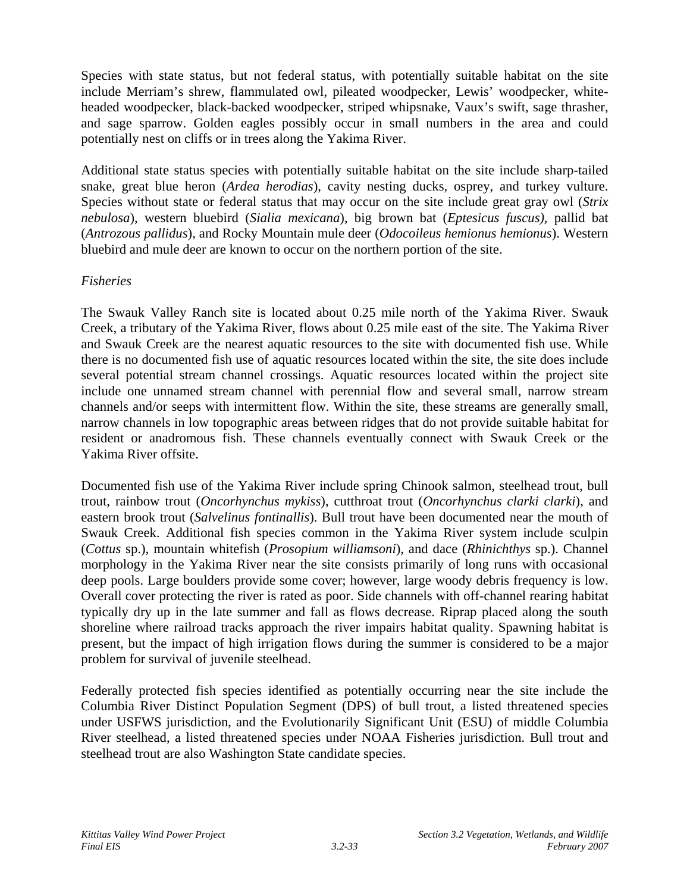Species with state status, but not federal status, with potentially suitable habitat on the site include Merriam's shrew, flammulated owl, pileated woodpecker, Lewis' woodpecker, white-headed woodpecker, black-backed woodpecker, striped whipsnake, Vaux's swift, sage thrasher, and sage sparrow. Golden eagles possibly occur in small numbers in the area and could potentially nest on cliffs or in trees along the Yakima River.

Additional state status species with potentially suitable habitat on the site include sharp-tailed snake, great blue heron (*Ardea herodias*), cavity nesting ducks, osprey, and turkey vulture. Species without state or federal status that may occur on the site include great gray owl (*Strix nebulosa*), western bluebird (*Sialia mexicana*), big brown bat (*Eptesicus fuscus)*, pallid bat (*Antrozous pallidus*), and Rocky Mountain mule deer (*Odocoileus hemionus hemionus*). Western bluebird and mule deer are known to occur on the northern portion of the site.

*Fisheries*

The Swauk Valley Ranch site is located about 0.25 mile north of the Yakima River. Swauk Creek, a tributary of the Yakima River, flows about 0.25 mile east of the site. The Yakima River and Swauk Creek are the nearest aquatic resources to the site with documented fish use. While there is no documented fish use of aquatic resources located within the site, the site does include several potential stream channel crossings. Aquatic resources located within the project site include one unnamed stream channel with perennial flow and several small, narrow stream channels and/or seeps with intermittent flow. Within the site, these streams are generally small, narrow channels in low topographic areas between ridges that do not provide suitable habitat for resident or anadromous fish. These channels eventually connect with Swauk Creek or the Yakima River offsite.

Documented fish use of the Yakima River include spring Chinook salmon, steelhead trout, bull trout, rainbow trout (*Oncorhynchus mykiss*), cutthroat trout (*Oncorhynchus clarki clarki*), and eastern brook trout (*Salvelinus fontinallis*). Bull trout have been documented near the mouth of Swauk Creek. Additional fish species common in the Yakima River system include sculpin (*Cottus* sp.), mountain whitefish (*Prosopium williamsoni*), and dace (*Rhinichthys* sp.). Channel morphology in the Yakima River near the site consists primarily of long runs with occasional deep pools. Large boulders provide some cover; however, large woody debris frequency is low. Overall cover protecting the river is rated as poor. Side channels with off-channel rearing habitat typically dry up in the late summer and fall as flows decrease. Riprap placed along the south shoreline where railroad tracks approach the river impairs habitat quality. Spawning habitat is present, but the impact of high irrigation flows during the summer is considered to be a major problem for survival of juvenile steelhead.

Federally protected fish species identified as potentially occurring near the site include the Columbia River Distinct Population Segment (DPS) of bull trout, a listed threatened species under USFWS jurisdiction, and the Evolutionarily Significant Unit (ESU) of middle Columbia River steelhead, a listed threatened species under NOAA Fisheries jurisdiction. Bull trout and steelhead trout are also Washington State candidate species.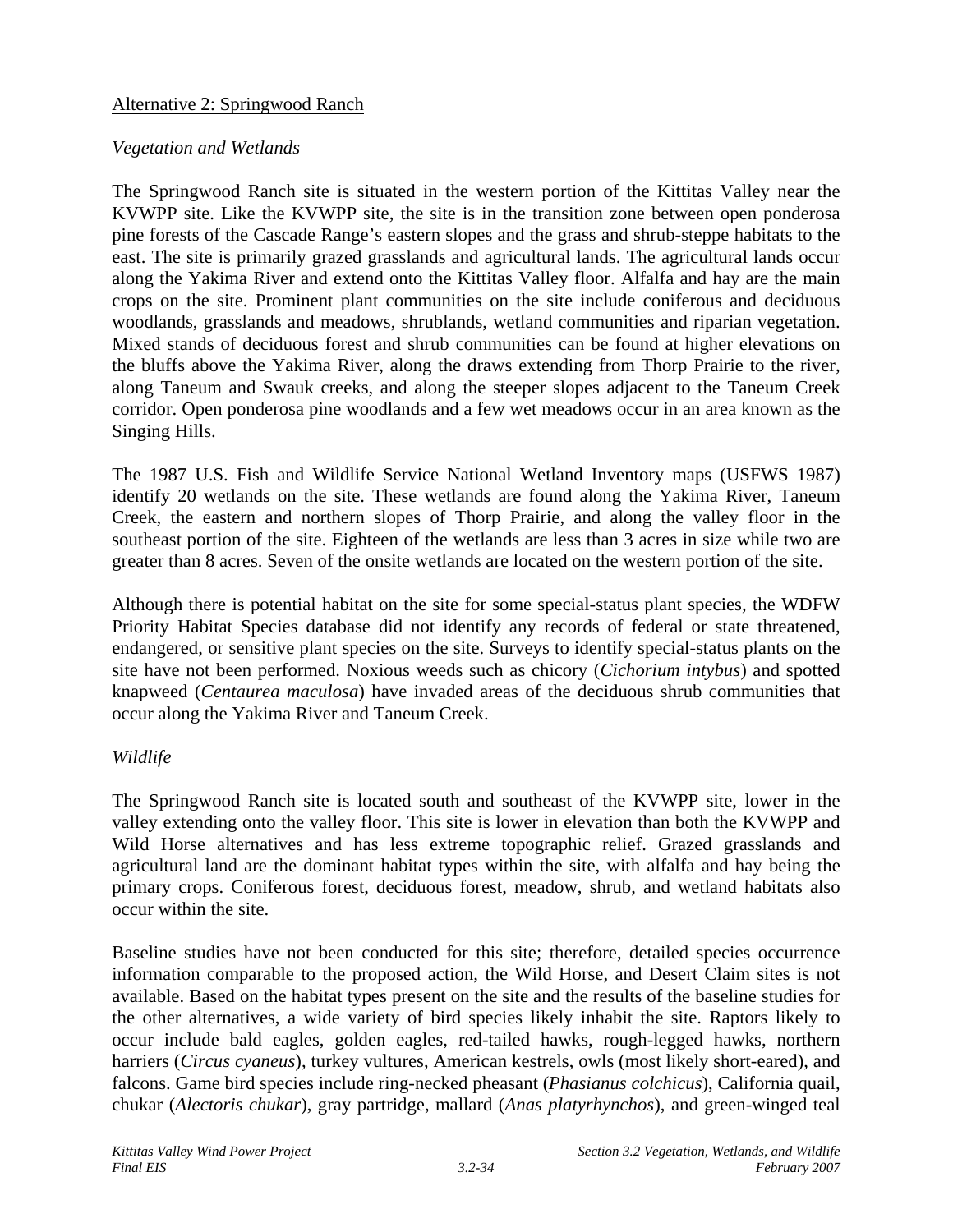Alternative 2: Springwood Ranch

*Vegetation and Wetlands*

The Springwood Ranch site is situated in the western portion of the Kittitas Valley near the KVWPP site. Like the KVWPP site, the site is in the transition zone between open ponderosa pine forests of the Cascade Range's eastern slopes and the grass and shrub-steppe habitats to the east. The site is primarily grazed grasslands and agricultural lands. The agricultural lands occur along the Yakima River and extend onto the Kittitas Valley floor. Alfalfa and hay are the main crops on the site. Prominent plant communities on the site include coniferous and deciduous woodlands, grasslands and meadows, shrublands, wetland communities and riparian vegetation. Mixed stands of deciduous forest and shrub communities can be found at higher elevations on the bluffs above the Yakima River, along the draws extending from Thorp Prairie to the river, along Taneum and Swauk creeks, and along the steeper slopes adjacent to the Taneum Creek corridor. Open ponderosa pine woodlands and a few wet meadows occur in an area known as the Singing Hills.

The 1987 U.S. Fish and Wildlife Service National Wetland Inventory maps (USFWS 1987) identify 20 wetlands on the site. These wetlands are found along the Yakima River, Taneum Creek, the eastern and northern slopes of Thorp Prairie, and along the valley floor in the southeast portion of the site. Eighteen of the wetlands are less than 3 acres in size while two are greater than 8 acres. Seven of the onsite wetlands are located on the western portion of the site.

Although there is potential habitat on the site for some special-status plant species, the WDFW Priority Habitat Species database did not identify any records of federal or state threatened, endangered, or sensitive plant species on the site. Surveys to identify special-status plants on the site have not been performed. Noxious weeds such as chicory (*Cichorium intybus*) and spotted knapweed (*Centaurea maculosa*) have invaded areas of the deciduous shrub communities that occur along the Yakima River and Taneum Creek.

*Wildlife*

The Springwood Ranch site is located south and southeast of the KVWPP site, lower in the valley extending onto the valley floor. This site is lower in elevation than both the KVWPP and Wild Horse alternatives and has less extreme topographic relief. Grazed grasslands and agricultural land are the dominant habitat types within the site, with alfalfa and hay being the primary crops. Coniferous forest, deciduous forest, meadow, shrub, and wetland habitats also occur within the site.

Baseline studies have not been conducted for this site; therefore, detailed species occurrence information comparable to the proposed action, the Wild Horse, and Desert Claim sites is not available. Based on the habitat types present on the site and the results of the baseline studies for the other alternatives, a wide variety of bird species likely inhabit the site. Raptors likely to occur include bald eagles, golden eagles, red-tailed hawks, rough-legged hawks, northern harriers (*Circus cyaneus*), turkey vultures, American kestrels, owls (most likely short-eared), and falcons. Game bird species include ring-necked pheasant (*Phasianus colchicus*), California quail, chukar (*Alectoris chukar*), gray partridge, mallard (*Anas platyrhynchos*), and green-winged teal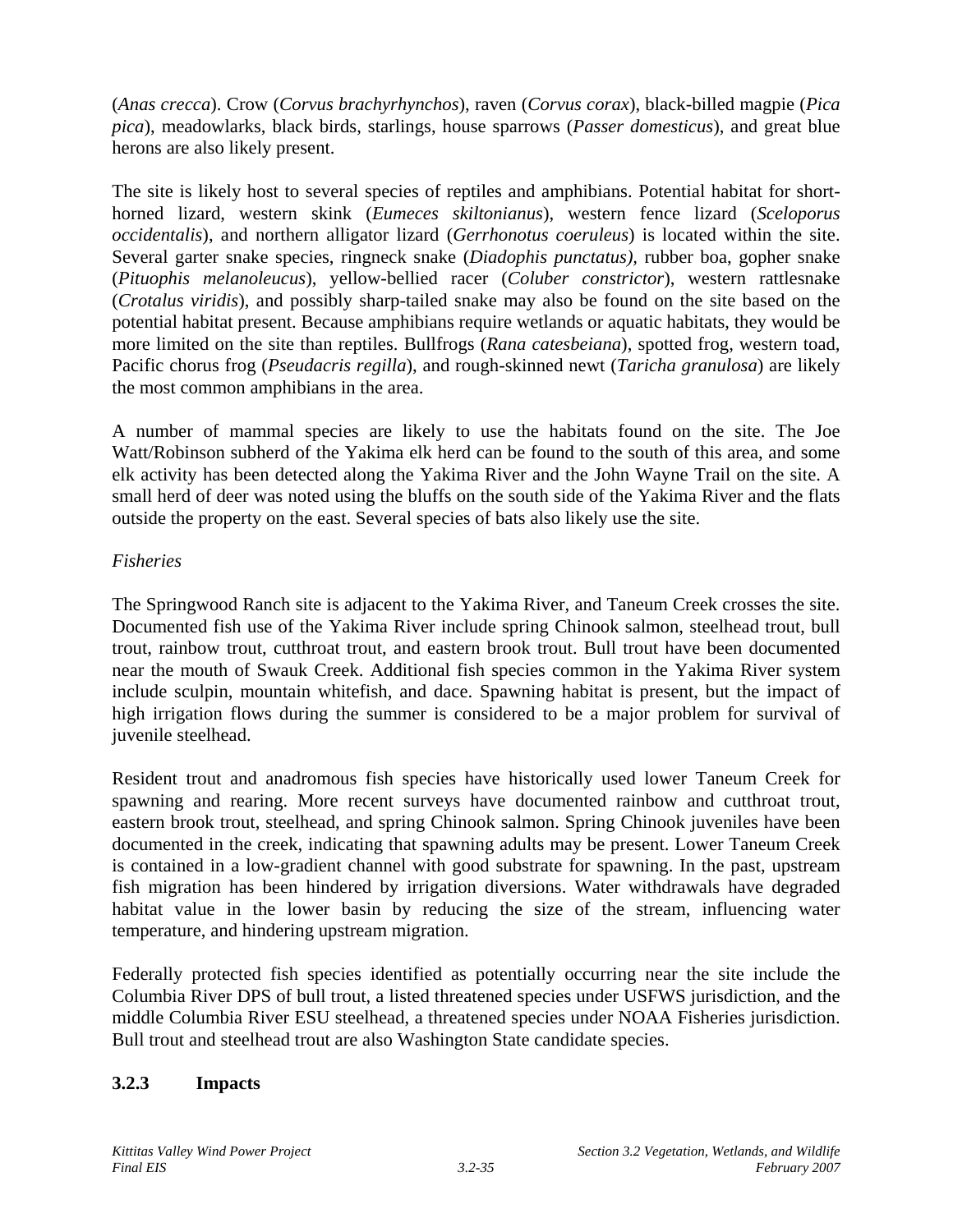(*Anas crecca*). Crow (*Corvus brachyrhynchos*), raven (*Corvus corax*), black-billed magpie (*Pica pica*), meadowlarks, black birds, starlings, house sparrows (*Passer domesticus*), and great blue herons are also likely present.

The site is likely host to several species of reptiles and amphibians. Potential habitat for short-horned lizard, western skink (*Eumeces skiltonianus*), western fence lizard (*Sceloporus occidentalis*), and northern alligator lizard (*Gerrhonotus coeruleus*) is located within the site. Several garter snake species, ringneck snake (*Diadophis punctatus)*, rubber boa, gopher snake (*Pituophis melanoleucus*), yellow-bellied racer (*Coluber constrictor*), western rattlesnake (*Crotalus viridis*), and possibly sharp-tailed snake may also be found on the site based on the potential habitat present. Because amphibians require wetlands or aquatic habitats, they would be more limited on the site than reptiles. Bullfrogs (*Rana catesbeiana*), spotted frog, western toad, Pacific chorus frog (*Pseudacris regilla*), and rough-skinned newt (*Taricha granulosa*) are likely the most common amphibians in the area.

A number of mammal species are likely to use the habitats found on the site. The Joe Watt/Robinson subherd of the Yakima elk herd can be found to the south of this area, and some elk activity has been detected along the Yakima River and the John Wayne Trail on the site. A small herd of deer was noted using the bluffs on the south side of the Yakima River and the flats outside the property on the east. Several species of bats also likely use the site.

*Fisheries*

The Springwood Ranch site is adjacent to the Yakima River, and Taneum Creek crosses the site. Documented fish use of the Yakima River include spring Chinook salmon, steelhead trout, bull trout, rainbow trout, cutthroat trout, and eastern brook trout. Bull trout have been documented near the mouth of Swauk Creek. Additional fish species common in the Yakima River system include sculpin, mountain whitefish, and dace. Spawning habitat is present, but the impact of high irrigation flows during the summer is considered to be a major problem for survival of juvenile steelhead.

Resident trout and anadromous fish species have historically used lower Taneum Creek for spawning and rearing. More recent surveys have documented rainbow and cutthroat trout, eastern brook trout, steelhead, and spring Chinook salmon. Spring Chinook juveniles have been documented in the creek, indicating that spawning adults may be present. Lower Taneum Creek is contained in a low-gradient channel with good substrate for spawning. In the past, upstream fish migration has been hindered by irrigation diversions. Water withdrawals have degraded habitat value in the lower basin by reducing the size of the stream, influencing water temperature, and hindering upstream migration.

Federally protected fish species identified as potentially occurring near the site include the Columbia River DPS of bull trout, a listed threatened species under USFWS jurisdiction, and the middle Columbia River ESU steelhead, a threatened species under NOAA Fisheries jurisdiction. Bull trout and steelhead trout are also Washington State candidate species.

### 3.2.3 Impacts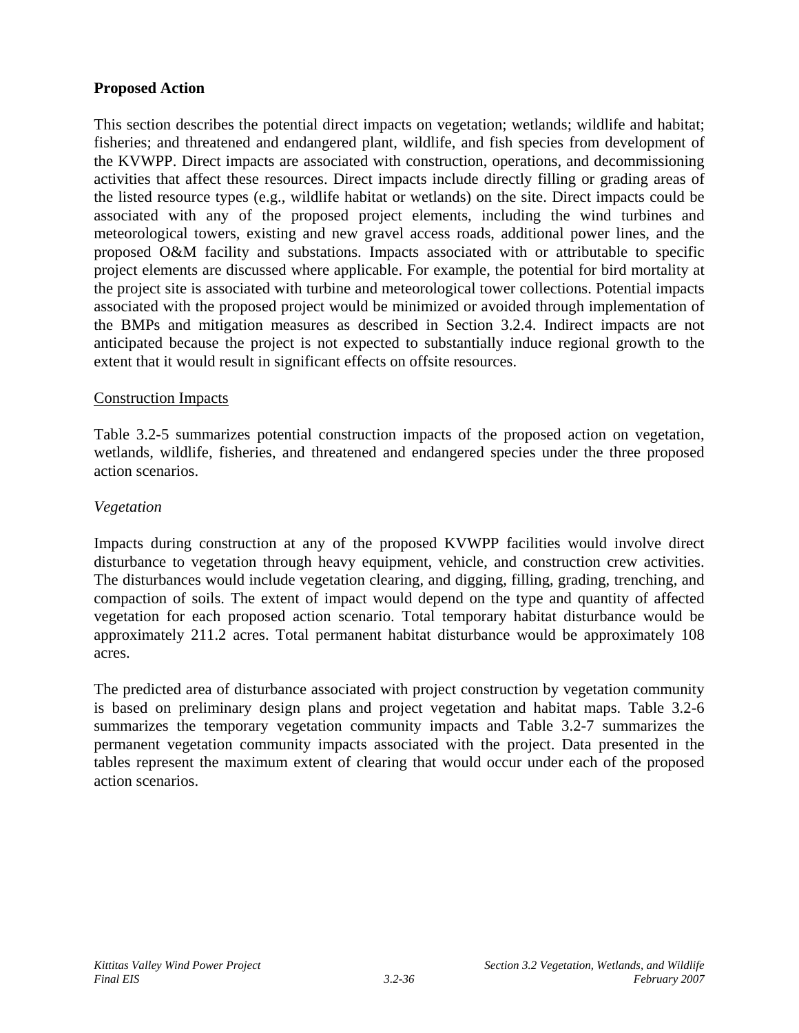**Proposed Action**

This section describes the potential direct impacts on vegetation; wetlands; wildlife and habitat; fisheries; and threatened and endangered plant, wildlife, and fish species from development of the KVWPP. Direct impacts are associated with construction, operations, and decommissioning activities that affect these resources. Direct impacts include directly filling or grading areas of the listed resource types (e.g., wildlife habitat or wetlands) on the site. Direct impacts could be associated with any of the proposed project elements, including the wind turbines and meteorological towers, existing and new gravel access roads, additional power lines, and the proposed O&M facility and substations. Impacts associated with or attributable to specific project elements are discussed where applicable. For example, the potential for bird mortality at the project site is associated with turbine and meteorological tower collections. Potential impacts associated with the proposed project would be minimized or avoided through implementation of the BMPs and mitigation measures as described in Section 3.2.4. Indirect impacts are not anticipated because the project is not expected to substantially induce regional growth to the extent that it would result in significant effects on offsite resources.

<u>Construction Impacts</u>

Table 3.2-5 summarizes potential construction impacts of the proposed action on vegetation, wetlands, wildlife, fisheries, and threatened and endangered species under the three proposed action scenarios.

*Vegetation*

Impacts during construction at any of the proposed KVWPP facilities would involve direct disturbance to vegetation through heavy equipment, vehicle, and construction crew activities. The disturbances would include vegetation clearing, and digging, filling, grading, trenching, and compaction of soils. The extent of impact would depend on the type and quantity of affected vegetation for each proposed action scenario. Total temporary habitat disturbance would be approximately 211.2 acres. Total permanent habitat disturbance would be approximately 108 acres.

The predicted area of disturbance associated with project construction by vegetation community is based on preliminary design plans and project vegetation and habitat maps. Table 3.2-6 summarizes the temporary vegetation community impacts and Table 3.2-7 summarizes the permanent vegetation community impacts associated with the project. Data presented in the tables represent the maximum extent of clearing that would occur under each of the proposed action scenarios.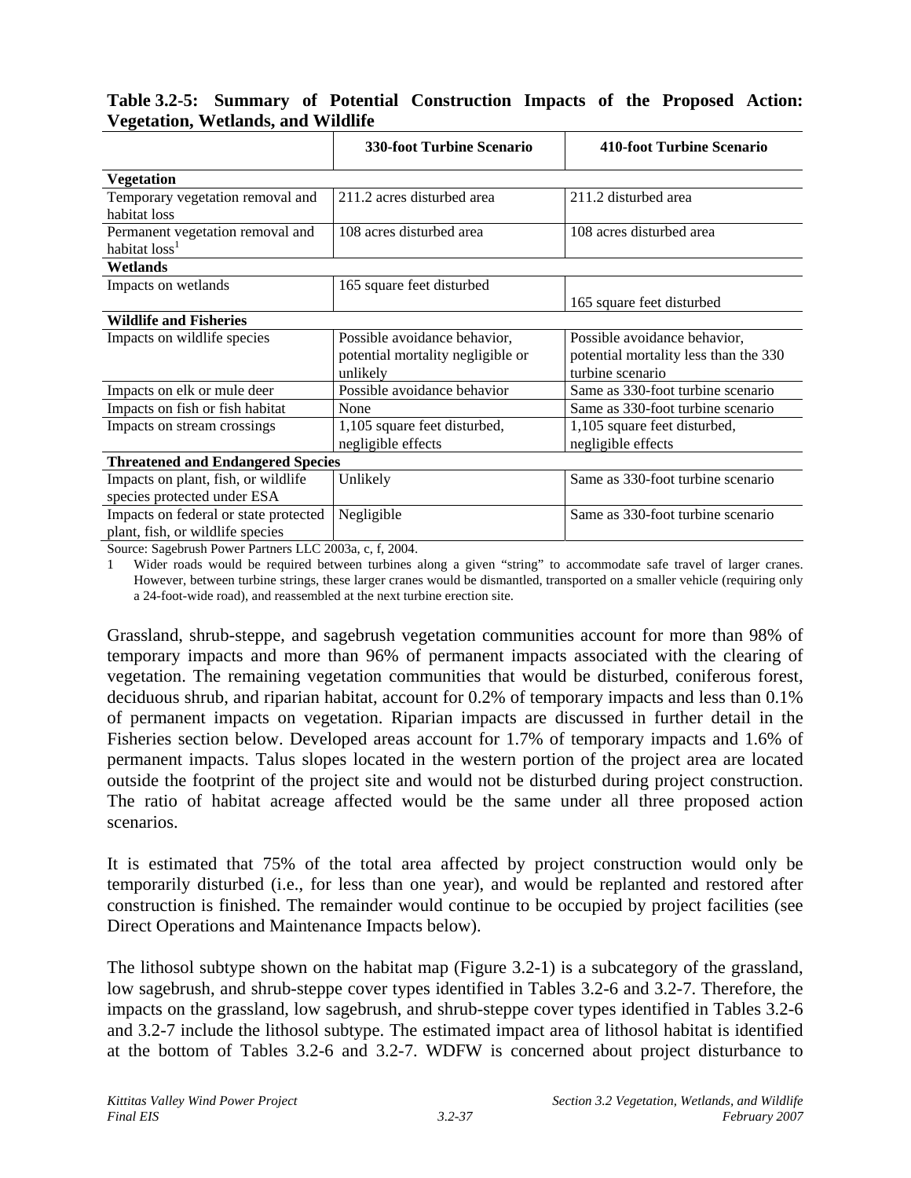**Table 3.2-5: Summary of Potential Construction Impacts of the Proposed Action: Vegetation, Wetlands, and Wildlife**

| | 330-foot Turbine Scenario | 410-foot Turbine Scenario |
|---|---|---|
| **Vegetation** | | |
| Temporary vegetation removal and habitat loss | 211.2 acres disturbed area | 211.2 disturbed area |
| Permanent vegetation removal and habitat loss[1] | 108 acres disturbed area | 108 acres disturbed area |
| **Wetlands** | | |
| Impacts on wetlands | 165 square feet disturbed | 165 square feet disturbed |
| **Wildlife and Fisheries** | | |
| Impacts on wildlife species | Possible avoidance behavior, potential mortality negligible or unlikely | Possible avoidance behavior, potential mortality less than the 330 turbine scenario |
| Impacts on elk or mule deer | Possible avoidance behavior | Same as 330-foot turbine scenario |
| Impacts on fish or fish habitat | None | Same as 330-foot turbine scenario |
| Impacts on stream crossings | 1,105 square feet disturbed, negligible effects | 1,105 square feet disturbed, negligible effects |
| **Threatened and Endangered Species** | | |
| Impacts on plant, fish, or wildlife species protected under ESA | Unlikely | Same as 330-foot turbine scenario |
| Impacts on federal or state protected plant, fish, or wildlife species | Negligible | Same as 330-foot turbine scenario |

Source: Sagebrush Power Partners LLC 2003a, c, f, 2004.

1 Wider roads would be required between turbines along a given "string" to accommodate safe travel of larger cranes. However, between turbine strings, these larger cranes would be dismantled, transported on a smaller vehicle (requiring only a 24-foot-wide road), and reassembled at the next turbine erection site.

Grassland, shrub-steppe, and sagebrush vegetation communities account for more than 98% of temporary impacts and more than 96% of permanent impacts associated with the clearing of vegetation. The remaining vegetation communities that would be disturbed, coniferous forest, deciduous shrub, and riparian habitat, account for 0.2% of temporary impacts and less than 0.1% of permanent impacts on vegetation. Riparian impacts are discussed in further detail in the Fisheries section below. Developed areas account for 1.7% of temporary impacts and 1.6% of permanent impacts. Talus slopes located in the western portion of the project area are located outside the footprint of the project site and would not be disturbed during project construction. The ratio of habitat acreage affected would be the same under all three proposed action scenarios.

It is estimated that 75% of the total area affected by project construction would only be temporarily disturbed (i.e., for less than one year), and would be replanted and restored after construction is finished. The remainder would continue to be occupied by project facilities (see Direct Operations and Maintenance Impacts below).

The lithosol subtype shown on the habitat map (Figure 3.2-1) is a subcategory of the grassland, low sagebrush, and shrub-steppe cover types identified in Tables 3.2-6 and 3.2-7. Therefore, the impacts on the grassland, low sagebrush, and shrub-steppe cover types identified in Tables 3.2-6 and 3.2-7 include the lithosol subtype. The estimated impact area of lithosol habitat is identified at the bottom of Tables 3.2-6 and 3.2-7. WDFW is concerned about project disturbance to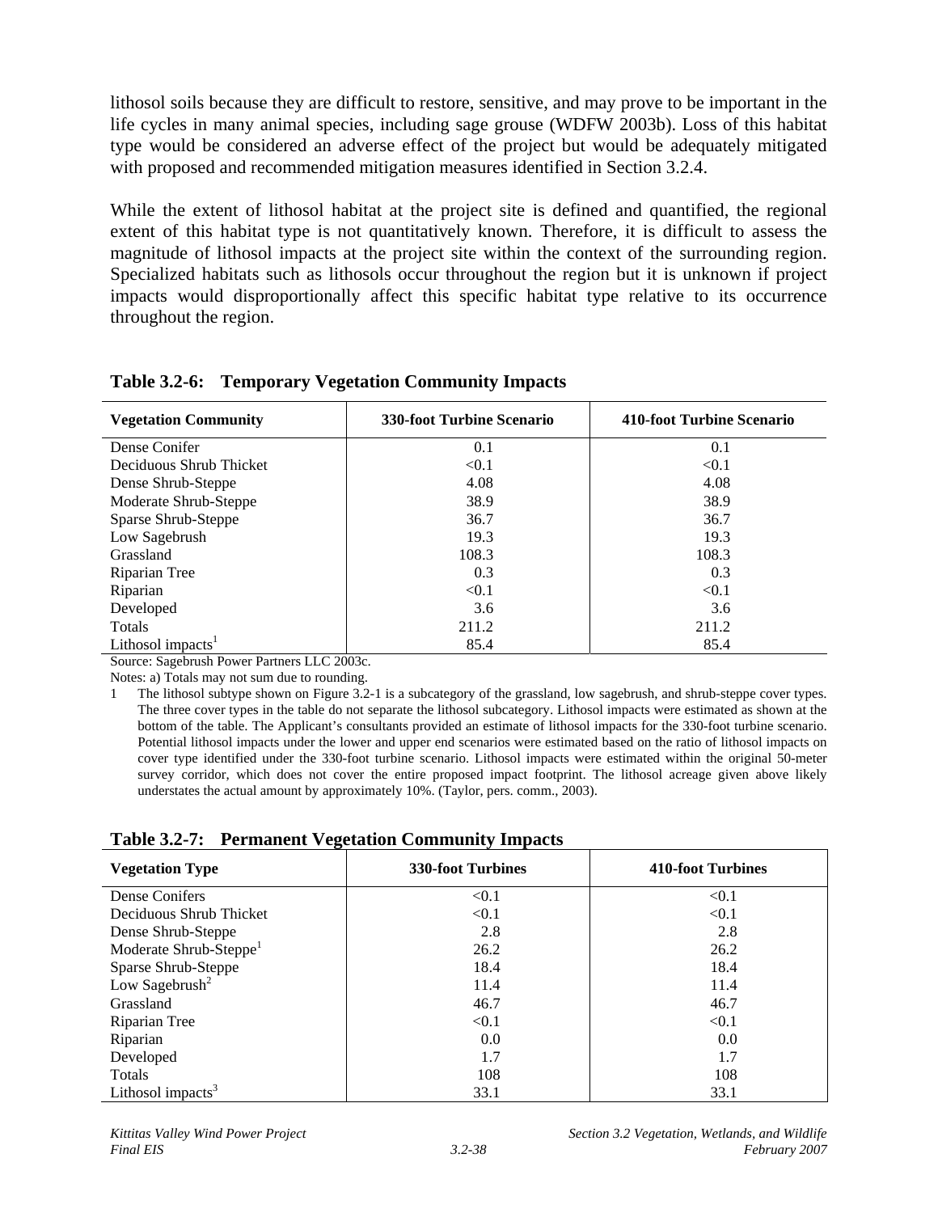lithosol soils because they are difficult to restore, sensitive, and may prove to be important in the life cycles in many animal species, including sage grouse (WDFW 2003b). Loss of this habitat type would be considered an adverse effect of the project but would be adequately mitigated with proposed and recommended mitigation measures identified in Section 3.2.4.

While the extent of lithosol habitat at the project site is defined and quantified, the regional extent of this habitat type is not quantitatively known. Therefore, it is difficult to assess the magnitude of lithosol impacts at the project site within the context of the surrounding region. Specialized habitats such as lithosols occur throughout the region but it is unknown if project impacts would disproportionally affect this specific habitat type relative to its occurrence throughout the region.

**Table 3.2-6: Temporary Vegetation Community Impacts**

| Vegetation Community | 330-foot Turbine Scenario | 410-foot Turbine Scenario |
|---|---|---|
| Dense Conifer | 0.1 | 0.1 |
| Deciduous Shrub Thicket | <0.1 | <0.1 |
| Dense Shrub-Steppe | 4.08 | 4.08 |
| Moderate Shrub-Steppe | 38.9 | 38.9 |
| Sparse Shrub-Steppe | 36.7 | 36.7 |
| Low Sagebrush | 19.3 | 19.3 |
| Grassland | 108.3 | 108.3 |
| Riparian Tree | 0.3 | 0.3 |
| Riparian | <0.1 | <0.1 |
| Developed | 3.6 | 3.6 |
| Totals | 211.2 | 211.2 |
| Lithosol impacts[1] | 85.4 | 85.4 |

Source: Sagebrush Power Partners LLC 2003c.

Notes: a) Totals may not sum due to rounding.

1 The lithosol subtype shown on Figure 3.2-1 is a subcategory of the grassland, low sagebrush, and shrub-steppe cover types. The three cover types in the table do not separate the lithosol subcategory. Lithosol impacts were estimated as shown at the bottom of the table. The Applicant's consultants provided an estimate of lithosol impacts for the 330-foot turbine scenario. Potential lithosol impacts under the lower and upper end scenarios were estimated based on the ratio of lithosol impacts on cover type identified under the 330-foot turbine scenario. Lithosol impacts were estimated within the original 50-meter survey corridor, which does not cover the entire proposed impact footprint. The lithosol acreage given above likely understates the actual amount by approximately 10%. (Taylor, pers. comm., 2003).

**Table 3.2-7: Permanent Vegetation Community Impacts**

| Vegetation Type | 330-foot Turbines | 410-foot Turbines |
|---|---|---|
| Dense Conifers | <0.1 | <0.1 |
| Deciduous Shrub Thicket | <0.1 | <0.1 |
| Dense Shrub-Steppe | 2.8 | 2.8 |
| Moderate Shrub-Steppe[1] | 26.2 | 26.2 |
| Sparse Shrub-Steppe | 18.4 | 18.4 |
| Low Sagebrush[2] | 11.4 | 11.4 |
| Grassland | 46.7 | 46.7 |
| Riparian Tree | <0.1 | <0.1 |
| Riparian | 0.0 | 0.0 |
| Developed | 1.7 | 1.7 |
| Totals | 108 | 108 |
| Lithosol impacts[3] | 33.1 | 33.1 |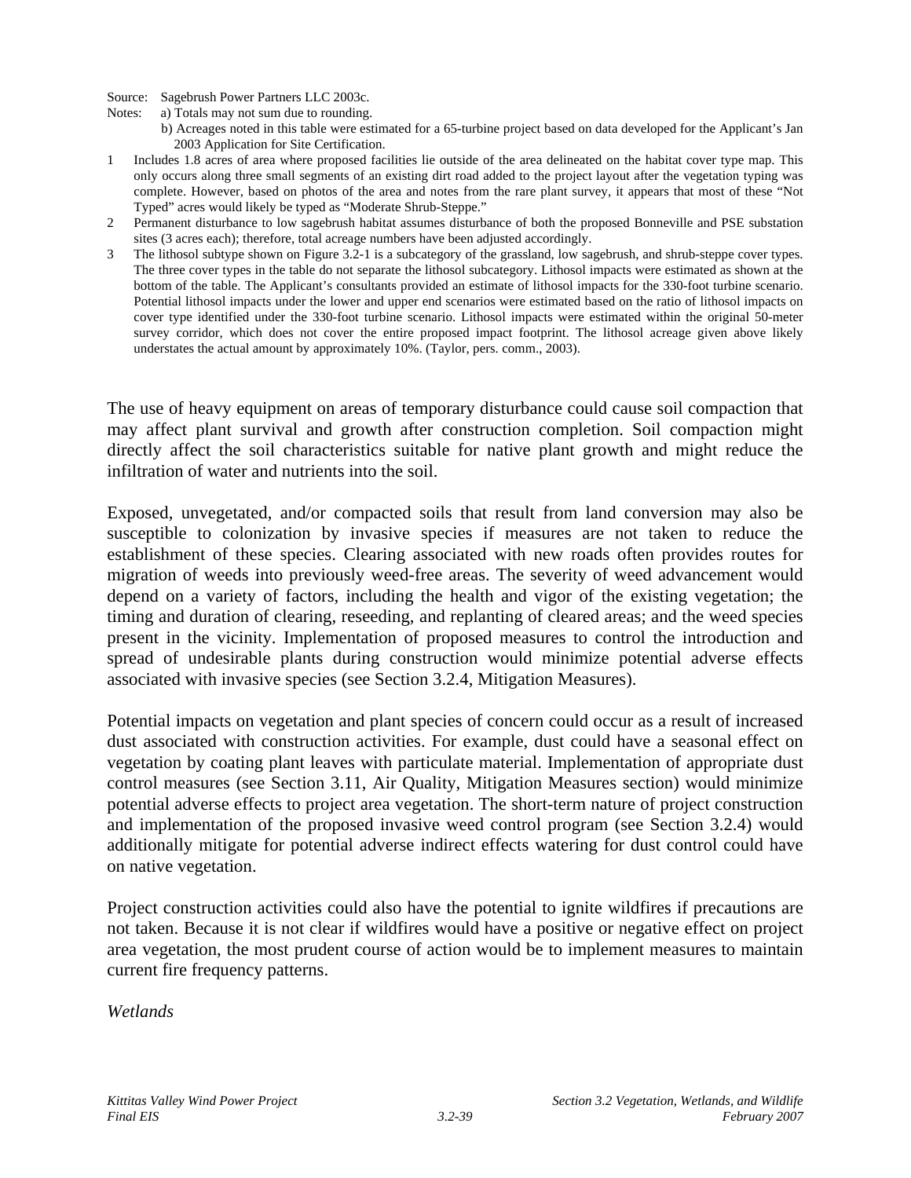Source: Sagebrush Power Partners LLC 2003c.

Notes: a) Totals may not sum due to rounding.

b) Acreages noted in this table were estimated for a 65-turbine project based on data developed for the Applicant's Jan 2003 Application for Site Certification.

1 Includes 1.8 acres of area where proposed facilities lie outside of the area delineated on the habitat cover type map. This only occurs along three small segments of an existing dirt road added to the project layout after the vegetation typing was complete. However, based on photos of the area and notes from the rare plant survey, it appears that most of these "Not Typed" acres would likely be typed as "Moderate Shrub-Steppe."

2 Permanent disturbance to low sagebrush habitat assumes disturbance of both the proposed Bonneville and PSE substation sites (3 acres each); therefore, total acreage numbers have been adjusted accordingly.

3 The lithosol subtype shown on Figure 3.2-1 is a subcategory of the grassland, low sagebrush, and shrub-steppe cover types. The three cover types in the table do not separate the lithosol subcategory. Lithosol impacts were estimated as shown at the bottom of the table. The Applicant's consultants provided an estimate of lithosol impacts for the 330-foot turbine scenario. Potential lithosol impacts under the lower and upper end scenarios were estimated based on the ratio of lithosol impacts on cover type identified under the 330-foot turbine scenario. Lithosol impacts were estimated within the original 50-meter survey corridor, which does not cover the entire proposed impact footprint. The lithosol acreage given above likely understates the actual amount by approximately 10%. (Taylor, pers. comm., 2003).

The use of heavy equipment on areas of temporary disturbance could cause soil compaction that may affect plant survival and growth after construction completion. Soil compaction might directly affect the soil characteristics suitable for native plant growth and might reduce the infiltration of water and nutrients into the soil.

Exposed, unvegetated, and/or compacted soils that result from land conversion may also be susceptible to colonization by invasive species if measures are not taken to reduce the establishment of these species. Clearing associated with new roads often provides routes for migration of weeds into previously weed-free areas. The severity of weed advancement would depend on a variety of factors, including the health and vigor of the existing vegetation; the timing and duration of clearing, reseeding, and replanting of cleared areas; and the weed species present in the vicinity. Implementation of proposed measures to control the introduction and spread of undesirable plants during construction would minimize potential adverse effects associated with invasive species (see Section 3.2.4, Mitigation Measures).

Potential impacts on vegetation and plant species of concern could occur as a result of increased dust associated with construction activities. For example, dust could have a seasonal effect on vegetation by coating plant leaves with particulate material. Implementation of appropriate dust control measures (see Section 3.11, Air Quality, Mitigation Measures section) would minimize potential adverse effects to project area vegetation. The short-term nature of project construction and implementation of the proposed invasive weed control program (see Section 3.2.4) would additionally mitigate for potential adverse indirect effects watering for dust control could have on native vegetation.

Project construction activities could also have the potential to ignite wildfires if precautions are not taken. Because it is not clear if wildfires would have a positive or negative effect on project area vegetation, the most prudent course of action would be to implement measures to maintain current fire frequency patterns.

*Wetlands*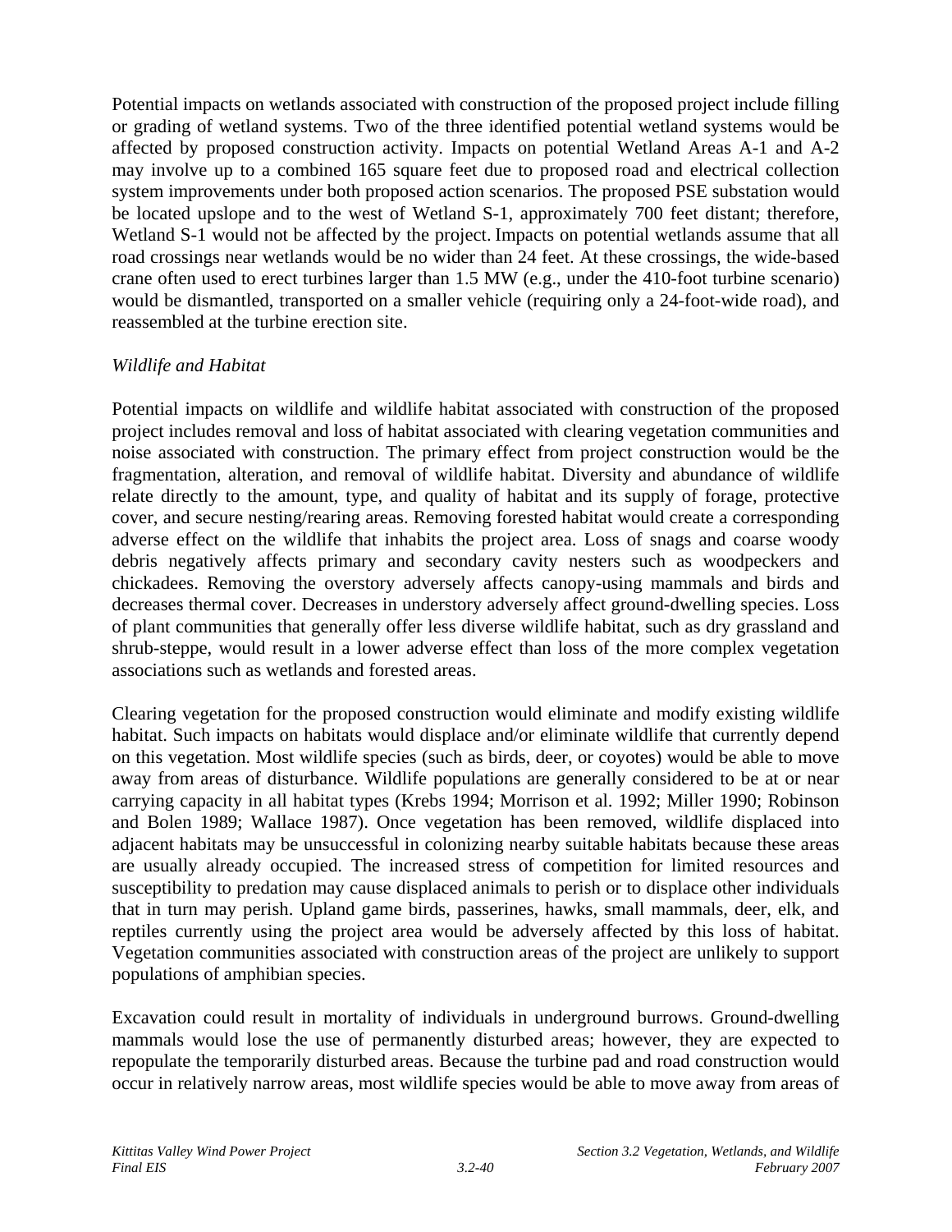Potential impacts on wetlands associated with construction of the proposed project include filling or grading of wetland systems. Two of the three identified potential wetland systems would be affected by proposed construction activity. Impacts on potential Wetland Areas A-1 and A-2 may involve up to a combined 165 square feet due to proposed road and electrical collection system improvements under both proposed action scenarios. The proposed PSE substation would be located upslope and to the west of Wetland S-1, approximately 700 feet distant; therefore, Wetland S-1 would not be affected by the project. Impacts on potential wetlands assume that all road crossings near wetlands would be no wider than 24 feet. At these crossings, the wide-based crane often used to erect turbines larger than 1.5 MW (e.g., under the 410-foot turbine scenario) would be dismantled, transported on a smaller vehicle (requiring only a 24-foot-wide road), and reassembled at the turbine erection site.

*Wildlife and Habitat*

Potential impacts on wildlife and wildlife habitat associated with construction of the proposed project includes removal and loss of habitat associated with clearing vegetation communities and noise associated with construction. The primary effect from project construction would be the fragmentation, alteration, and removal of wildlife habitat. Diversity and abundance of wildlife relate directly to the amount, type, and quality of habitat and its supply of forage, protective cover, and secure nesting/rearing areas. Removing forested habitat would create a corresponding adverse effect on the wildlife that inhabits the project area. Loss of snags and coarse woody debris negatively affects primary and secondary cavity nesters such as woodpeckers and chickadees. Removing the overstory adversely affects canopy-using mammals and birds and decreases thermal cover. Decreases in understory adversely affect ground-dwelling species. Loss of plant communities that generally offer less diverse wildlife habitat, such as dry grassland and shrub-steppe, would result in a lower adverse effect than loss of the more complex vegetation associations such as wetlands and forested areas.

Clearing vegetation for the proposed construction would eliminate and modify existing wildlife habitat. Such impacts on habitats would displace and/or eliminate wildlife that currently depend on this vegetation. Most wildlife species (such as birds, deer, or coyotes) would be able to move away from areas of disturbance. Wildlife populations are generally considered to be at or near carrying capacity in all habitat types (Krebs 1994; Morrison et al. 1992; Miller 1990; Robinson and Bolen 1989; Wallace 1987). Once vegetation has been removed, wildlife displaced into adjacent habitats may be unsuccessful in colonizing nearby suitable habitats because these areas are usually already occupied. The increased stress of competition for limited resources and susceptibility to predation may cause displaced animals to perish or to displace other individuals that in turn may perish. Upland game birds, passerines, hawks, small mammals, deer, elk, and reptiles currently using the project area would be adversely affected by this loss of habitat. Vegetation communities associated with construction areas of the project are unlikely to support populations of amphibian species.

Excavation could result in mortality of individuals in underground burrows. Ground-dwelling mammals would lose the use of permanently disturbed areas; however, they are expected to repopulate the temporarily disturbed areas. Because the turbine pad and road construction would occur in relatively narrow areas, most wildlife species would be able to move away from areas of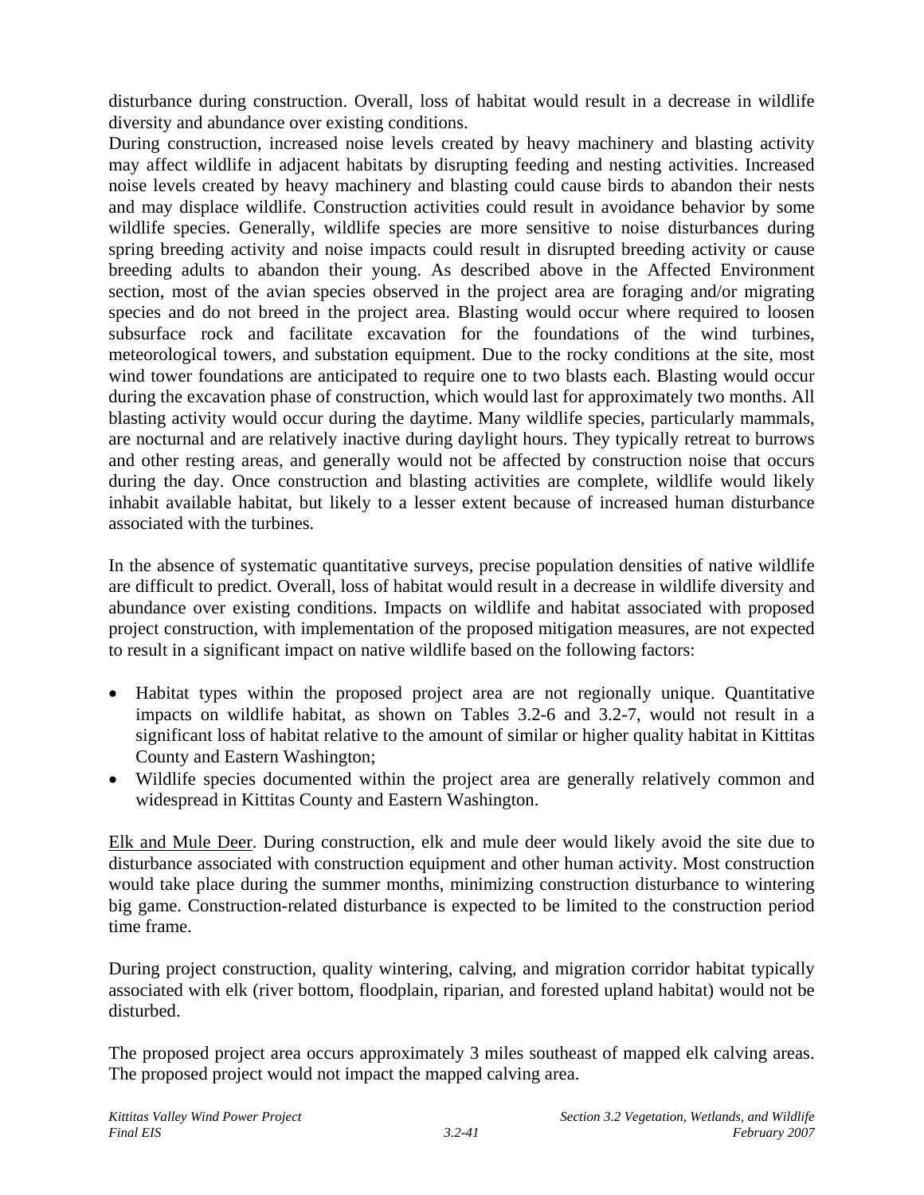disturbance during construction. Overall, loss of habitat would result in a decrease in wildlife diversity and abundance over existing conditions.

During construction, increased noise levels created by heavy machinery and blasting activity may affect wildlife in adjacent habitats by disrupting feeding and nesting activities. Increased noise levels created by heavy machinery and blasting could cause birds to abandon their nests and may displace wildlife. Construction activities could result in avoidance behavior by some wildlife species. Generally, wildlife species are more sensitive to noise disturbances during spring breeding activity and noise impacts could result in disrupted breeding activity or cause breeding adults to abandon their young. As described above in the Affected Environment section, most of the avian species observed in the project area are foraging and/or migrating species and do not breed in the project area. Blasting would occur where required to loosen subsurface rock and facilitate excavation for the foundations of the wind turbines, meteorological towers, and substation equipment. Due to the rocky conditions at the site, most wind tower foundations are anticipated to require one to two blasts each. Blasting would occur during the excavation phase of construction, which would last for approximately two months. All blasting activity would occur during the daytime. Many wildlife species, particularly mammals, are nocturnal and are relatively inactive during daylight hours. They typically retreat to burrows and other resting areas, and generally would not be affected by construction noise that occurs during the day. Once construction and blasting activities are complete, wildlife would likely inhabit available habitat, but likely to a lesser extent because of increased human disturbance associated with the turbines.

In the absence of systematic quantitative surveys, precise population densities of native wildlife are difficult to predict. Overall, loss of habitat would result in a decrease in wildlife diversity and abundance over existing conditions. Impacts on wildlife and habitat associated with proposed project construction, with implementation of the proposed mitigation measures, are not expected to result in a significant impact on native wildlife based on the following factors:

- Habitat types within the proposed project area are not regionally unique. Quantitative impacts on wildlife habitat, as shown on Tables 3.2-6 and 3.2-7, would not result in a significant loss of habitat relative to the amount of similar or higher quality habitat in Kittitas County and Eastern Washington;
- Wildlife species documented within the project area are generally relatively common and widespread in Kittitas County and Eastern Washington.

Elk and Mule Deer. During construction, elk and mule deer would likely avoid the site due to disturbance associated with construction equipment and other human activity. Most construction would take place during the summer months, minimizing construction disturbance to wintering big game. Construction-related disturbance is expected to be limited to the construction period time frame.

During project construction, quality wintering, calving, and migration corridor habitat typically associated with elk (river bottom, floodplain, riparian, and forested upland habitat) would not be disturbed.

The proposed project area occurs approximately 3 miles southeast of mapped elk calving areas. The proposed project would not impact the mapped calving area.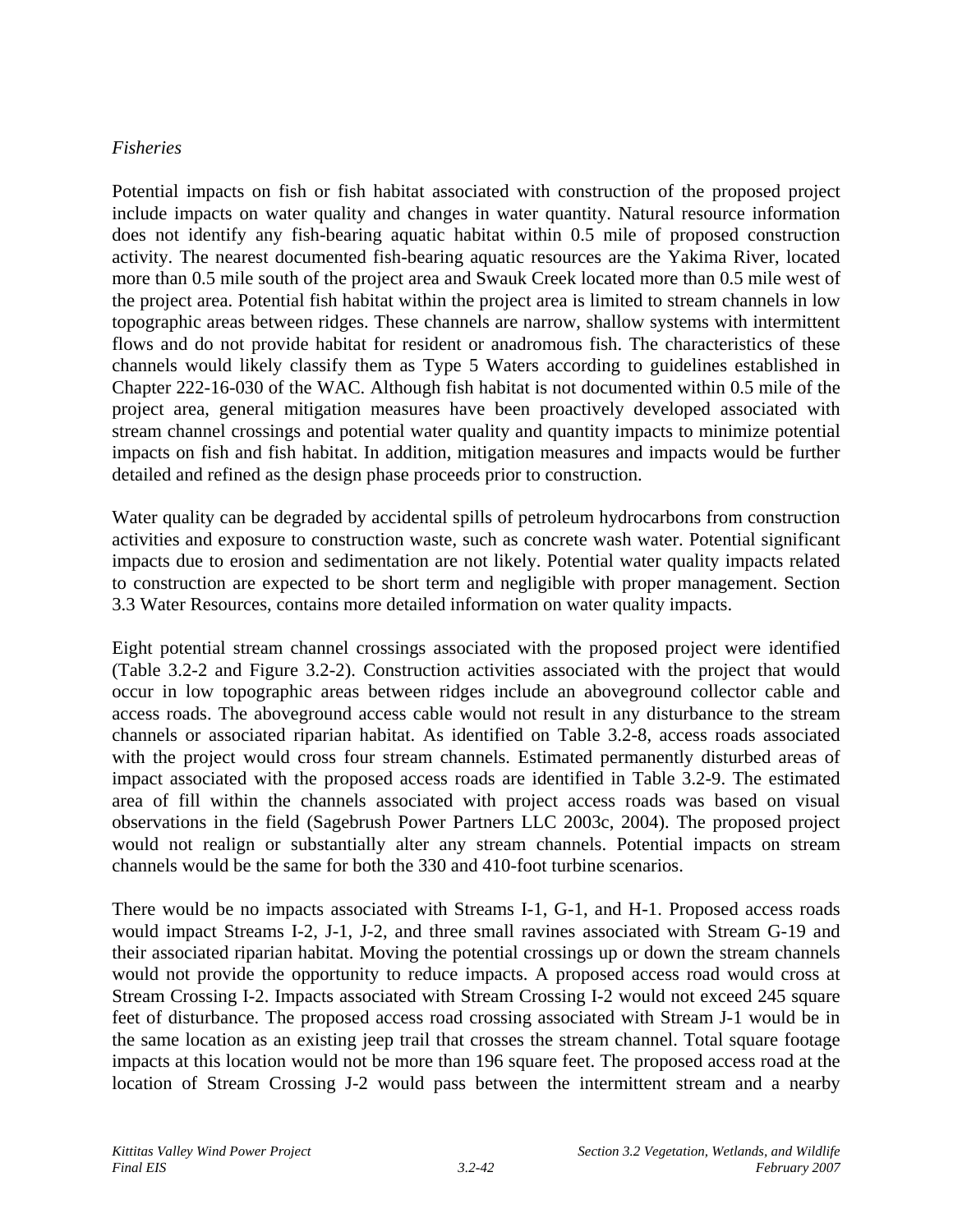*Fisheries*

Potential impacts on fish or fish habitat associated with construction of the proposed project include impacts on water quality and changes in water quantity. Natural resource information does not identify any fish-bearing aquatic habitat within 0.5 mile of proposed construction activity. The nearest documented fish-bearing aquatic resources are the Yakima River, located more than 0.5 mile south of the project area and Swauk Creek located more than 0.5 mile west of the project area. Potential fish habitat within the project area is limited to stream channels in low topographic areas between ridges. These channels are narrow, shallow systems with intermittent flows and do not provide habitat for resident or anadromous fish. The characteristics of these channels would likely classify them as Type 5 Waters according to guidelines established in Chapter 222-16-030 of the WAC. Although fish habitat is not documented within 0.5 mile of the project area, general mitigation measures have been proactively developed associated with stream channel crossings and potential water quality and quantity impacts to minimize potential impacts on fish and fish habitat. In addition, mitigation measures and impacts would be further detailed and refined as the design phase proceeds prior to construction.

Water quality can be degraded by accidental spills of petroleum hydrocarbons from construction activities and exposure to construction waste, such as concrete wash water. Potential significant impacts due to erosion and sedimentation are not likely. Potential water quality impacts related to construction are expected to be short term and negligible with proper management. Section 3.3 Water Resources, contains more detailed information on water quality impacts.

Eight potential stream channel crossings associated with the proposed project were identified (Table 3.2-2 and Figure 3.2-2). Construction activities associated with the project that would occur in low topographic areas between ridges include an aboveground collector cable and access roads. The aboveground access cable would not result in any disturbance to the stream channels or associated riparian habitat. As identified on Table 3.2-8, access roads associated with the project would cross four stream channels. Estimated permanently disturbed areas of impact associated with the proposed access roads are identified in Table 3.2-9. The estimated area of fill within the channels associated with project access roads was based on visual observations in the field (Sagebrush Power Partners LLC 2003c, 2004). The proposed project would not realign or substantially alter any stream channels. Potential impacts on stream channels would be the same for both the 330 and 410-foot turbine scenarios.

There would be no impacts associated with Streams I-1, G-1, and H-1. Proposed access roads would impact Streams I-2, J-1, J-2, and three small ravines associated with Stream G-19 and their associated riparian habitat. Moving the potential crossings up or down the stream channels would not provide the opportunity to reduce impacts. A proposed access road would cross at Stream Crossing I-2. Impacts associated with Stream Crossing I-2 would not exceed 245 square feet of disturbance. The proposed access road crossing associated with Stream J-1 would be in the same location as an existing jeep trail that crosses the stream channel. Total square footage impacts at this location would not be more than 196 square feet. The proposed access road at the location of Stream Crossing J-2 would pass between the intermittent stream and a nearby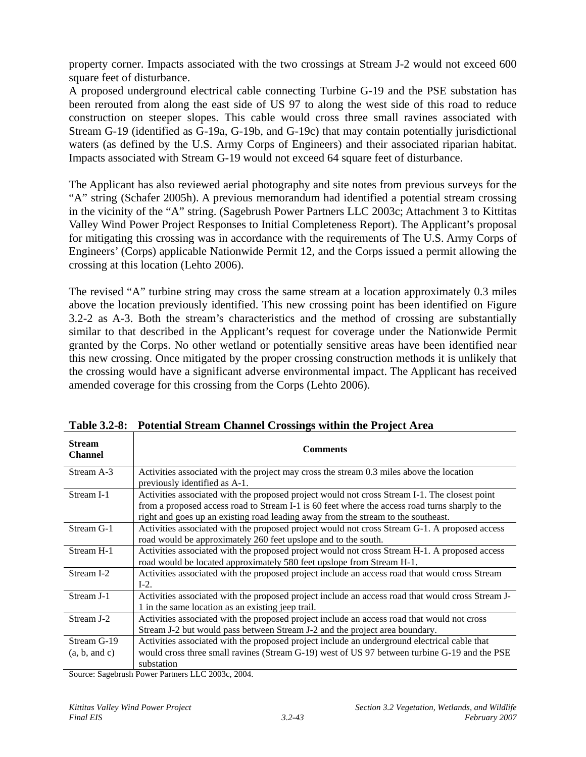property corner. Impacts associated with the two crossings at Stream J-2 would not exceed 600 square feet of disturbance.

A proposed underground electrical cable connecting Turbine G-19 and the PSE substation has been rerouted from along the east side of US 97 to along the west side of this road to reduce construction on steeper slopes. This cable would cross three small ravines associated with Stream G-19 (identified as G-19a, G-19b, and G-19c) that may contain potentially jurisdictional waters (as defined by the U.S. Army Corps of Engineers) and their associated riparian habitat. Impacts associated with Stream G-19 would not exceed 64 square feet of disturbance.

The Applicant has also reviewed aerial photography and site notes from previous surveys for the "A" string (Schafer 2005h). A previous memorandum had identified a potential stream crossing in the vicinity of the "A" string. (Sagebrush Power Partners LLC 2003c; Attachment 3 to Kittitas Valley Wind Power Project Responses to Initial Completeness Report). The Applicant's proposal for mitigating this crossing was in accordance with the requirements of The U.S. Army Corps of Engineers' (Corps) applicable Nationwide Permit 12, and the Corps issued a permit allowing the crossing at this location (Lehto 2006).

The revised "A" turbine string may cross the same stream at a location approximately 0.3 miles above the location previously identified. This new crossing point has been identified on Figure 3.2-2 as A-3. Both the stream's characteristics and the method of crossing are substantially similar to that described in the Applicant's request for coverage under the Nationwide Permit granted by the Corps. No other wetland or potentially sensitive areas have been identified near this new crossing. Once mitigated by the proper crossing construction methods it is unlikely that the crossing would have a significant adverse environmental impact. The Applicant has received amended coverage for this crossing from the Corps (Lehto 2006).

**Table 3.2-8: Potential Stream Channel Crossings within the Project Area**

| Stream Channel | Comments |
|---|---|
| Stream A-3 | Activities associated with the project may cross the stream 0.3 miles above the location previously identified as A-1. |
| Stream I-1 | Activities associated with the proposed project would not cross Stream I-1. The closest point from a proposed access road to Stream I-1 is 60 feet where the access road turns sharply to the right and goes up an existing road leading away from the stream to the southeast. |
| Stream G-1 | Activities associated with the proposed project would not cross Stream G-1. A proposed access road would be approximately 260 feet upslope and to the south. |
| Stream H-1 | Activities associated with the proposed project would not cross Stream H-1. A proposed access road would be located approximately 580 feet upslope from Stream H-1. |
| Stream I-2 | Activities associated with the proposed project include an access road that would cross Stream I-2. |
| Stream J-1 | Activities associated with the proposed project include an access road that would cross Stream J-1 in the same location as an existing jeep trail. |
| Stream J-2 | Activities associated with the proposed project include an access road that would not cross Stream J-2 but would pass between Stream J-2 and the project area boundary. |
| Stream G-19 (a, b, and c) | Activities associated with the proposed project include an underground electrical cable that would cross three small ravines (Stream G-19) west of US 97 between turbine G-19 and the PSE substation |

Source: Sagebrush Power Partners LLC 2003c, 2004.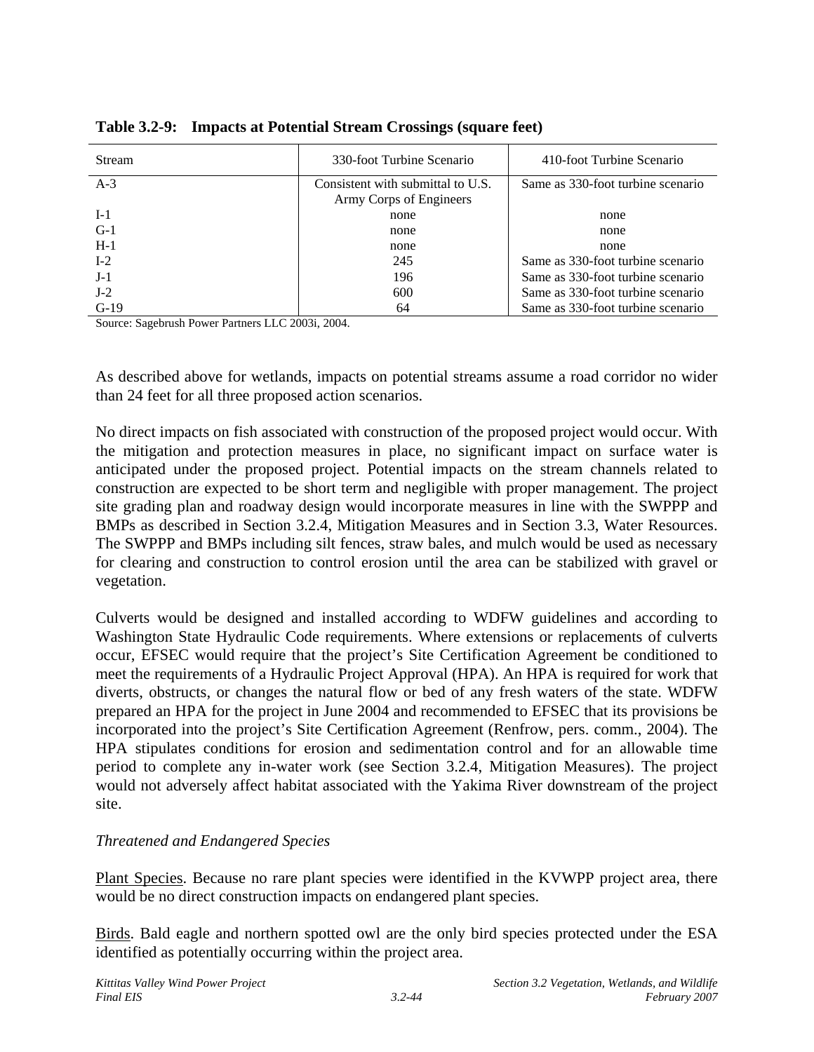**Table 3.2-9: Impacts at Potential Stream Crossings (square feet)**

| Stream | 330-foot Turbine Scenario | 410-foot Turbine Scenario |
|---|---|---|
| A-3 | Consistent with submittal to U.S. Army Corps of Engineers | Same as 330-foot turbine scenario |
| I-1 | none | none |
| G-1 | none | none |
| H-1 | none | none |
| I-2 | 245 | Same as 330-foot turbine scenario |
| J-1 | 196 | Same as 330-foot turbine scenario |
| J-2 | 600 | Same as 330-foot turbine scenario |
| G-19 | 64 | Same as 330-foot turbine scenario |

Source: Sagebrush Power Partners LLC 2003i, 2004.

As described above for wetlands, impacts on potential streams assume a road corridor no wider than 24 feet for all three proposed action scenarios.

No direct impacts on fish associated with construction of the proposed project would occur. With the mitigation and protection measures in place, no significant impact on surface water is anticipated under the proposed project. Potential impacts on the stream channels related to construction are expected to be short term and negligible with proper management. The project site grading plan and roadway design would incorporate measures in line with the SWPPP and BMPs as described in Section 3.2.4, Mitigation Measures and in Section 3.3, Water Resources. The SWPPP and BMPs including silt fences, straw bales, and mulch would be used as necessary for clearing and construction to control erosion until the area can be stabilized with gravel or vegetation.

Culverts would be designed and installed according to WDFW guidelines and according to Washington State Hydraulic Code requirements. Where extensions or replacements of culverts occur, EFSEC would require that the project's Site Certification Agreement be conditioned to meet the requirements of a Hydraulic Project Approval (HPA). An HPA is required for work that diverts, obstructs, or changes the natural flow or bed of any fresh waters of the state. WDFW prepared an HPA for the project in June 2004 and recommended to EFSEC that its provisions be incorporated into the project's Site Certification Agreement (Renfrow, pers. comm., 2004). The HPA stipulates conditions for erosion and sedimentation control and for an allowable time period to complete any in-water work (see Section 3.2.4, Mitigation Measures). The project would not adversely affect habitat associated with the Yakima River downstream of the project site.

*Threatened and Endangered Species*

Plant Species. Because no rare plant species were identified in the KVWPP project area, there would be no direct construction impacts on endangered plant species.

Birds. Bald eagle and northern spotted owl are the only bird species protected under the ESA identified as potentially occurring within the project area.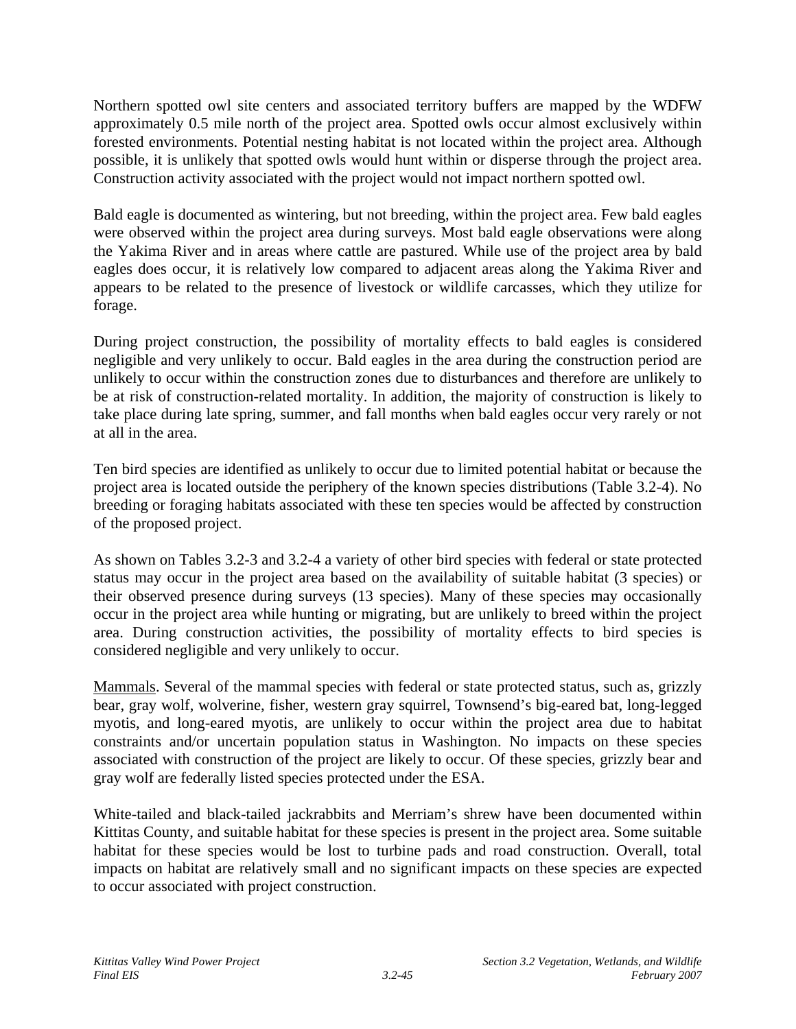Northern spotted owl site centers and associated territory buffers are mapped by the WDFW approximately 0.5 mile north of the project area. Spotted owls occur almost exclusively within forested environments. Potential nesting habitat is not located within the project area. Although possible, it is unlikely that spotted owls would hunt within or disperse through the project area. Construction activity associated with the project would not impact northern spotted owl.

Bald eagle is documented as wintering, but not breeding, within the project area. Few bald eagles were observed within the project area during surveys. Most bald eagle observations were along the Yakima River and in areas where cattle are pastured. While use of the project area by bald eagles does occur, it is relatively low compared to adjacent areas along the Yakima River and appears to be related to the presence of livestock or wildlife carcasses, which they utilize for forage.

During project construction, the possibility of mortality effects to bald eagles is considered negligible and very unlikely to occur. Bald eagles in the area during the construction period are unlikely to occur within the construction zones due to disturbances and therefore are unlikely to be at risk of construction-related mortality. In addition, the majority of construction is likely to take place during late spring, summer, and fall months when bald eagles occur very rarely or not at all in the area.

Ten bird species are identified as unlikely to occur due to limited potential habitat or because the project area is located outside the periphery of the known species distributions (Table 3.2-4). No breeding or foraging habitats associated with these ten species would be affected by construction of the proposed project.

As shown on Tables 3.2-3 and 3.2-4 a variety of other bird species with federal or state protected status may occur in the project area based on the availability of suitable habitat (3 species) or their observed presence during surveys (13 species). Many of these species may occasionally occur in the project area while hunting or migrating, but are unlikely to breed within the project area. During construction activities, the possibility of mortality effects to bird species is considered negligible and very unlikely to occur.

Mammals. Several of the mammal species with federal or state protected status, such as, grizzly bear, gray wolf, wolverine, fisher, western gray squirrel, Townsend's big-eared bat, long-legged myotis, and long-eared myotis, are unlikely to occur within the project area due to habitat constraints and/or uncertain population status in Washington. No impacts on these species associated with construction of the project are likely to occur. Of these species, grizzly bear and gray wolf are federally listed species protected under the ESA.

White-tailed and black-tailed jackrabbits and Merriam's shrew have been documented within Kittitas County, and suitable habitat for these species is present in the project area. Some suitable habitat for these species would be lost to turbine pads and road construction. Overall, total impacts on habitat are relatively small and no significant impacts on these species are expected to occur associated with project construction.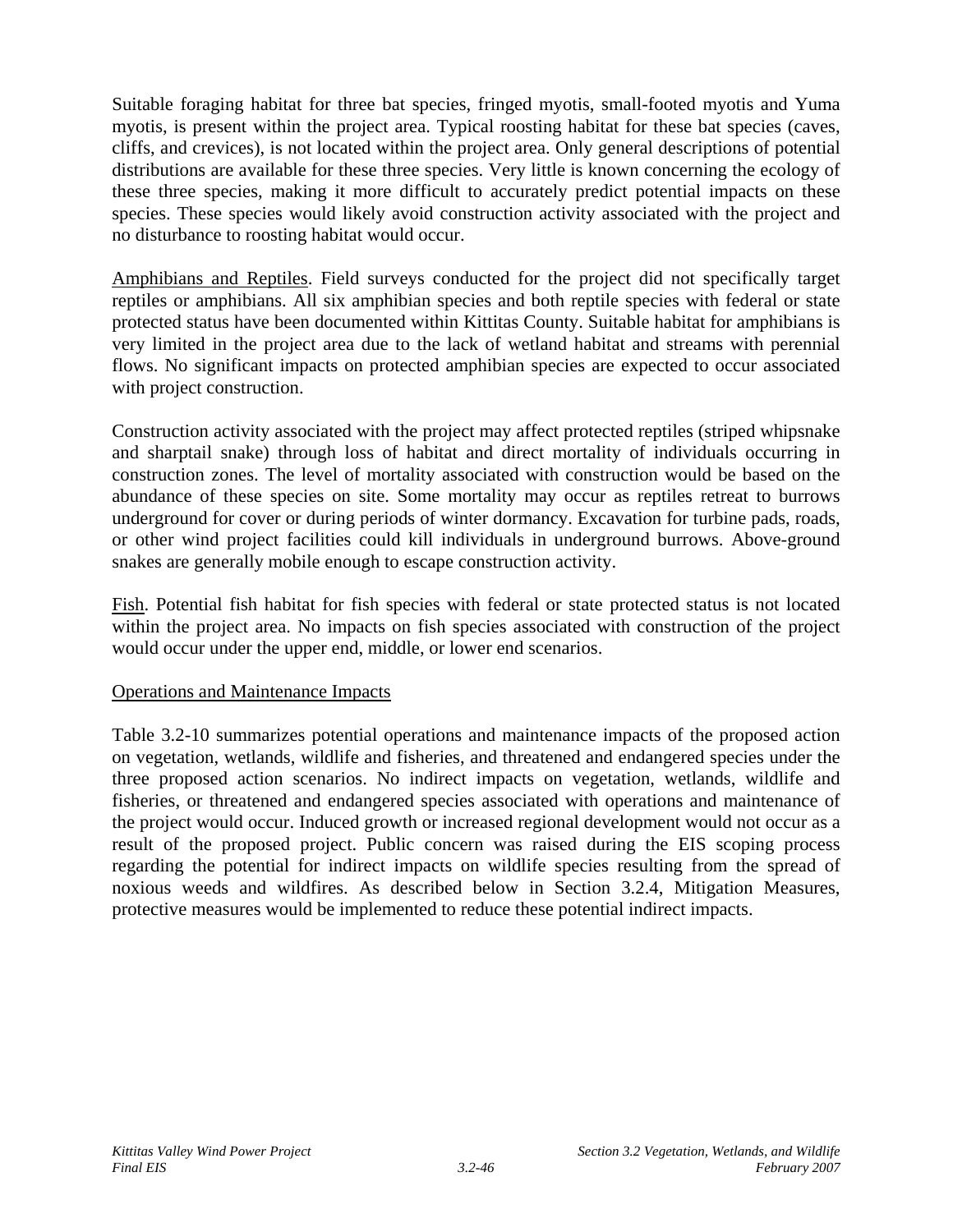Suitable foraging habitat for three bat species, fringed myotis, small-footed myotis and Yuma myotis, is present within the project area. Typical roosting habitat for these bat species (caves, cliffs, and crevices), is not located within the project area. Only general descriptions of potential distributions are available for these three species. Very little is known concerning the ecology of these three species, making it more difficult to accurately predict potential impacts on these species. These species would likely avoid construction activity associated with the project and no disturbance to roosting habitat would occur.

<u>Amphibians and Reptiles</u>. Field surveys conducted for the project did not specifically target reptiles or amphibians. All six amphibian species and both reptile species with federal or state protected status have been documented within Kittitas County. Suitable habitat for amphibians is very limited in the project area due to the lack of wetland habitat and streams with perennial flows. No significant impacts on protected amphibian species are expected to occur associated with project construction.

Construction activity associated with the project may affect protected reptiles (striped whipsnake and sharptail snake) through loss of habitat and direct mortality of individuals occurring in construction zones. The level of mortality associated with construction would be based on the abundance of these species on site. Some mortality may occur as reptiles retreat to burrows underground for cover or during periods of winter dormancy. Excavation for turbine pads, roads, or other wind project facilities could kill individuals in underground burrows. Above-ground snakes are generally mobile enough to escape construction activity.

<u>Fish</u>. Potential fish habitat for fish species with federal or state protected status is not located within the project area. No impacts on fish species associated with construction of the project would occur under the upper end, middle, or lower end scenarios.

<u>Operations and Maintenance Impacts</u>

Table 3.2-10 summarizes potential operations and maintenance impacts of the proposed action on vegetation, wetlands, wildlife and fisheries, and threatened and endangered species under the three proposed action scenarios. No indirect impacts on vegetation, wetlands, wildlife and fisheries, or threatened and endangered species associated with operations and maintenance of the project would occur. Induced growth or increased regional development would not occur as a result of the proposed project. Public concern was raised during the EIS scoping process regarding the potential for indirect impacts on wildlife species resulting from the spread of noxious weeds and wildfires. As described below in Section 3.2.4, Mitigation Measures, protective measures would be implemented to reduce these potential indirect impacts.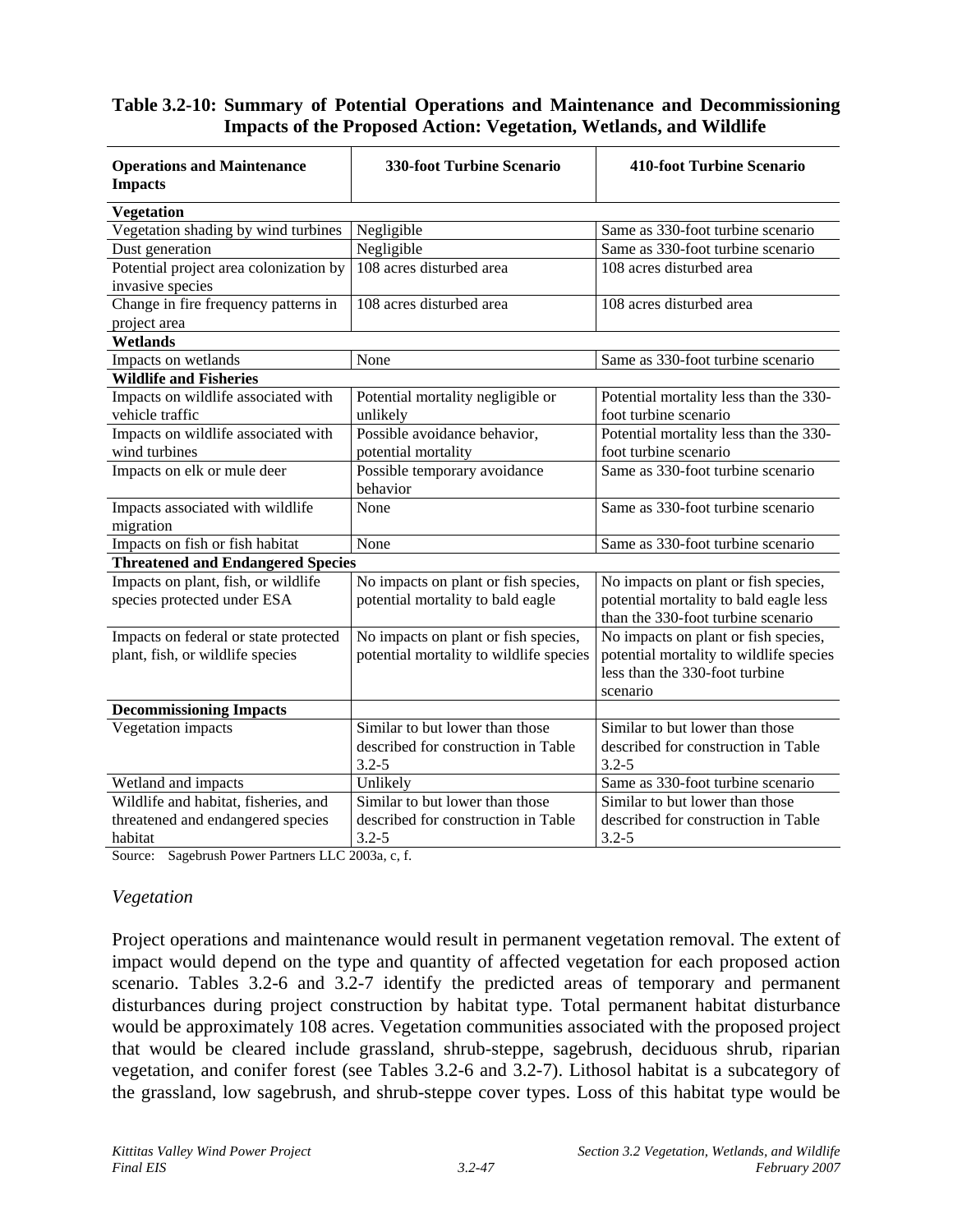**Table 3.2-10: Summary of Potential Operations and Maintenance and Decommissioning Impacts of the Proposed Action: Vegetation, Wetlands, and Wildlife**

| Operations and Maintenance Impacts | 330-foot Turbine Scenario | 410-foot Turbine Scenario |
|---|---|---|
| **Vegetation** | | |
| Vegetation shading by wind turbines | Negligible | Same as 330-foot turbine scenario |
| Dust generation | Negligible | Same as 330-foot turbine scenario |
| Potential project area colonization by invasive species | 108 acres disturbed area | 108 acres disturbed area |
| Change in fire frequency patterns in project area | 108 acres disturbed area | 108 acres disturbed area |
| **Wetlands** | | |
| Impacts on wetlands | None | Same as 330-foot turbine scenario |
| **Wildlife and Fisheries** | | |
| Impacts on wildlife associated with vehicle traffic | Potential mortality negligible or unlikely | Potential mortality less than the 330-foot turbine scenario |
| Impacts on wildlife associated with wind turbines | Possible avoidance behavior, potential mortality | Potential mortality less than the 330-foot turbine scenario |
| Impacts on elk or mule deer | Possible temporary avoidance behavior | Same as 330-foot turbine scenario |
| Impacts associated with wildlife migration | None | Same as 330-foot turbine scenario |
| Impacts on fish or fish habitat | None | Same as 330-foot turbine scenario |
| **Threatened and Endangered Species** | | |
| Impacts on plant, fish, or wildlife species protected under ESA | No impacts on plant or fish species, potential mortality to bald eagle | No impacts on plant or fish species, potential mortality to bald eagle less than the 330-foot turbine scenario |
| Impacts on federal or state protected plant, fish, or wildlife species | No impacts on plant or fish species, potential mortality to wildlife species | No impacts on plant or fish species, potential mortality to wildlife species less than the 330-foot turbine scenario |
| **Decommissioning Impacts** | | |
| Vegetation impacts | Similar to but lower than those described for construction in Table 3.2-5 | Similar to but lower than those described for construction in Table 3.2-5 |
| Wetland and impacts | Unlikely | Same as 330-foot turbine scenario |
| Wildlife and habitat, fisheries, and threatened and endangered species habitat | Similar to but lower than those described for construction in Table 3.2-5 | Similar to but lower than those described for construction in Table 3.2-5 |

Source: Sagebrush Power Partners LLC 2003a, c, f.

### *Vegetation*

Project operations and maintenance would result in permanent vegetation removal. The extent of impact would depend on the type and quantity of affected vegetation for each proposed action scenario. Tables 3.2-6 and 3.2-7 identify the predicted areas of temporary and permanent disturbances during project construction by habitat type. Total permanent habitat disturbance would be approximately 108 acres. Vegetation communities associated with the proposed project that would be cleared include grassland, shrub-steppe, sagebrush, deciduous shrub, riparian vegetation, and conifer forest (see Tables 3.2-6 and 3.2-7). Lithosol habitat is a subcategory of the grassland, low sagebrush, and shrub-steppe cover types. Loss of this habitat type would be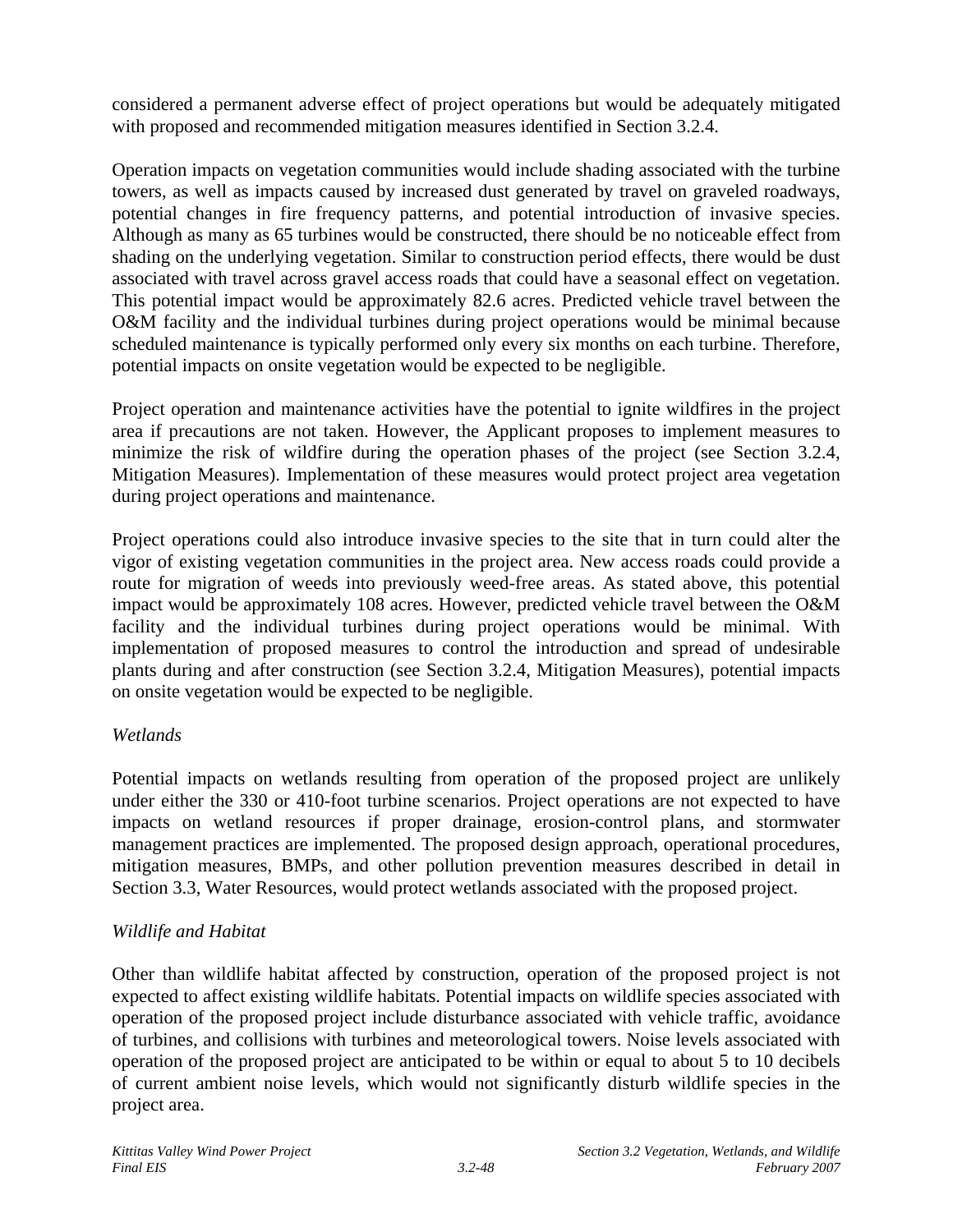considered a permanent adverse effect of project operations but would be adequately mitigated with proposed and recommended mitigation measures identified in Section 3.2.4.

Operation impacts on vegetation communities would include shading associated with the turbine towers, as well as impacts caused by increased dust generated by travel on graveled roadways, potential changes in fire frequency patterns, and potential introduction of invasive species. Although as many as 65 turbines would be constructed, there should be no noticeable effect from shading on the underlying vegetation. Similar to construction period effects, there would be dust associated with travel across gravel access roads that could have a seasonal effect on vegetation. This potential impact would be approximately 82.6 acres. Predicted vehicle travel between the O&M facility and the individual turbines during project operations would be minimal because scheduled maintenance is typically performed only every six months on each turbine. Therefore, potential impacts on onsite vegetation would be expected to be negligible.

Project operation and maintenance activities have the potential to ignite wildfires in the project area if precautions are not taken. However, the Applicant proposes to implement measures to minimize the risk of wildfire during the operation phases of the project (see Section 3.2.4, Mitigation Measures). Implementation of these measures would protect project area vegetation during project operations and maintenance.

Project operations could also introduce invasive species to the site that in turn could alter the vigor of existing vegetation communities in the project area. New access roads could provide a route for migration of weeds into previously weed-free areas. As stated above, this potential impact would be approximately 108 acres. However, predicted vehicle travel between the O&M facility and the individual turbines during project operations would be minimal. With implementation of proposed measures to control the introduction and spread of undesirable plants during and after construction (see Section 3.2.4, Mitigation Measures), potential impacts on onsite vegetation would be expected to be negligible.

*Wetlands*

Potential impacts on wetlands resulting from operation of the proposed project are unlikely under either the 330 or 410-foot turbine scenarios. Project operations are not expected to have impacts on wetland resources if proper drainage, erosion-control plans, and stormwater management practices are implemented. The proposed design approach, operational procedures, mitigation measures, BMPs, and other pollution prevention measures described in detail in Section 3.3, Water Resources, would protect wetlands associated with the proposed project.

*Wildlife and Habitat*

Other than wildlife habitat affected by construction, operation of the proposed project is not expected to affect existing wildlife habitats. Potential impacts on wildlife species associated with operation of the proposed project include disturbance associated with vehicle traffic, avoidance of turbines, and collisions with turbines and meteorological towers. Noise levels associated with operation of the proposed project are anticipated to be within or equal to about 5 to 10 decibels of current ambient noise levels, which would not significantly disturb wildlife species in the project area.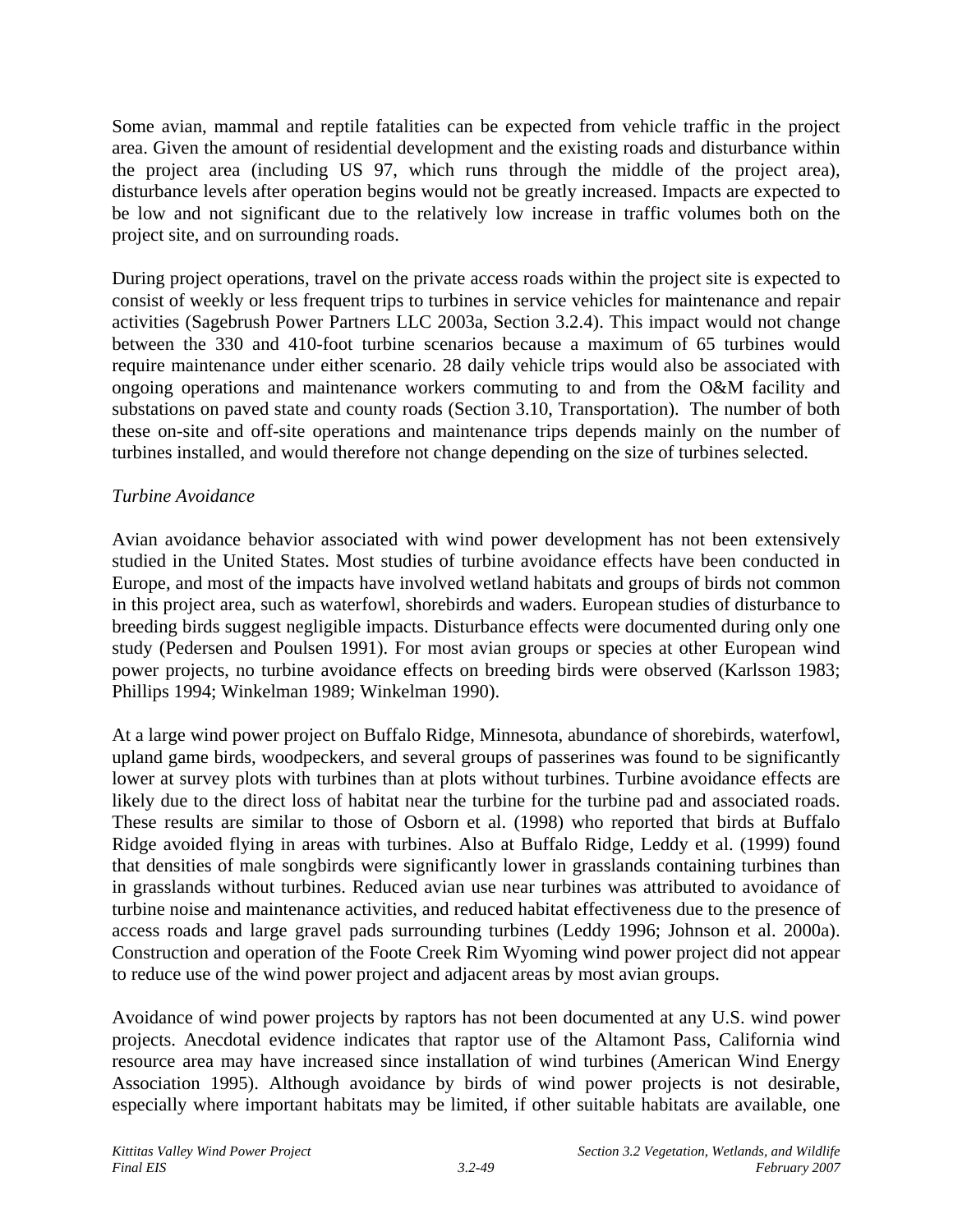Some avian, mammal and reptile fatalities can be expected from vehicle traffic in the project area. Given the amount of residential development and the existing roads and disturbance within the project area (including US 97, which runs through the middle of the project area), disturbance levels after operation begins would not be greatly increased. Impacts are expected to be low and not significant due to the relatively low increase in traffic volumes both on the project site, and on surrounding roads.

During project operations, travel on the private access roads within the project site is expected to consist of weekly or less frequent trips to turbines in service vehicles for maintenance and repair activities (Sagebrush Power Partners LLC 2003a, Section 3.2.4). This impact would not change between the 330 and 410-foot turbine scenarios because a maximum of 65 turbines would require maintenance under either scenario. 28 daily vehicle trips would also be associated with ongoing operations and maintenance workers commuting to and from the O&M facility and substations on paved state and county roads (Section 3.10, Transportation). The number of both these on-site and off-site operations and maintenance trips depends mainly on the number of turbines installed, and would therefore not change depending on the size of turbines selected.

*Turbine Avoidance*

Avian avoidance behavior associated with wind power development has not been extensively studied in the United States. Most studies of turbine avoidance effects have been conducted in Europe, and most of the impacts have involved wetland habitats and groups of birds not common in this project area, such as waterfowl, shorebirds and waders. European studies of disturbance to breeding birds suggest negligible impacts. Disturbance effects were documented during only one study (Pedersen and Poulsen 1991). For most avian groups or species at other European wind power projects, no turbine avoidance effects on breeding birds were observed (Karlsson 1983; Phillips 1994; Winkelman 1989; Winkelman 1990).

At a large wind power project on Buffalo Ridge, Minnesota, abundance of shorebirds, waterfowl, upland game birds, woodpeckers, and several groups of passerines was found to be significantly lower at survey plots with turbines than at plots without turbines. Turbine avoidance effects are likely due to the direct loss of habitat near the turbine for the turbine pad and associated roads. These results are similar to those of Osborn et al. (1998) who reported that birds at Buffalo Ridge avoided flying in areas with turbines. Also at Buffalo Ridge, Leddy et al. (1999) found that densities of male songbirds were significantly lower in grasslands containing turbines than in grasslands without turbines. Reduced avian use near turbines was attributed to avoidance of turbine noise and maintenance activities, and reduced habitat effectiveness due to the presence of access roads and large gravel pads surrounding turbines (Leddy 1996; Johnson et al. 2000a). Construction and operation of the Foote Creek Rim Wyoming wind power project did not appear to reduce use of the wind power project and adjacent areas by most avian groups.

Avoidance of wind power projects by raptors has not been documented at any U.S. wind power projects. Anecdotal evidence indicates that raptor use of the Altamont Pass, California wind resource area may have increased since installation of wind turbines (American Wind Energy Association 1995). Although avoidance by birds of wind power projects is not desirable, especially where important habitats may be limited, if other suitable habitats are available, one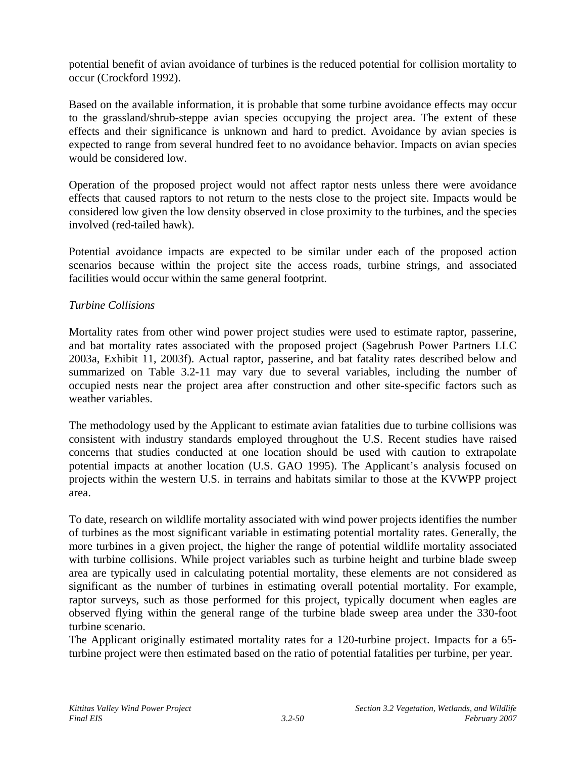potential benefit of avian avoidance of turbines is the reduced potential for collision mortality to occur (Crockford 1992).

Based on the available information, it is probable that some turbine avoidance effects may occur to the grassland/shrub-steppe avian species occupying the project area. The extent of these effects and their significance is unknown and hard to predict. Avoidance by avian species is expected to range from several hundred feet to no avoidance behavior. Impacts on avian species would be considered low.

Operation of the proposed project would not affect raptor nests unless there were avoidance effects that caused raptors to not return to the nests close to the project site. Impacts would be considered low given the low density observed in close proximity to the turbines, and the species involved (red-tailed hawk).

Potential avoidance impacts are expected to be similar under each of the proposed action scenarios because within the project site the access roads, turbine strings, and associated facilities would occur within the same general footprint.

*Turbine Collisions*

Mortality rates from other wind power project studies were used to estimate raptor, passerine, and bat mortality rates associated with the proposed project (Sagebrush Power Partners LLC 2003a, Exhibit 11, 2003f). Actual raptor, passerine, and bat fatality rates described below and summarized on Table 3.2-11 may vary due to several variables, including the number of occupied nests near the project area after construction and other site-specific factors such as weather variables.

The methodology used by the Applicant to estimate avian fatalities due to turbine collisions was consistent with industry standards employed throughout the U.S. Recent studies have raised concerns that studies conducted at one location should be used with caution to extrapolate potential impacts at another location (U.S. GAO 1995). The Applicant's analysis focused on projects within the western U.S. in terrains and habitats similar to those at the KVWPP project area.

To date, research on wildlife mortality associated with wind power projects identifies the number of turbines as the most significant variable in estimating potential mortality rates. Generally, the more turbines in a given project, the higher the range of potential wildlife mortality associated with turbine collisions. While project variables such as turbine height and turbine blade sweep area are typically used in calculating potential mortality, these elements are not considered as significant as the number of turbines in estimating overall potential mortality. For example, raptor surveys, such as those performed for this project, typically document when eagles are observed flying within the general range of the turbine blade sweep area under the 330-foot turbine scenario.

The Applicant originally estimated mortality rates for a 120-turbine project. Impacts for a 65-turbine project were then estimated based on the ratio of potential fatalities per turbine, per year.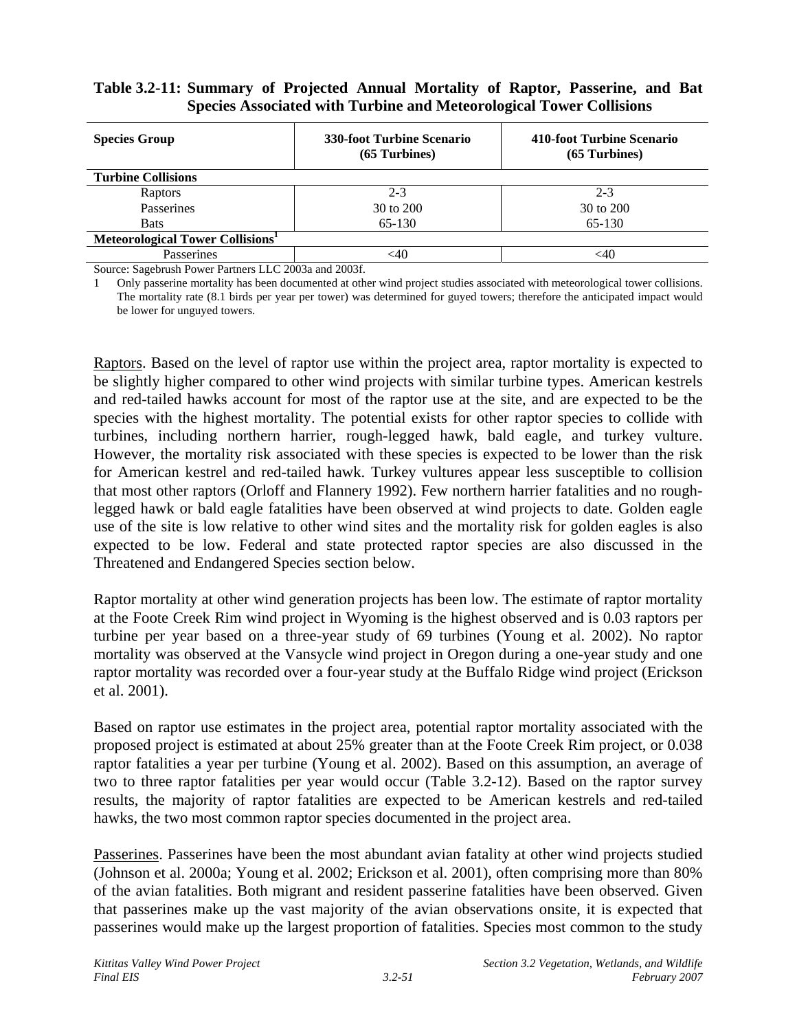**Table 3.2-11: Summary of Projected Annual Mortality of Raptor, Passerine, and Bat Species Associated with Turbine and Meteorological Tower Collisions**

| Species Group | 330-foot Turbine Scenario (65 Turbines) | 410-foot Turbine Scenario (65 Turbines) |
|---|---|---|
| **Turbine Collisions** | | |
| Raptors | 2-3 | 2-3 |
| Passerines | 30 to 200 | 30 to 200 |
| Bats | 65-130 | 65-130 |
| **Meteorological Tower Collisions[1]** | | |
| Passerines | <40 | <40 |

Source: Sagebrush Power Partners LLC 2003a and 2003f.

1 Only passerine mortality has been documented at other wind project studies associated with meteorological tower collisions. The mortality rate (8.1 birds per year per tower) was determined for guyed towers; therefore the anticipated impact would be lower for unguyed towers.

Raptors. Based on the level of raptor use within the project area, raptor mortality is expected to be slightly higher compared to other wind projects with similar turbine types. American kestrels and red-tailed hawks account for most of the raptor use at the site, and are expected to be the species with the highest mortality. The potential exists for other raptor species to collide with turbines, including northern harrier, rough-legged hawk, bald eagle, and turkey vulture. However, the mortality risk associated with these species is expected to be lower than the risk for American kestrel and red-tailed hawk. Turkey vultures appear less susceptible to collision that most other raptors (Orloff and Flannery 1992). Few northern harrier fatalities and no rough-legged hawk or bald eagle fatalities have been observed at wind projects to date. Golden eagle use of the site is low relative to other wind sites and the mortality risk for golden eagles is also expected to be low. Federal and state protected raptor species are also discussed in the Threatened and Endangered Species section below.

Raptor mortality at other wind generation projects has been low. The estimate of raptor mortality at the Foote Creek Rim wind project in Wyoming is the highest observed and is 0.03 raptors per turbine per year based on a three-year study of 69 turbines (Young et al. 2002). No raptor mortality was observed at the Vansycle wind project in Oregon during a one-year study and one raptor mortality was recorded over a four-year study at the Buffalo Ridge wind project (Erickson et al. 2001).

Based on raptor use estimates in the project area, potential raptor mortality associated with the proposed project is estimated at about 25% greater than at the Foote Creek Rim project, or 0.038 raptor fatalities a year per turbine (Young et al. 2002). Based on this assumption, an average of two to three raptor fatalities per year would occur (Table 3.2-12). Based on the raptor survey results, the majority of raptor fatalities are expected to be American kestrels and red-tailed hawks, the two most common raptor species documented in the project area.

Passerines. Passerines have been the most abundant avian fatality at other wind projects studied (Johnson et al. 2000a; Young et al. 2002; Erickson et al. 2001), often comprising more than 80% of the avian fatalities. Both migrant and resident passerine fatalities have been observed. Given that passerines make up the vast majority of the avian observations onsite, it is expected that passerines would make up the largest proportion of fatalities. Species most common to the study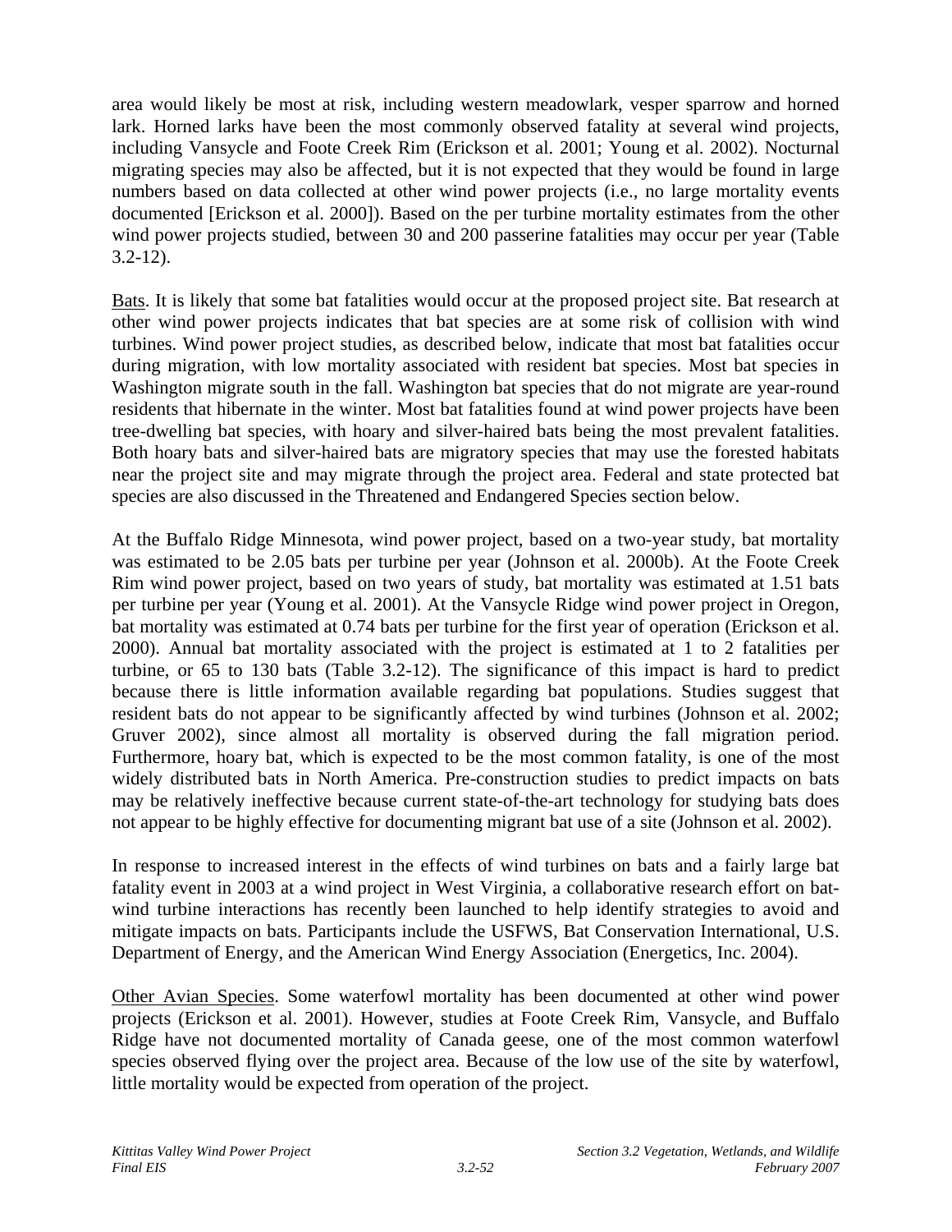area would likely be most at risk, including western meadowlark, vesper sparrow and horned lark. Horned larks have been the most commonly observed fatality at several wind projects, including Vansycle and Foote Creek Rim (Erickson et al. 2001; Young et al. 2002). Nocturnal migrating species may also be affected, but it is not expected that they would be found in large numbers based on data collected at other wind power projects (i.e., no large mortality events documented [Erickson et al. 2000]). Based on the per turbine mortality estimates from the other wind power projects studied, between 30 and 200 passerine fatalities may occur per year (Table 3.2-12).

Bats. It is likely that some bat fatalities would occur at the proposed project site. Bat research at other wind power projects indicates that bat species are at some risk of collision with wind turbines. Wind power project studies, as described below, indicate that most bat fatalities occur during migration, with low mortality associated with resident bat species. Most bat species in Washington migrate south in the fall. Washington bat species that do not migrate are year-round residents that hibernate in the winter. Most bat fatalities found at wind power projects have been tree-dwelling bat species, with hoary and silver-haired bats being the most prevalent fatalities. Both hoary bats and silver-haired bats are migratory species that may use the forested habitats near the project site and may migrate through the project area. Federal and state protected bat species are also discussed in the Threatened and Endangered Species section below.

At the Buffalo Ridge Minnesota, wind power project, based on a two-year study, bat mortality was estimated to be 2.05 bats per turbine per year (Johnson et al. 2000b). At the Foote Creek Rim wind power project, based on two years of study, bat mortality was estimated at 1.51 bats per turbine per year (Young et al. 2001). At the Vansycle Ridge wind power project in Oregon, bat mortality was estimated at 0.74 bats per turbine for the first year of operation (Erickson et al. 2000). Annual bat mortality associated with the project is estimated at 1 to 2 fatalities per turbine, or 65 to 130 bats (Table 3.2-12). The significance of this impact is hard to predict because there is little information available regarding bat populations. Studies suggest that resident bats do not appear to be significantly affected by wind turbines (Johnson et al. 2002; Gruver 2002), since almost all mortality is observed during the fall migration period. Furthermore, hoary bat, which is expected to be the most common fatality, is one of the most widely distributed bats in North America. Pre-construction studies to predict impacts on bats may be relatively ineffective because current state-of-the-art technology for studying bats does not appear to be highly effective for documenting migrant bat use of a site (Johnson et al. 2002).

In response to increased interest in the effects of wind turbines on bats and a fairly large bat fatality event in 2003 at a wind project in West Virginia, a collaborative research effort on bat-wind turbine interactions has recently been launched to help identify strategies to avoid and mitigate impacts on bats. Participants include the USFWS, Bat Conservation International, U.S. Department of Energy, and the American Wind Energy Association (Energetics, Inc. 2004).

Other Avian Species. Some waterfowl mortality has been documented at other wind power projects (Erickson et al. 2001). However, studies at Foote Creek Rim, Vansycle, and Buffalo Ridge have not documented mortality of Canada geese, one of the most common waterfowl species observed flying over the project area. Because of the low use of the site by waterfowl, little mortality would be expected from operation of the project.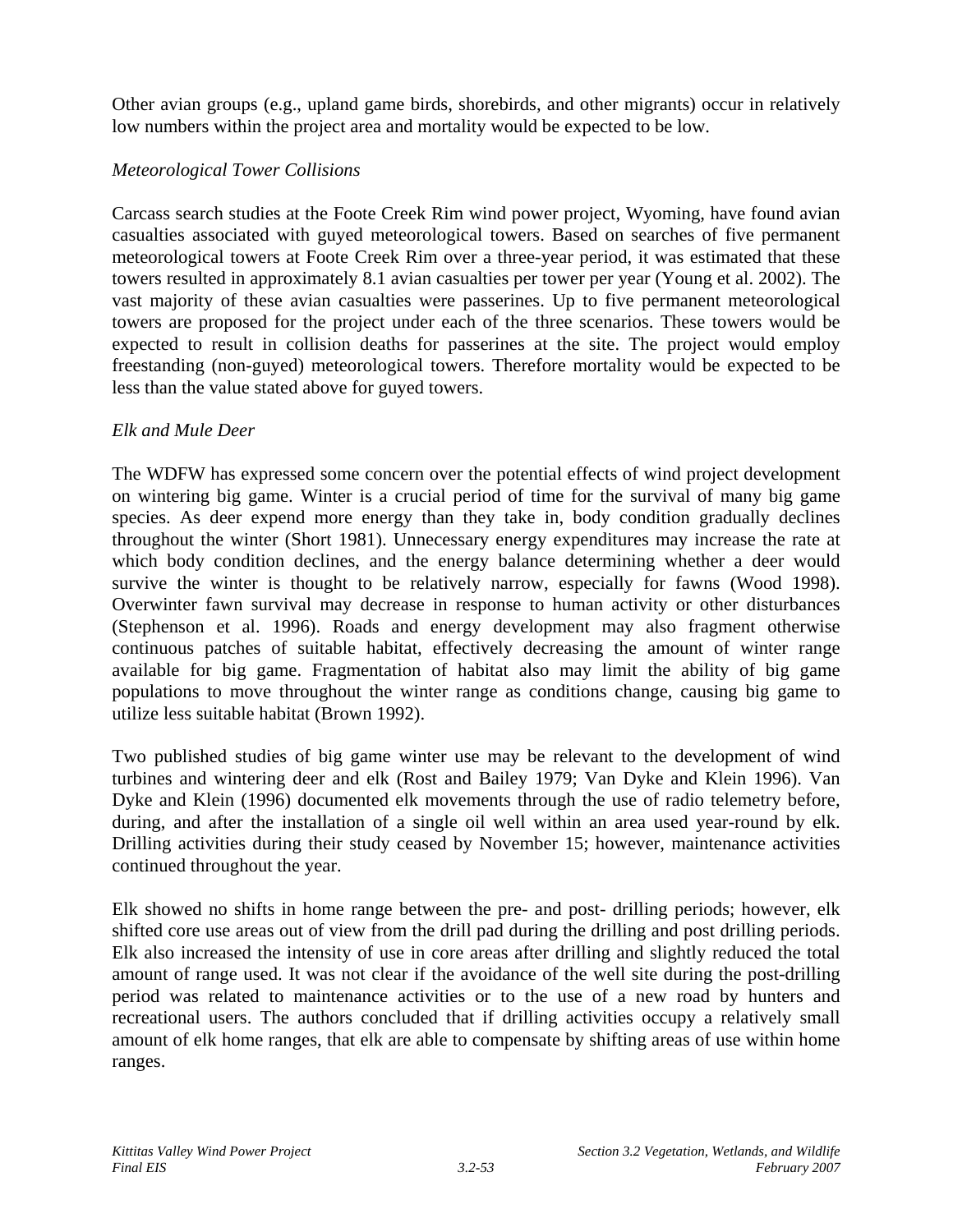Other avian groups (e.g., upland game birds, shorebirds, and other migrants) occur in relatively low numbers within the project area and mortality would be expected to be low.

*Meteorological Tower Collisions*

Carcass search studies at the Foote Creek Rim wind power project, Wyoming, have found avian casualties associated with guyed meteorological towers. Based on searches of five permanent meteorological towers at Foote Creek Rim over a three-year period, it was estimated that these towers resulted in approximately 8.1 avian casualties per tower per year (Young et al. 2002). The vast majority of these avian casualties were passerines. Up to five permanent meteorological towers are proposed for the project under each of the three scenarios. These towers would be expected to result in collision deaths for passerines at the site. The project would employ freestanding (non-guyed) meteorological towers. Therefore mortality would be expected to be less than the value stated above for guyed towers.

*Elk and Mule Deer*

The WDFW has expressed some concern over the potential effects of wind project development on wintering big game. Winter is a crucial period of time for the survival of many big game species. As deer expend more energy than they take in, body condition gradually declines throughout the winter (Short 1981). Unnecessary energy expenditures may increase the rate at which body condition declines, and the energy balance determining whether a deer would survive the winter is thought to be relatively narrow, especially for fawns (Wood 1998). Overwinter fawn survival may decrease in response to human activity or other disturbances (Stephenson et al. 1996). Roads and energy development may also fragment otherwise continuous patches of suitable habitat, effectively decreasing the amount of winter range available for big game. Fragmentation of habitat also may limit the ability of big game populations to move throughout the winter range as conditions change, causing big game to utilize less suitable habitat (Brown 1992).

Two published studies of big game winter use may be relevant to the development of wind turbines and wintering deer and elk (Rost and Bailey 1979; Van Dyke and Klein 1996). Van Dyke and Klein (1996) documented elk movements through the use of radio telemetry before, during, and after the installation of a single oil well within an area used year-round by elk. Drilling activities during their study ceased by November 15; however, maintenance activities continued throughout the year.

Elk showed no shifts in home range between the pre- and post- drilling periods; however, elk shifted core use areas out of view from the drill pad during the drilling and post drilling periods. Elk also increased the intensity of use in core areas after drilling and slightly reduced the total amount of range used. It was not clear if the avoidance of the well site during the post-drilling period was related to maintenance activities or to the use of a new road by hunters and recreational users. The authors concluded that if drilling activities occupy a relatively small amount of elk home ranges, that elk are able to compensate by shifting areas of use within home ranges.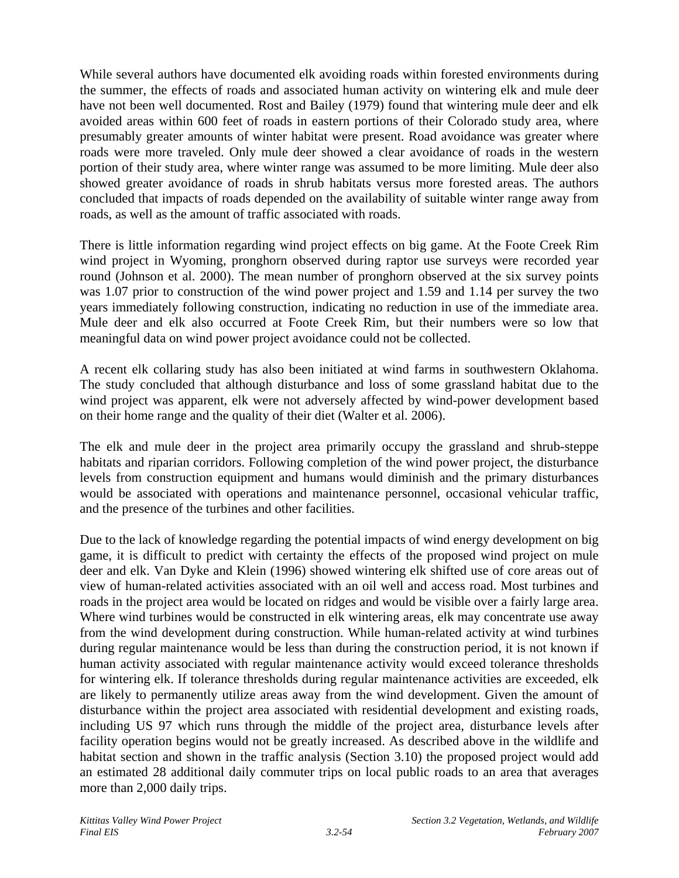While several authors have documented elk avoiding roads within forested environments during the summer, the effects of roads and associated human activity on wintering elk and mule deer have not been well documented. Rost and Bailey (1979) found that wintering mule deer and elk avoided areas within 600 feet of roads in eastern portions of their Colorado study area, where presumably greater amounts of winter habitat were present. Road avoidance was greater where roads were more traveled. Only mule deer showed a clear avoidance of roads in the western portion of their study area, where winter range was assumed to be more limiting. Mule deer also showed greater avoidance of roads in shrub habitats versus more forested areas. The authors concluded that impacts of roads depended on the availability of suitable winter range away from roads, as well as the amount of traffic associated with roads.

There is little information regarding wind project effects on big game. At the Foote Creek Rim wind project in Wyoming, pronghorn observed during raptor use surveys were recorded year round (Johnson et al. 2000). The mean number of pronghorn observed at the six survey points was 1.07 prior to construction of the wind power project and 1.59 and 1.14 per survey the two years immediately following construction, indicating no reduction in use of the immediate area. Mule deer and elk also occurred at Foote Creek Rim, but their numbers were so low that meaningful data on wind power project avoidance could not be collected.

A recent elk collaring study has also been initiated at wind farms in southwestern Oklahoma. The study concluded that although disturbance and loss of some grassland habitat due to the wind project was apparent, elk were not adversely affected by wind-power development based on their home range and the quality of their diet (Walter et al. 2006).

The elk and mule deer in the project area primarily occupy the grassland and shrub-steppe habitats and riparian corridors. Following completion of the wind power project, the disturbance levels from construction equipment and humans would diminish and the primary disturbances would be associated with operations and maintenance personnel, occasional vehicular traffic, and the presence of the turbines and other facilities.

Due to the lack of knowledge regarding the potential impacts of wind energy development on big game, it is difficult to predict with certainty the effects of the proposed wind project on mule deer and elk. Van Dyke and Klein (1996) showed wintering elk shifted use of core areas out of view of human-related activities associated with an oil well and access road. Most turbines and roads in the project area would be located on ridges and would be visible over a fairly large area. Where wind turbines would be constructed in elk wintering areas, elk may concentrate use away from the wind development during construction. While human-related activity at wind turbines during regular maintenance would be less than during the construction period, it is not known if human activity associated with regular maintenance activity would exceed tolerance thresholds for wintering elk. If tolerance thresholds during regular maintenance activities are exceeded, elk are likely to permanently utilize areas away from the wind development. Given the amount of disturbance within the project area associated with residential development and existing roads, including US 97 which runs through the middle of the project area, disturbance levels after facility operation begins would not be greatly increased. As described above in the wildlife and habitat section and shown in the traffic analysis (Section 3.10) the proposed project would add an estimated 28 additional daily commuter trips on local public roads to an area that averages more than 2,000 daily trips.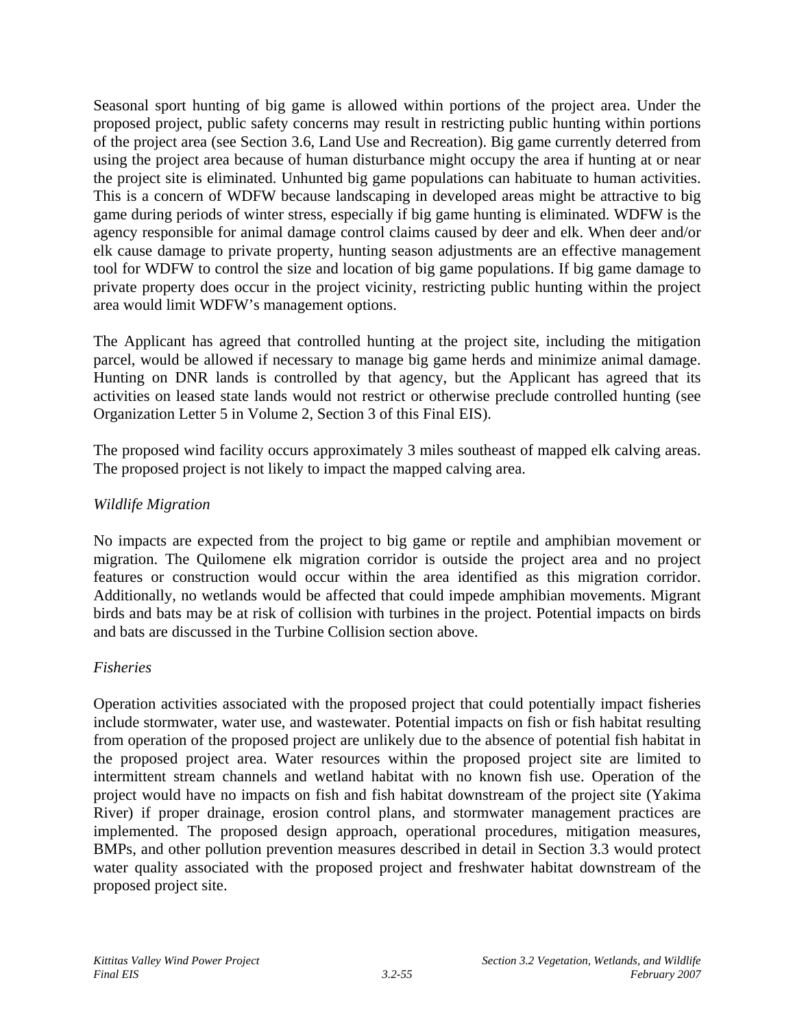Seasonal sport hunting of big game is allowed within portions of the project area. Under the proposed project, public safety concerns may result in restricting public hunting within portions of the project area (see Section 3.6, Land Use and Recreation). Big game currently deterred from using the project area because of human disturbance might occupy the area if hunting at or near the project site is eliminated. Unhunted big game populations can habituate to human activities. This is a concern of WDFW because landscaping in developed areas might be attractive to big game during periods of winter stress, especially if big game hunting is eliminated. WDFW is the agency responsible for animal damage control claims caused by deer and elk. When deer and/or elk cause damage to private property, hunting season adjustments are an effective management tool for WDFW to control the size and location of big game populations. If big game damage to private property does occur in the project vicinity, restricting public hunting within the project area would limit WDFW's management options.

The Applicant has agreed that controlled hunting at the project site, including the mitigation parcel, would be allowed if necessary to manage big game herds and minimize animal damage. Hunting on DNR lands is controlled by that agency, but the Applicant has agreed that its activities on leased state lands would not restrict or otherwise preclude controlled hunting (see Organization Letter 5 in Volume 2, Section 3 of this Final EIS).

The proposed wind facility occurs approximately 3 miles southeast of mapped elk calving areas. The proposed project is not likely to impact the mapped calving area.

*Wildlife Migration*

No impacts are expected from the project to big game or reptile and amphibian movement or migration. The Quilomene elk migration corridor is outside the project area and no project features or construction would occur within the area identified as this migration corridor. Additionally, no wetlands would be affected that could impede amphibian movements. Migrant birds and bats may be at risk of collision with turbines in the project. Potential impacts on birds and bats are discussed in the Turbine Collision section above.

*Fisheries*

Operation activities associated with the proposed project that could potentially impact fisheries include stormwater, water use, and wastewater. Potential impacts on fish or fish habitat resulting from operation of the proposed project are unlikely due to the absence of potential fish habitat in the proposed project area. Water resources within the proposed project site are limited to intermittent stream channels and wetland habitat with no known fish use. Operation of the project would have no impacts on fish and fish habitat downstream of the project site (Yakima River) if proper drainage, erosion control plans, and stormwater management practices are implemented. The proposed design approach, operational procedures, mitigation measures, BMPs, and other pollution prevention measures described in detail in Section 3.3 would protect water quality associated with the proposed project and freshwater habitat downstream of the proposed project site.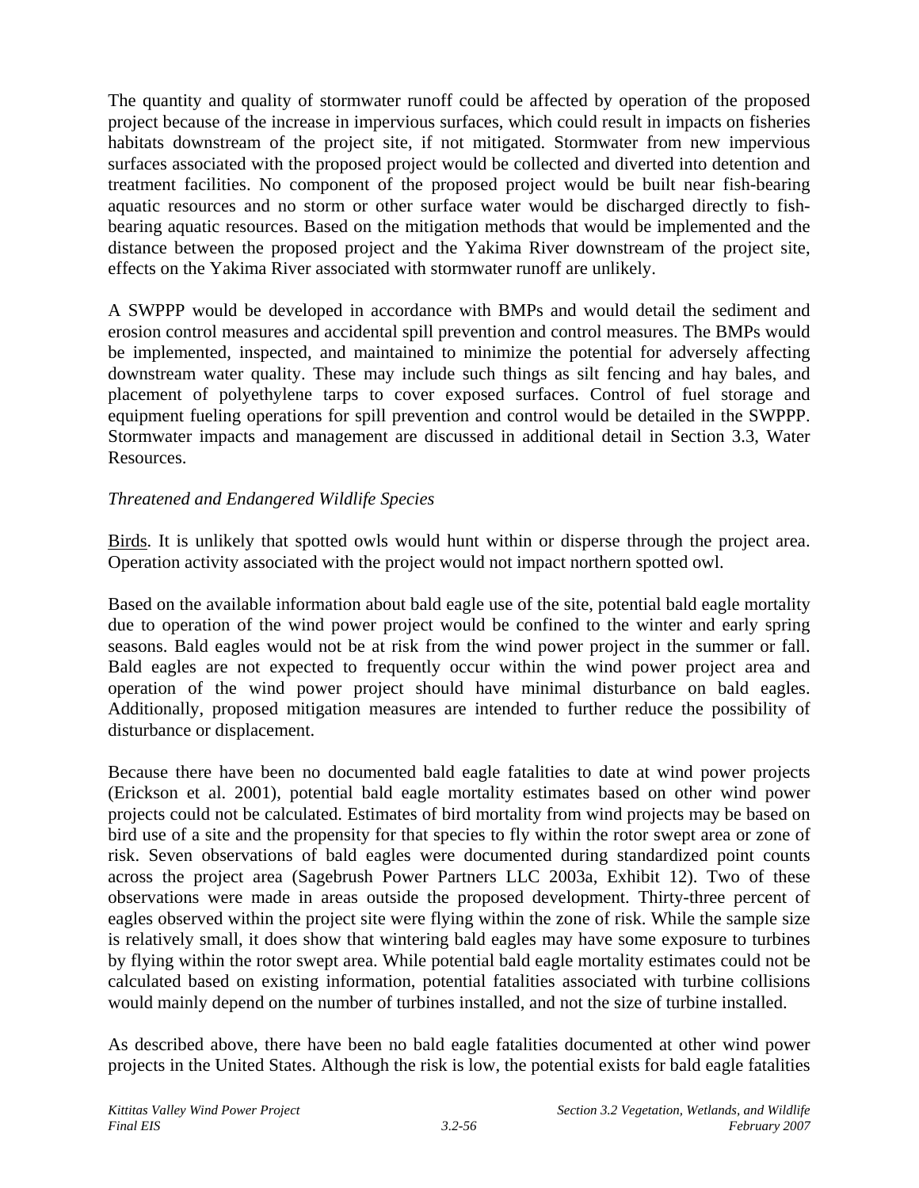The quantity and quality of stormwater runoff could be affected by operation of the proposed project because of the increase in impervious surfaces, which could result in impacts on fisheries habitats downstream of the project site, if not mitigated. Stormwater from new impervious surfaces associated with the proposed project would be collected and diverted into detention and treatment facilities. No component of the proposed project would be built near fish-bearing aquatic resources and no storm or other surface water would be discharged directly to fish-bearing aquatic resources. Based on the mitigation methods that would be implemented and the distance between the proposed project and the Yakima River downstream of the project site, effects on the Yakima River associated with stormwater runoff are unlikely.

A SWPPP would be developed in accordance with BMPs and would detail the sediment and erosion control measures and accidental spill prevention and control measures. The BMPs would be implemented, inspected, and maintained to minimize the potential for adversely affecting downstream water quality. These may include such things as silt fencing and hay bales, and placement of polyethylene tarps to cover exposed surfaces. Control of fuel storage and equipment fueling operations for spill prevention and control would be detailed in the SWPPP. Stormwater impacts and management are discussed in additional detail in Section 3.3, Water Resources.

*Threatened and Endangered Wildlife Species*

Birds. It is unlikely that spotted owls would hunt within or disperse through the project area. Operation activity associated with the project would not impact northern spotted owl.

Based on the available information about bald eagle use of the site, potential bald eagle mortality due to operation of the wind power project would be confined to the winter and early spring seasons. Bald eagles would not be at risk from the wind power project in the summer or fall. Bald eagles are not expected to frequently occur within the wind power project area and operation of the wind power project should have minimal disturbance on bald eagles. Additionally, proposed mitigation measures are intended to further reduce the possibility of disturbance or displacement.

Because there have been no documented bald eagle fatalities to date at wind power projects (Erickson et al. 2001), potential bald eagle mortality estimates based on other wind power projects could not be calculated. Estimates of bird mortality from wind projects may be based on bird use of a site and the propensity for that species to fly within the rotor swept area or zone of risk. Seven observations of bald eagles were documented during standardized point counts across the project area (Sagebrush Power Partners LLC 2003a, Exhibit 12). Two of these observations were made in areas outside the proposed development. Thirty-three percent of eagles observed within the project site were flying within the zone of risk. While the sample size is relatively small, it does show that wintering bald eagles may have some exposure to turbines by flying within the rotor swept area. While potential bald eagle mortality estimates could not be calculated based on existing information, potential fatalities associated with turbine collisions would mainly depend on the number of turbines installed, and not the size of turbine installed.

As described above, there have been no bald eagle fatalities documented at other wind power projects in the United States. Although the risk is low, the potential exists for bald eagle fatalities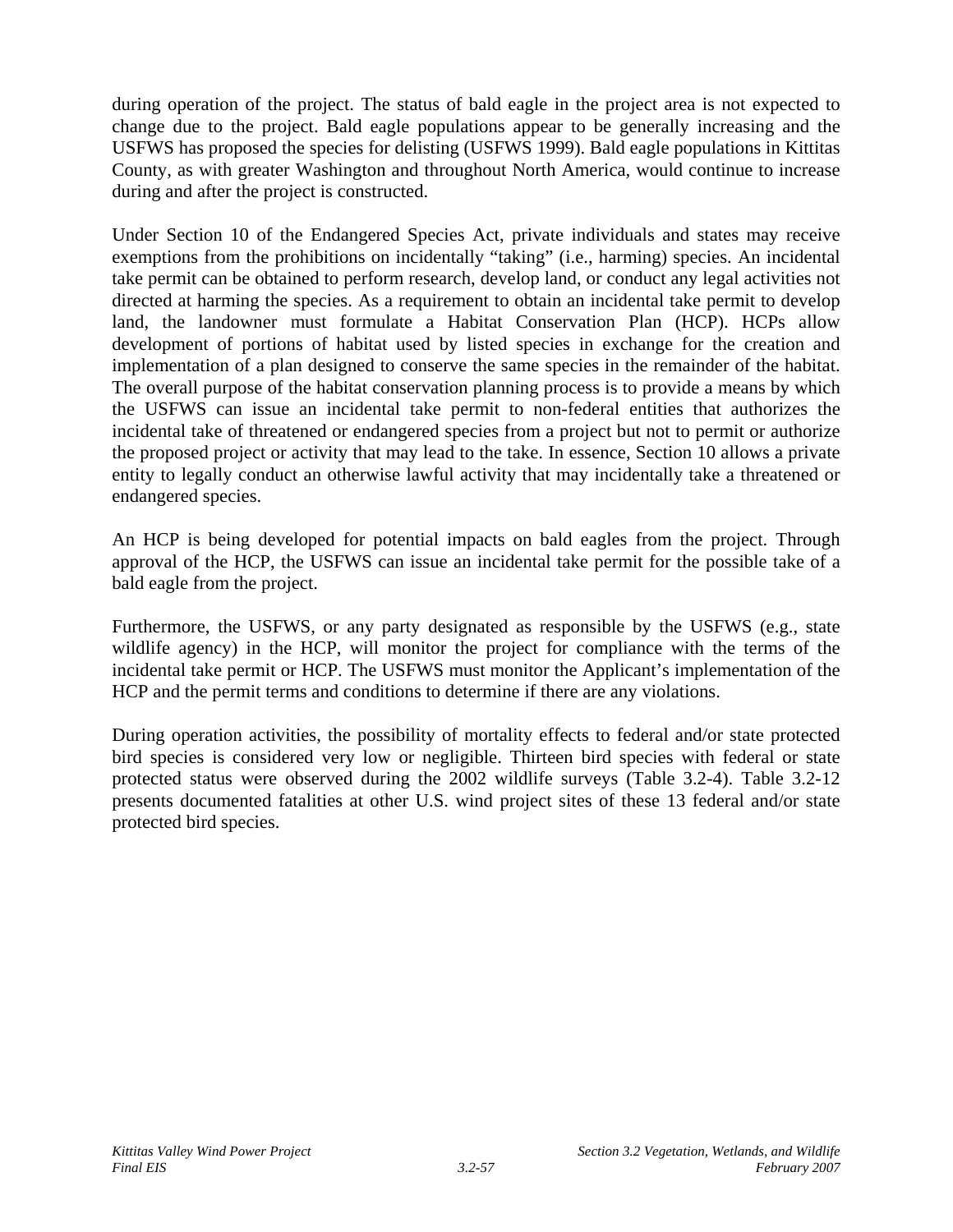during operation of the project. The status of bald eagle in the project area is not expected to change due to the project. Bald eagle populations appear to be generally increasing and the USFWS has proposed the species for delisting (USFWS 1999). Bald eagle populations in Kittitas County, as with greater Washington and throughout North America, would continue to increase during and after the project is constructed.

Under Section 10 of the Endangered Species Act, private individuals and states may receive exemptions from the prohibitions on incidentally "taking" (i.e., harming) species. An incidental take permit can be obtained to perform research, develop land, or conduct any legal activities not directed at harming the species. As a requirement to obtain an incidental take permit to develop land, the landowner must formulate a Habitat Conservation Plan (HCP). HCPs allow development of portions of habitat used by listed species in exchange for the creation and implementation of a plan designed to conserve the same species in the remainder of the habitat. The overall purpose of the habitat conservation planning process is to provide a means by which the USFWS can issue an incidental take permit to non-federal entities that authorizes the incidental take of threatened or endangered species from a project but not to permit or authorize the proposed project or activity that may lead to the take. In essence, Section 10 allows a private entity to legally conduct an otherwise lawful activity that may incidentally take a threatened or endangered species.

An HCP is being developed for potential impacts on bald eagles from the project. Through approval of the HCP, the USFWS can issue an incidental take permit for the possible take of a bald eagle from the project.

Furthermore, the USFWS, or any party designated as responsible by the USFWS (e.g., state wildlife agency) in the HCP, will monitor the project for compliance with the terms of the incidental take permit or HCP. The USFWS must monitor the Applicant's implementation of the HCP and the permit terms and conditions to determine if there are any violations.

During operation activities, the possibility of mortality effects to federal and/or state protected bird species is considered very low or negligible. Thirteen bird species with federal or state protected status were observed during the 2002 wildlife surveys (Table 3.2-4). Table 3.2-12 presents documented fatalities at other U.S. wind project sites of these 13 federal and/or state protected bird species.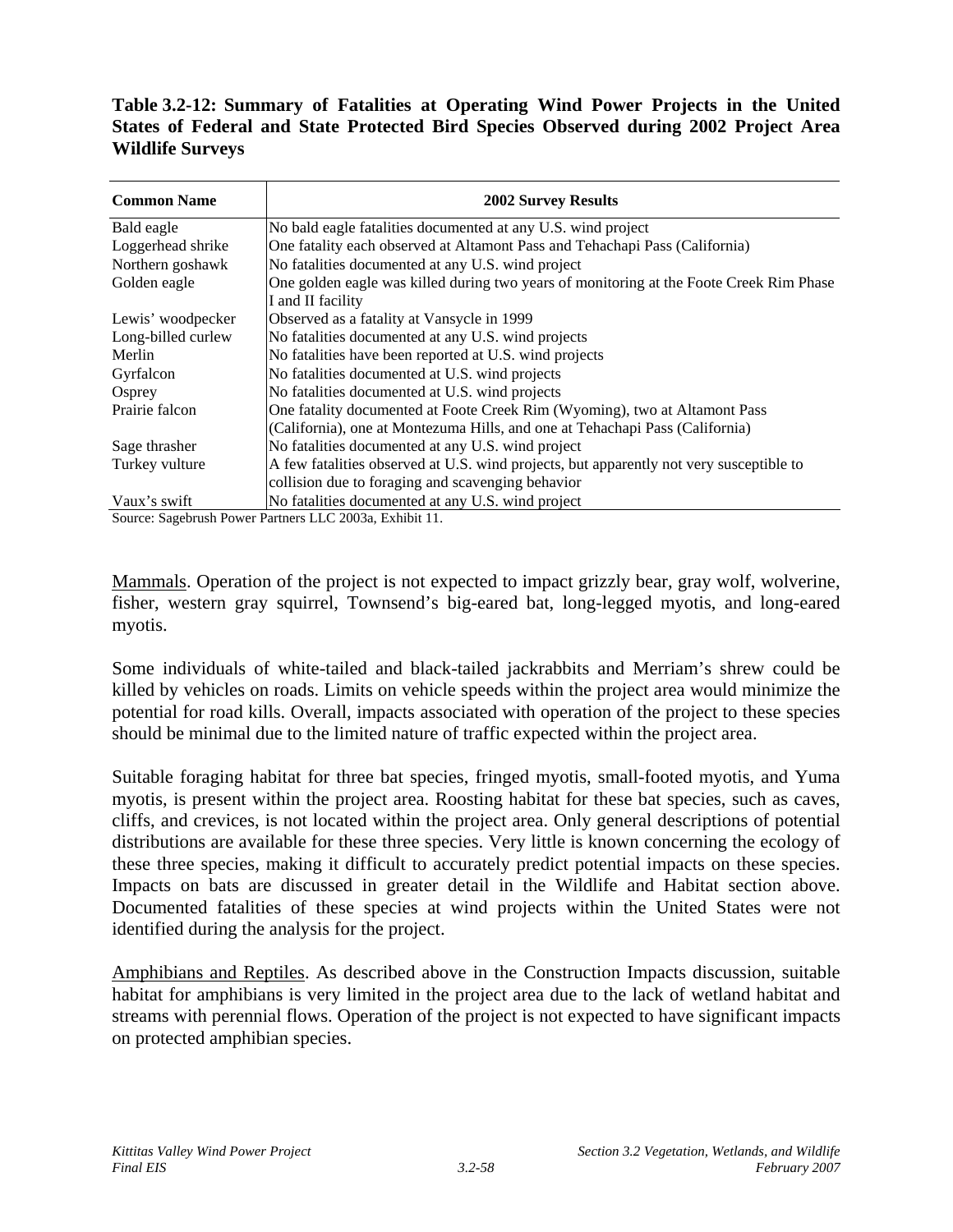**Table 3.2-12: Summary of Fatalities at Operating Wind Power Projects in the United States of Federal and State Protected Bird Species Observed during 2002 Project Area Wildlife Surveys**

| Common Name | 2002 Survey Results |
|---|---|
| Bald eagle | No bald eagle fatalities documented at any U.S. wind project |
| Loggerhead shrike | One fatality each observed at Altamont Pass and Tehachapi Pass (California) |
| Northern goshawk | No fatalities documented at any U.S. wind project |
| Golden eagle | One golden eagle was killed during two years of monitoring at the Foote Creek Rim Phase I and II facility |
| Lewis' woodpecker | Observed as a fatality at Vansycle in 1999 |
| Long-billed curlew | No fatalities documented at any U.S. wind projects |
| Merlin | No fatalities have been reported at U.S. wind projects |
| Gyrfalcon | No fatalities documented at U.S. wind projects |
| Osprey | No fatalities documented at U.S. wind projects |
| Prairie falcon | One fatality documented at Foote Creek Rim (Wyoming), two at Altamont Pass (California), one at Montezuma Hills, and one at Tehachapi Pass (California) |
| Sage thrasher | No fatalities documented at any U.S. wind project |
| Turkey vulture | A few fatalities observed at U.S. wind projects, but apparently not very susceptible to collision due to foraging and scavenging behavior |
| Vaux's swift | No fatalities documented at any U.S. wind project |

Source: Sagebrush Power Partners LLC 2003a, Exhibit 11.

Mammals. Operation of the project is not expected to impact grizzly bear, gray wolf, wolverine, fisher, western gray squirrel, Townsend's big-eared bat, long-legged myotis, and long-eared myotis.

Some individuals of white-tailed and black-tailed jackrabbits and Merriam's shrew could be killed by vehicles on roads. Limits on vehicle speeds within the project area would minimize the potential for road kills. Overall, impacts associated with operation of the project to these species should be minimal due to the limited nature of traffic expected within the project area.

Suitable foraging habitat for three bat species, fringed myotis, small-footed myotis, and Yuma myotis, is present within the project area. Roosting habitat for these bat species, such as caves, cliffs, and crevices, is not located within the project area. Only general descriptions of potential distributions are available for these three species. Very little is known concerning the ecology of these three species, making it difficult to accurately predict potential impacts on these species. Impacts on bats are discussed in greater detail in the Wildlife and Habitat section above. Documented fatalities of these species at wind projects within the United States were not identified during the analysis for the project.

Amphibians and Reptiles. As described above in the Construction Impacts discussion, suitable habitat for amphibians is very limited in the project area due to the lack of wetland habitat and streams with perennial flows. Operation of the project is not expected to have significant impacts on protected amphibian species.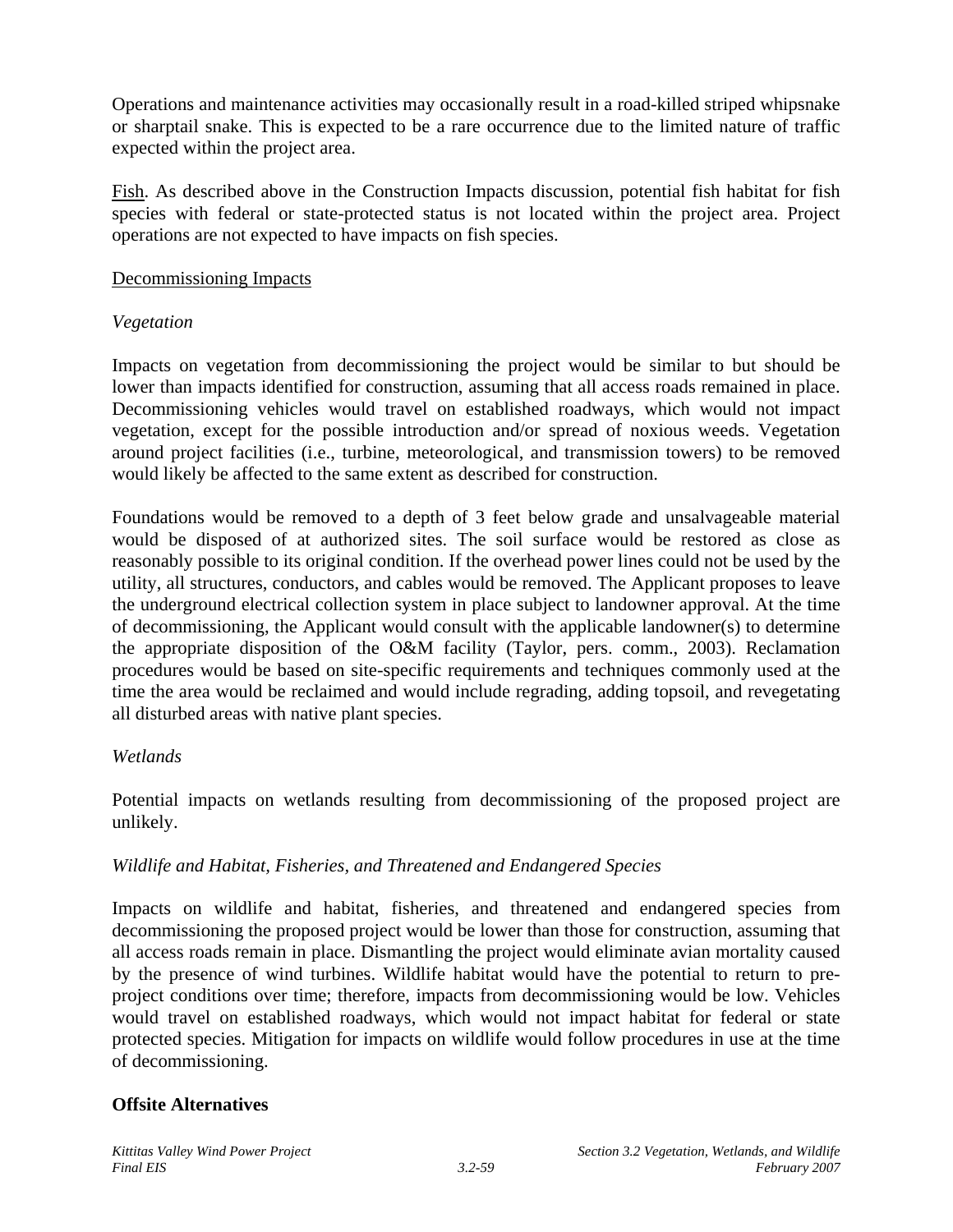Operations and maintenance activities may occasionally result in a road-killed striped whipsnake or sharptail snake. This is expected to be a rare occurrence due to the limited nature of traffic expected within the project area.

Fish. As described above in the Construction Impacts discussion, potential fish habitat for fish species with federal or state-protected status is not located within the project area. Project operations are not expected to have impacts on fish species.

Decommissioning Impacts

*Vegetation*

Impacts on vegetation from decommissioning the project would be similar to but should be lower than impacts identified for construction, assuming that all access roads remained in place. Decommissioning vehicles would travel on established roadways, which would not impact vegetation, except for the possible introduction and/or spread of noxious weeds. Vegetation around project facilities (i.e., turbine, meteorological, and transmission towers) to be removed would likely be affected to the same extent as described for construction.

Foundations would be removed to a depth of 3 feet below grade and unsalvageable material would be disposed of at authorized sites. The soil surface would be restored as close as reasonably possible to its original condition. If the overhead power lines could not be used by the utility, all structures, conductors, and cables would be removed. The Applicant proposes to leave the underground electrical collection system in place subject to landowner approval. At the time of decommissioning, the Applicant would consult with the applicable landowner(s) to determine the appropriate disposition of the O&M facility (Taylor, pers. comm., 2003). Reclamation procedures would be based on site-specific requirements and techniques commonly used at the time the area would be reclaimed and would include regrading, adding topsoil, and revegetating all disturbed areas with native plant species.

*Wetlands*

Potential impacts on wetlands resulting from decommissioning of the proposed project are unlikely.

*Wildlife and Habitat, Fisheries, and Threatened and Endangered Species*

Impacts on wildlife and habitat, fisheries, and threatened and endangered species from decommissioning the proposed project would be lower than those for construction, assuming that all access roads remain in place. Dismantling the project would eliminate avian mortality caused by the presence of wind turbines. Wildlife habitat would have the potential to return to pre-project conditions over time; therefore, impacts from decommissioning would be low. Vehicles would travel on established roadways, which would not impact habitat for federal or state protected species. Mitigation for impacts on wildlife would follow procedures in use at the time of decommissioning.

**Offsite Alternatives**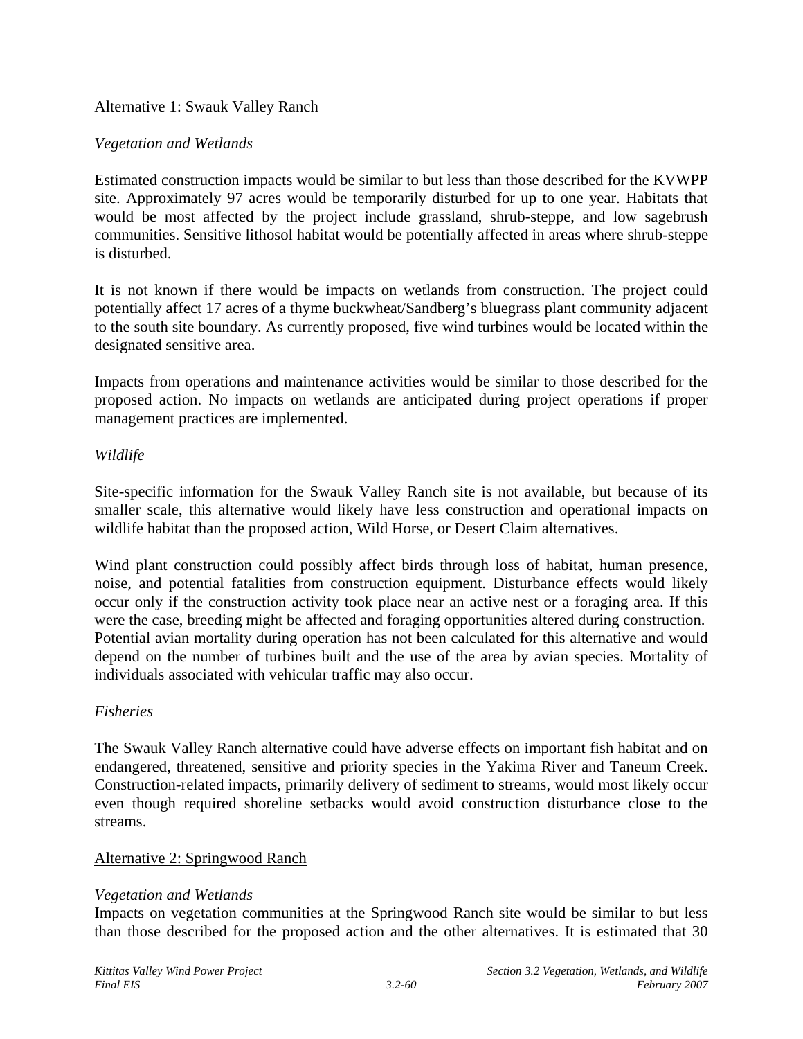Alternative 1: Swauk Valley Ranch

*Vegetation and Wetlands*

Estimated construction impacts would be similar to but less than those described for the KVWPP site. Approximately 97 acres would be temporarily disturbed for up to one year. Habitats that would be most affected by the project include grassland, shrub-steppe, and low sagebrush communities. Sensitive lithosol habitat would be potentially affected in areas where shrub-steppe is disturbed.

It is not known if there would be impacts on wetlands from construction. The project could potentially affect 17 acres of a thyme buckwheat/Sandberg's bluegrass plant community adjacent to the south site boundary. As currently proposed, five wind turbines would be located within the designated sensitive area.

Impacts from operations and maintenance activities would be similar to those described for the proposed action. No impacts on wetlands are anticipated during project operations if proper management practices are implemented.

*Wildlife*

Site-specific information for the Swauk Valley Ranch site is not available, but because of its smaller scale, this alternative would likely have less construction and operational impacts on wildlife habitat than the proposed action, Wild Horse, or Desert Claim alternatives.

Wind plant construction could possibly affect birds through loss of habitat, human presence, noise, and potential fatalities from construction equipment. Disturbance effects would likely occur only if the construction activity took place near an active nest or a foraging area. If this were the case, breeding might be affected and foraging opportunities altered during construction. Potential avian mortality during operation has not been calculated for this alternative and would depend on the number of turbines built and the use of the area by avian species. Mortality of individuals associated with vehicular traffic may also occur.

*Fisheries*

The Swauk Valley Ranch alternative could have adverse effects on important fish habitat and on endangered, threatened, sensitive and priority species in the Yakima River and Taneum Creek. Construction-related impacts, primarily delivery of sediment to streams, would most likely occur even though required shoreline setbacks would avoid construction disturbance close to the streams.

Alternative 2: Springwood Ranch

*Vegetation and Wetlands*

Impacts on vegetation communities at the Springwood Ranch site would be similar to but less than those described for the proposed action and the other alternatives. It is estimated that 30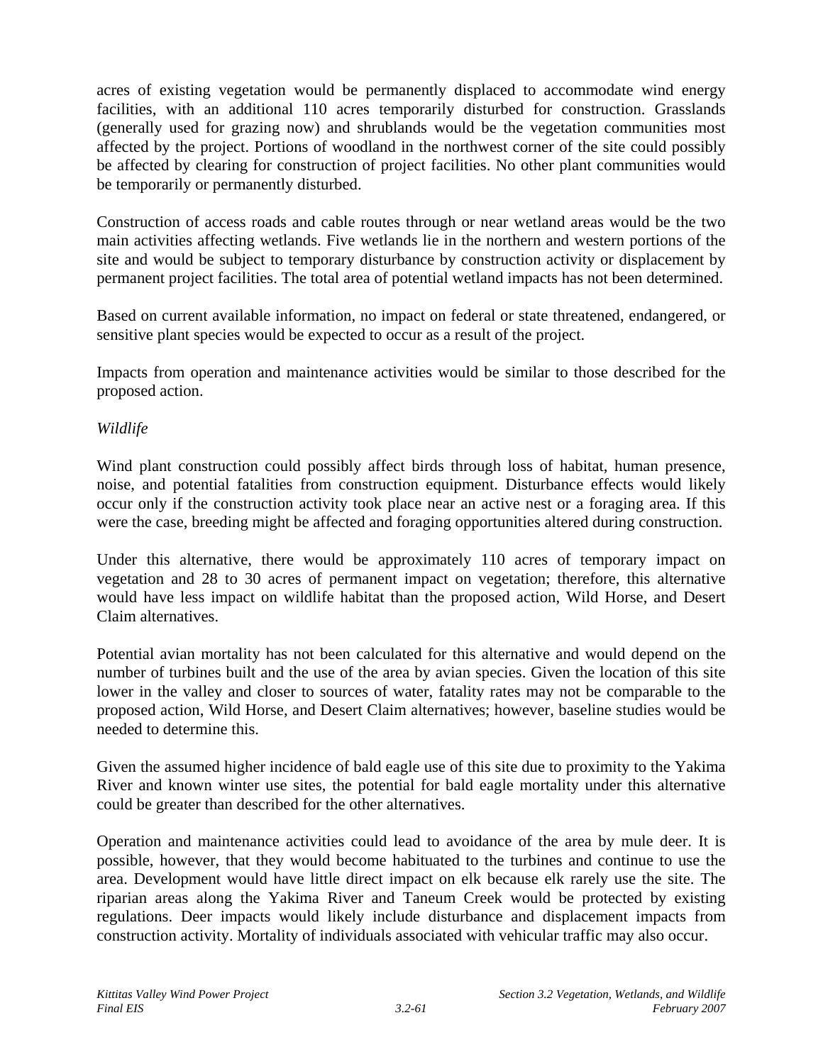acres of existing vegetation would be permanently displaced to accommodate wind energy facilities, with an additional 110 acres temporarily disturbed for construction. Grasslands (generally used for grazing now) and shrublands would be the vegetation communities most affected by the project. Portions of woodland in the northwest corner of the site could possibly be affected by clearing for construction of project facilities. No other plant communities would be temporarily or permanently disturbed.

Construction of access roads and cable routes through or near wetland areas would be the two main activities affecting wetlands. Five wetlands lie in the northern and western portions of the site and would be subject to temporary disturbance by construction activity or displacement by permanent project facilities. The total area of potential wetland impacts has not been determined.

Based on current available information, no impact on federal or state threatened, endangered, or sensitive plant species would be expected to occur as a result of the project.

Impacts from operation and maintenance activities would be similar to those described for the proposed action.

*Wildlife*

Wind plant construction could possibly affect birds through loss of habitat, human presence, noise, and potential fatalities from construction equipment. Disturbance effects would likely occur only if the construction activity took place near an active nest or a foraging area. If this were the case, breeding might be affected and foraging opportunities altered during construction.

Under this alternative, there would be approximately 110 acres of temporary impact on vegetation and 28 to 30 acres of permanent impact on vegetation; therefore, this alternative would have less impact on wildlife habitat than the proposed action, Wild Horse, and Desert Claim alternatives.

Potential avian mortality has not been calculated for this alternative and would depend on the number of turbines built and the use of the area by avian species. Given the location of this site lower in the valley and closer to sources of water, fatality rates may not be comparable to the proposed action, Wild Horse, and Desert Claim alternatives; however, baseline studies would be needed to determine this.

Given the assumed higher incidence of bald eagle use of this site due to proximity to the Yakima River and known winter use sites, the potential for bald eagle mortality under this alternative could be greater than described for the other alternatives.

Operation and maintenance activities could lead to avoidance of the area by mule deer. It is possible, however, that they would become habituated to the turbines and continue to use the area. Development would have little direct impact on elk because elk rarely use the site. The riparian areas along the Yakima River and Taneum Creek would be protected by existing regulations. Deer impacts would likely include disturbance and displacement impacts from construction activity. Mortality of individuals associated with vehicular traffic may also occur.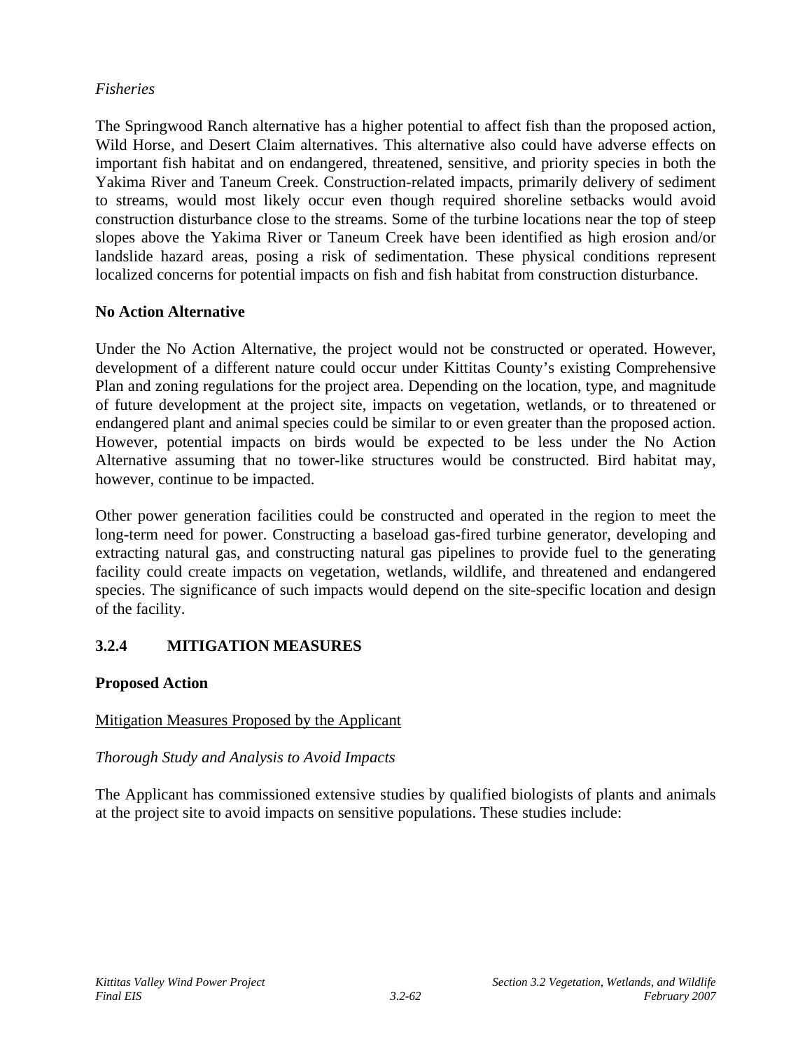*Fisheries*

The Springwood Ranch alternative has a higher potential to affect fish than the proposed action, Wild Horse, and Desert Claim alternatives. This alternative also could have adverse effects on important fish habitat and on endangered, threatened, sensitive, and priority species in both the Yakima River and Taneum Creek. Construction-related impacts, primarily delivery of sediment to streams, would most likely occur even though required shoreline setbacks would avoid construction disturbance close to the streams. Some of the turbine locations near the top of steep slopes above the Yakima River or Taneum Creek have been identified as high erosion and/or landslide hazard areas, posing a risk of sedimentation. These physical conditions represent localized concerns for potential impacts on fish and fish habitat from construction disturbance.

**No Action Alternative**

Under the No Action Alternative, the project would not be constructed or operated. However, development of a different nature could occur under Kittitas County's existing Comprehensive Plan and zoning regulations for the project area. Depending on the location, type, and magnitude of future development at the project site, impacts on vegetation, wetlands, or to threatened or endangered plant and animal species could be similar to or even greater than the proposed action. However, potential impacts on birds would be expected to be less under the No Action Alternative assuming that no tower-like structures would be constructed. Bird habitat may, however, continue to be impacted.

Other power generation facilities could be constructed and operated in the region to meet the long-term need for power. Constructing a baseload gas-fired turbine generator, developing and extracting natural gas, and constructing natural gas pipelines to provide fuel to the generating facility could create impacts on vegetation, wetlands, wildlife, and threatened and endangered species. The significance of such impacts would depend on the site-specific location and design of the facility.

## 3.2.4 MITIGATION MEASURES

**Proposed Action**

Mitigation Measures Proposed by the Applicant

*Thorough Study and Analysis to Avoid Impacts*

The Applicant has commissioned extensive studies by qualified biologists of plants and animals at the project site to avoid impacts on sensitive populations. These studies include: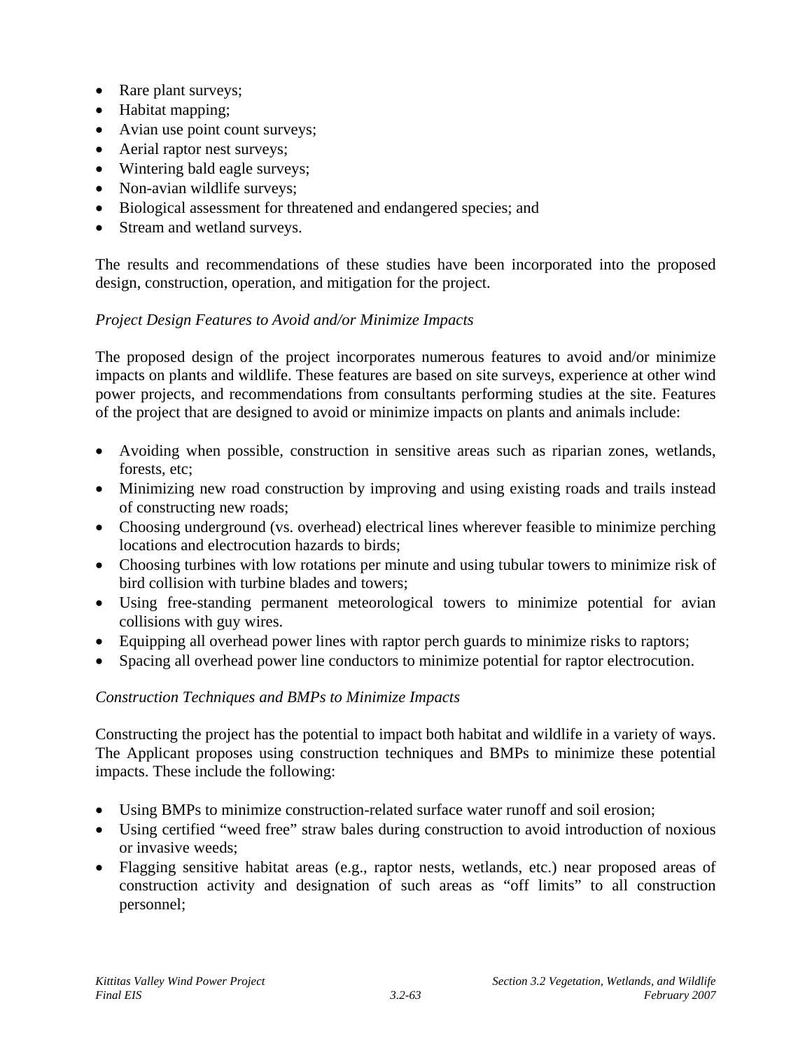- Rare plant surveys;
- Habitat mapping;
- Avian use point count surveys;
- Aerial raptor nest surveys;
- Wintering bald eagle surveys;
- Non-avian wildlife surveys;
- Biological assessment for threatened and endangered species; and
- Stream and wetland surveys.

The results and recommendations of these studies have been incorporated into the proposed design, construction, operation, and mitigation for the project.

*Project Design Features to Avoid and/or Minimize Impacts*

The proposed design of the project incorporates numerous features to avoid and/or minimize impacts on plants and wildlife. These features are based on site surveys, experience at other wind power projects, and recommendations from consultants performing studies at the site. Features of the project that are designed to avoid or minimize impacts on plants and animals include:

- Avoiding when possible, construction in sensitive areas such as riparian zones, wetlands, forests, etc;
- Minimizing new road construction by improving and using existing roads and trails instead of constructing new roads;
- Choosing underground (vs. overhead) electrical lines wherever feasible to minimize perching locations and electrocution hazards to birds;
- Choosing turbines with low rotations per minute and using tubular towers to minimize risk of bird collision with turbine blades and towers;
- Using free-standing permanent meteorological towers to minimize potential for avian collisions with guy wires.
- Equipping all overhead power lines with raptor perch guards to minimize risks to raptors;
- Spacing all overhead power line conductors to minimize potential for raptor electrocution.

*Construction Techniques and BMPs to Minimize Impacts*

Constructing the project has the potential to impact both habitat and wildlife in a variety of ways. The Applicant proposes using construction techniques and BMPs to minimize these potential impacts. These include the following:

- Using BMPs to minimize construction-related surface water runoff and soil erosion;
- Using certified "weed free" straw bales during construction to avoid introduction of noxious or invasive weeds;
- Flagging sensitive habitat areas (e.g., raptor nests, wetlands, etc.) near proposed areas of construction activity and designation of such areas as "off limits" to all construction personnel;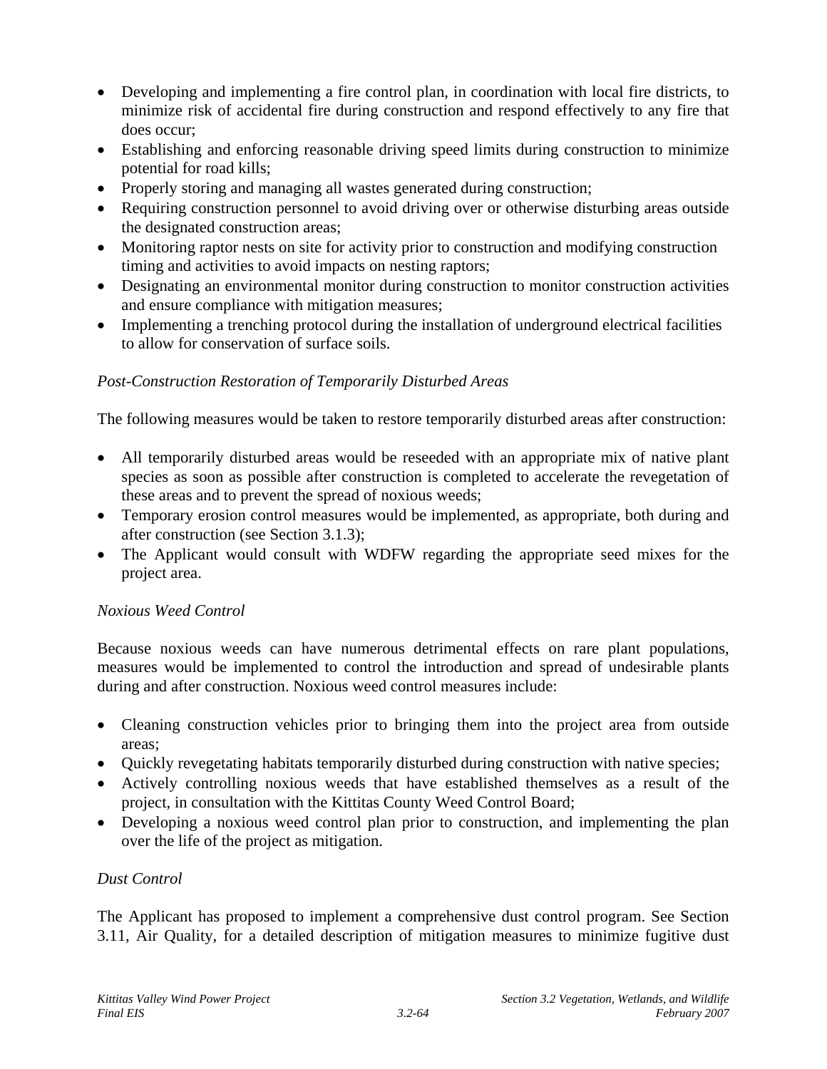- Developing and implementing a fire control plan, in coordination with local fire districts, to minimize risk of accidental fire during construction and respond effectively to any fire that does occur;
- Establishing and enforcing reasonable driving speed limits during construction to minimize potential for road kills;
- Properly storing and managing all wastes generated during construction;
- Requiring construction personnel to avoid driving over or otherwise disturbing areas outside the designated construction areas;
- Monitoring raptor nests on site for activity prior to construction and modifying construction timing and activities to avoid impacts on nesting raptors;
- Designating an environmental monitor during construction to monitor construction activities and ensure compliance with mitigation measures;
- Implementing a trenching protocol during the installation of underground electrical facilities to allow for conservation of surface soils.

*Post-Construction Restoration of Temporarily Disturbed Areas*

The following measures would be taken to restore temporarily disturbed areas after construction:

- All temporarily disturbed areas would be reseeded with an appropriate mix of native plant species as soon as possible after construction is completed to accelerate the revegetation of these areas and to prevent the spread of noxious weeds;
- Temporary erosion control measures would be implemented, as appropriate, both during and after construction (see Section 3.1.3);
- The Applicant would consult with WDFW regarding the appropriate seed mixes for the project area.

*Noxious Weed Control*

Because noxious weeds can have numerous detrimental effects on rare plant populations, measures would be implemented to control the introduction and spread of undesirable plants during and after construction. Noxious weed control measures include:

- Cleaning construction vehicles prior to bringing them into the project area from outside areas;
- Quickly revegetating habitats temporarily disturbed during construction with native species;
- Actively controlling noxious weeds that have established themselves as a result of the project, in consultation with the Kittitas County Weed Control Board;
- Developing a noxious weed control plan prior to construction, and implementing the plan over the life of the project as mitigation.

*Dust Control*

The Applicant has proposed to implement a comprehensive dust control program. See Section 3.11, Air Quality, for a detailed description of mitigation measures to minimize fugitive dust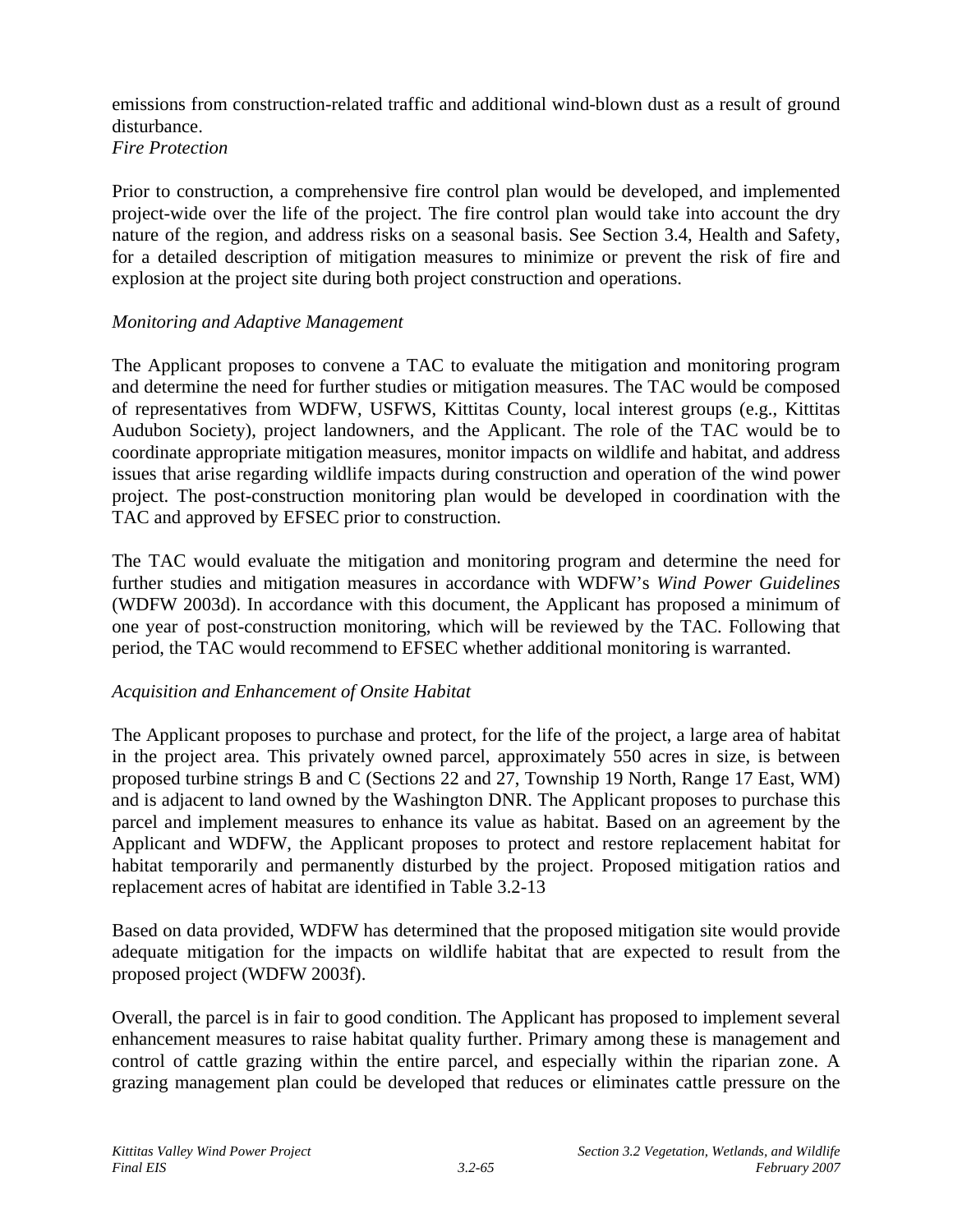emissions from construction-related traffic and additional wind-blown dust as a result of ground disturbance.

*Fire Protection*

Prior to construction, a comprehensive fire control plan would be developed, and implemented project-wide over the life of the project. The fire control plan would take into account the dry nature of the region, and address risks on a seasonal basis. See Section 3.4, Health and Safety, for a detailed description of mitigation measures to minimize or prevent the risk of fire and explosion at the project site during both project construction and operations.

*Monitoring and Adaptive Management*

The Applicant proposes to convene a TAC to evaluate the mitigation and monitoring program and determine the need for further studies or mitigation measures. The TAC would be composed of representatives from WDFW, USFWS, Kittitas County, local interest groups (e.g., Kittitas Audubon Society), project landowners, and the Applicant. The role of the TAC would be to coordinate appropriate mitigation measures, monitor impacts on wildlife and habitat, and address issues that arise regarding wildlife impacts during construction and operation of the wind power project. The post-construction monitoring plan would be developed in coordination with the TAC and approved by EFSEC prior to construction.

The TAC would evaluate the mitigation and monitoring program and determine the need for further studies and mitigation measures in accordance with WDFW's *Wind Power Guidelines* (WDFW 2003d). In accordance with this document, the Applicant has proposed a minimum of one year of post-construction monitoring, which will be reviewed by the TAC. Following that period, the TAC would recommend to EFSEC whether additional monitoring is warranted.

*Acquisition and Enhancement of Onsite Habitat*

The Applicant proposes to purchase and protect, for the life of the project, a large area of habitat in the project area. This privately owned parcel, approximately 550 acres in size, is between proposed turbine strings B and C (Sections 22 and 27, Township 19 North, Range 17 East, WM) and is adjacent to land owned by the Washington DNR. The Applicant proposes to purchase this parcel and implement measures to enhance its value as habitat. Based on an agreement by the Applicant and WDFW, the Applicant proposes to protect and restore replacement habitat for habitat temporarily and permanently disturbed by the project. Proposed mitigation ratios and replacement acres of habitat are identified in Table 3.2-13

Based on data provided, WDFW has determined that the proposed mitigation site would provide adequate mitigation for the impacts on wildlife habitat that are expected to result from the proposed project (WDFW 2003f).

Overall, the parcel is in fair to good condition. The Applicant has proposed to implement several enhancement measures to raise habitat quality further. Primary among these is management and control of cattle grazing within the entire parcel, and especially within the riparian zone. A grazing management plan could be developed that reduces or eliminates cattle pressure on the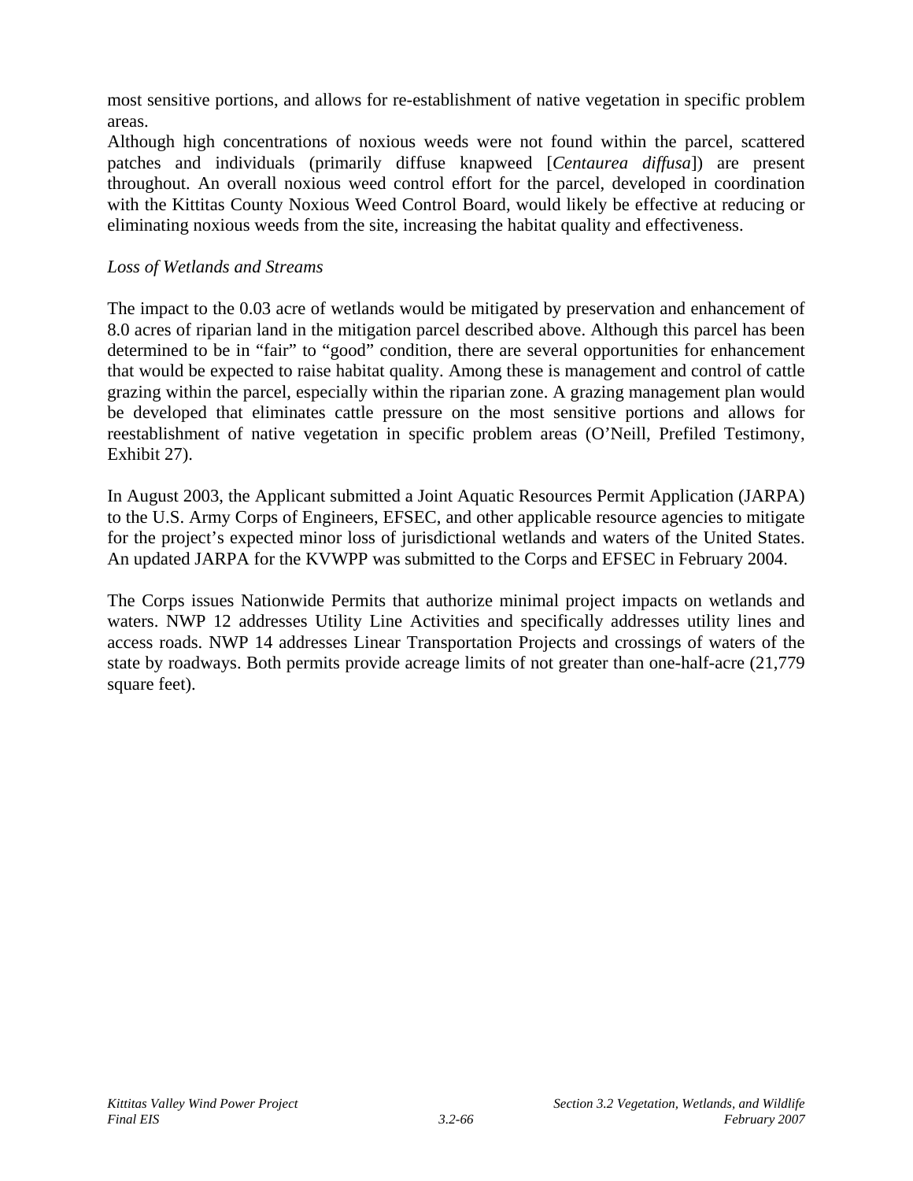most sensitive portions, and allows for re-establishment of native vegetation in specific problem areas.

Although high concentrations of noxious weeds were not found within the parcel, scattered patches and individuals (primarily diffuse knapweed [*Centaurea diffusa*]) are present throughout. An overall noxious weed control effort for the parcel, developed in coordination with the Kittitas County Noxious Weed Control Board, would likely be effective at reducing or eliminating noxious weeds from the site, increasing the habitat quality and effectiveness.

*Loss of Wetlands and Streams*

The impact to the 0.03 acre of wetlands would be mitigated by preservation and enhancement of 8.0 acres of riparian land in the mitigation parcel described above. Although this parcel has been determined to be in "fair" to "good" condition, there are several opportunities for enhancement that would be expected to raise habitat quality. Among these is management and control of cattle grazing within the parcel, especially within the riparian zone. A grazing management plan would be developed that eliminates cattle pressure on the most sensitive portions and allows for reestablishment of native vegetation in specific problem areas (O'Neill, Prefiled Testimony, Exhibit 27).

In August 2003, the Applicant submitted a Joint Aquatic Resources Permit Application (JARPA) to the U.S. Army Corps of Engineers, EFSEC, and other applicable resource agencies to mitigate for the project's expected minor loss of jurisdictional wetlands and waters of the United States. An updated JARPA for the KVWPP was submitted to the Corps and EFSEC in February 2004.

The Corps issues Nationwide Permits that authorize minimal project impacts on wetlands and waters. NWP 12 addresses Utility Line Activities and specifically addresses utility lines and access roads. NWP 14 addresses Linear Transportation Projects and crossings of waters of the state by roadways. Both permits provide acreage limits of not greater than one-half-acre (21,779 square feet).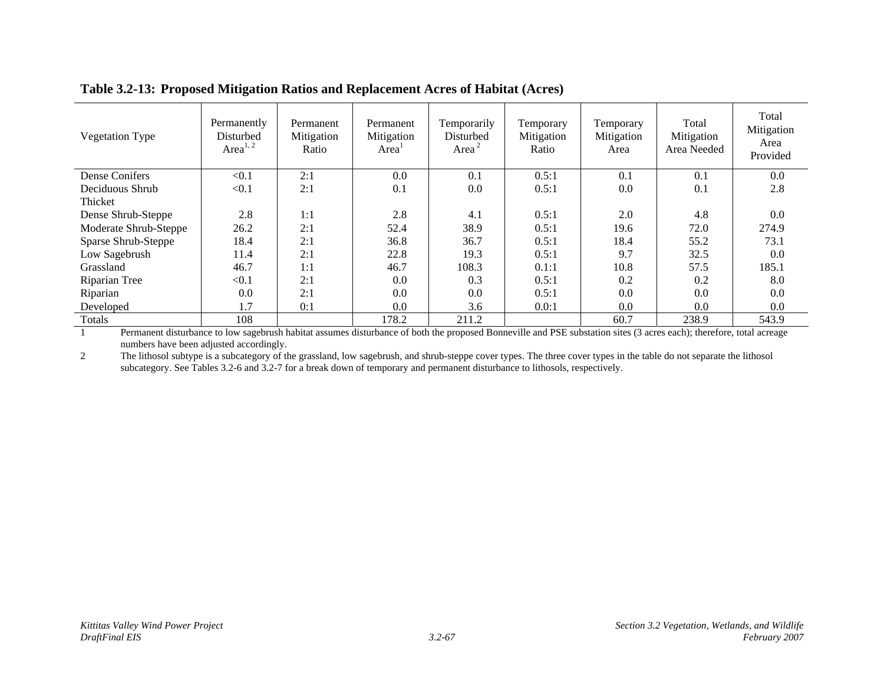**Table 3.2-13: Proposed Mitigation Ratios and Replacement Acres of Habitat (Acres)**

| Vegetation Type | Permanently Disturbed Area[1, 2] | Permanent Mitigation Ratio | Permanent Mitigation Area[1] | Temporarily Disturbed Area[2] | Temporary Mitigation Ratio | Temporary Mitigation Area | Total Mitigation Area Needed | Total Mitigation Area Provided |
|---|---|---|---|---|---|---|---|---|
| Dense Conifers | <0.1 | 2:1 | 0.0 | 0.1 | 0.5:1 | 0.1 | 0.1 | 0.0 |
| Deciduous Shrub Thicket | <0.1 | 2:1 | 0.1 | 0.0 | 0.5:1 | 0.0 | 0.1 | 2.8 |
| Dense Shrub-Steppe | 2.8 | 1:1 | 2.8 | 4.1 | 0.5:1 | 2.0 | 4.8 | 0.0 |
| Moderate Shrub-Steppe | 26.2 | 2:1 | 52.4 | 38.9 | 0.5:1 | 19.6 | 72.0 | 274.9 |
| Sparse Shrub-Steppe | 18.4 | 2:1 | 36.8 | 36.7 | 0.5:1 | 18.4 | 55.2 | 73.1 |
| Low Sagebrush | 11.4 | 2:1 | 22.8 | 19.3 | 0.5:1 | 9.7 | 32.5 | 0.0 |
| Grassland | 46.7 | 1:1 | 46.7 | 108.3 | 0.1:1 | 10.8 | 57.5 | 185.1 |
| Riparian Tree | <0.1 | 2:1 | 0.0 | 0.3 | 0.5:1 | 0.2 | 0.2 | 8.0 |
| Riparian | 0.0 | 2:1 | 0.0 | 0.0 | 0.5:1 | 0.0 | 0.0 | 0.0 |
| Developed | 1.7 | 0:1 | 0.0 | 3.6 | 0.0:1 | 0.0 | 0.0 | 0.0 |
| Totals | 108 | | 178.2 | 211.2 | | 60.7 | 238.9 | 543.9 |

1 Permanent disturbance to low sagebrush habitat assumes disturbance of both the proposed Bonneville and PSE substation sites (3 acres each); therefore, total acreage numbers have been adjusted accordingly.

2 The lithosol subtype is a subcategory of the grassland, low sagebrush, and shrub-steppe cover types. The three cover types in the table do not separate the lithosol subcategory. See Tables 3.2-6 and 3.2-7 for a break down of temporary and permanent disturbance to lithosols, respectively.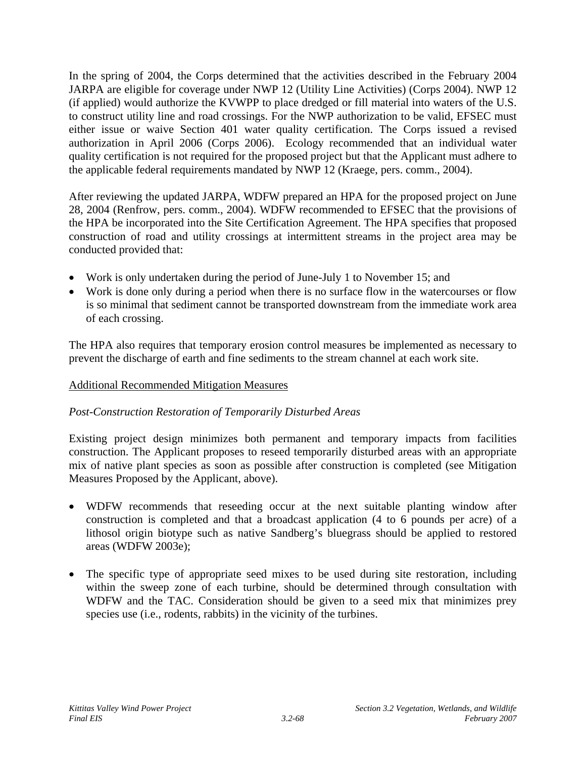In the spring of 2004, the Corps determined that the activities described in the February 2004 JARPA are eligible for coverage under NWP 12 (Utility Line Activities) (Corps 2004). NWP 12 (if applied) would authorize the KVWPP to place dredged or fill material into waters of the U.S. to construct utility line and road crossings. For the NWP authorization to be valid, EFSEC must either issue or waive Section 401 water quality certification. The Corps issued a revised authorization in April 2006 (Corps 2006). Ecology recommended that an individual water quality certification is not required for the proposed project but that the Applicant must adhere to the applicable federal requirements mandated by NWP 12 (Kraege, pers. comm., 2004).

After reviewing the updated JARPA, WDFW prepared an HPA for the proposed project on June 28, 2004 (Renfrow, pers. comm., 2004). WDFW recommended to EFSEC that the provisions of the HPA be incorporated into the Site Certification Agreement. The HPA specifies that proposed construction of road and utility crossings at intermittent streams in the project area may be conducted provided that:

- Work is only undertaken during the period of June-July 1 to November 15; and
- Work is done only during a period when there is no surface flow in the watercourses or flow is so minimal that sediment cannot be transported downstream from the immediate work area of each crossing.

The HPA also requires that temporary erosion control measures be implemented as necessary to prevent the discharge of earth and fine sediments to the stream channel at each work site.

<u>Additional Recommended Mitigation Measures</u>

*Post-Construction Restoration of Temporarily Disturbed Areas*

Existing project design minimizes both permanent and temporary impacts from facilities construction. The Applicant proposes to reseed temporarily disturbed areas with an appropriate mix of native plant species as soon as possible after construction is completed (see Mitigation Measures Proposed by the Applicant, above).

- WDFW recommends that reseeding occur at the next suitable planting window after construction is completed and that a broadcast application (4 to 6 pounds per acre) of a lithosol origin biotype such as native Sandberg's bluegrass should be applied to restored areas (WDFW 2003e);

- The specific type of appropriate seed mixes to be used during site restoration, including within the sweep zone of each turbine, should be determined through consultation with WDFW and the TAC. Consideration should be given to a seed mix that minimizes prey species use (i.e., rodents, rabbits) in the vicinity of the turbines.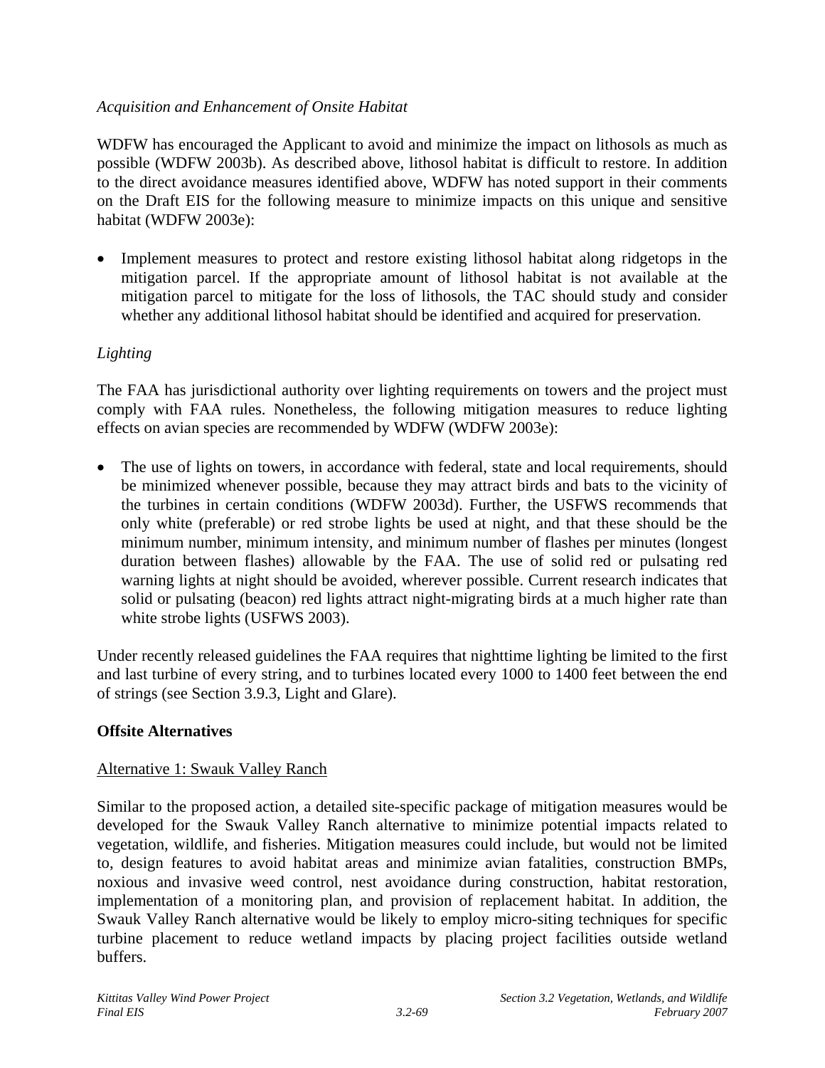*Acquisition and Enhancement of Onsite Habitat*

WDFW has encouraged the Applicant to avoid and minimize the impact on lithosols as much as possible (WDFW 2003b). As described above, lithosol habitat is difficult to restore. In addition to the direct avoidance measures identified above, WDFW has noted support in their comments on the Draft EIS for the following measure to minimize impacts on this unique and sensitive habitat (WDFW 2003e):

- Implement measures to protect and restore existing lithosol habitat along ridgetops in the mitigation parcel. If the appropriate amount of lithosol habitat is not available at the mitigation parcel to mitigate for the loss of lithosols, the TAC should study and consider whether any additional lithosol habitat should be identified and acquired for preservation.

*Lighting*

The FAA has jurisdictional authority over lighting requirements on towers and the project must comply with FAA rules. Nonetheless, the following mitigation measures to reduce lighting effects on avian species are recommended by WDFW (WDFW 2003e):

- The use of lights on towers, in accordance with federal, state and local requirements, should be minimized whenever possible, because they may attract birds and bats to the vicinity of the turbines in certain conditions (WDFW 2003d). Further, the USFWS recommends that only white (preferable) or red strobe lights be used at night, and that these should be the minimum number, minimum intensity, and minimum number of flashes per minutes (longest duration between flashes) allowable by the FAA. The use of solid red or pulsating red warning lights at night should be avoided, wherever possible. Current research indicates that solid or pulsating (beacon) red lights attract night-migrating birds at a much higher rate than white strobe lights (USFWS 2003).

Under recently released guidelines the FAA requires that nighttime lighting be limited to the first and last turbine of every string, and to turbines located every 1000 to 1400 feet between the end of strings (see Section 3.9.3, Light and Glare).

**Offsite Alternatives**

Alternative 1: Swauk Valley Ranch

Similar to the proposed action, a detailed site-specific package of mitigation measures would be developed for the Swauk Valley Ranch alternative to minimize potential impacts related to vegetation, wildlife, and fisheries. Mitigation measures could include, but would not be limited to, design features to avoid habitat areas and minimize avian fatalities, construction BMPs, noxious and invasive weed control, nest avoidance during construction, habitat restoration, implementation of a monitoring plan, and provision of replacement habitat. In addition, the Swauk Valley Ranch alternative would be likely to employ micro-siting techniques for specific turbine placement to reduce wetland impacts by placing project facilities outside wetland buffers.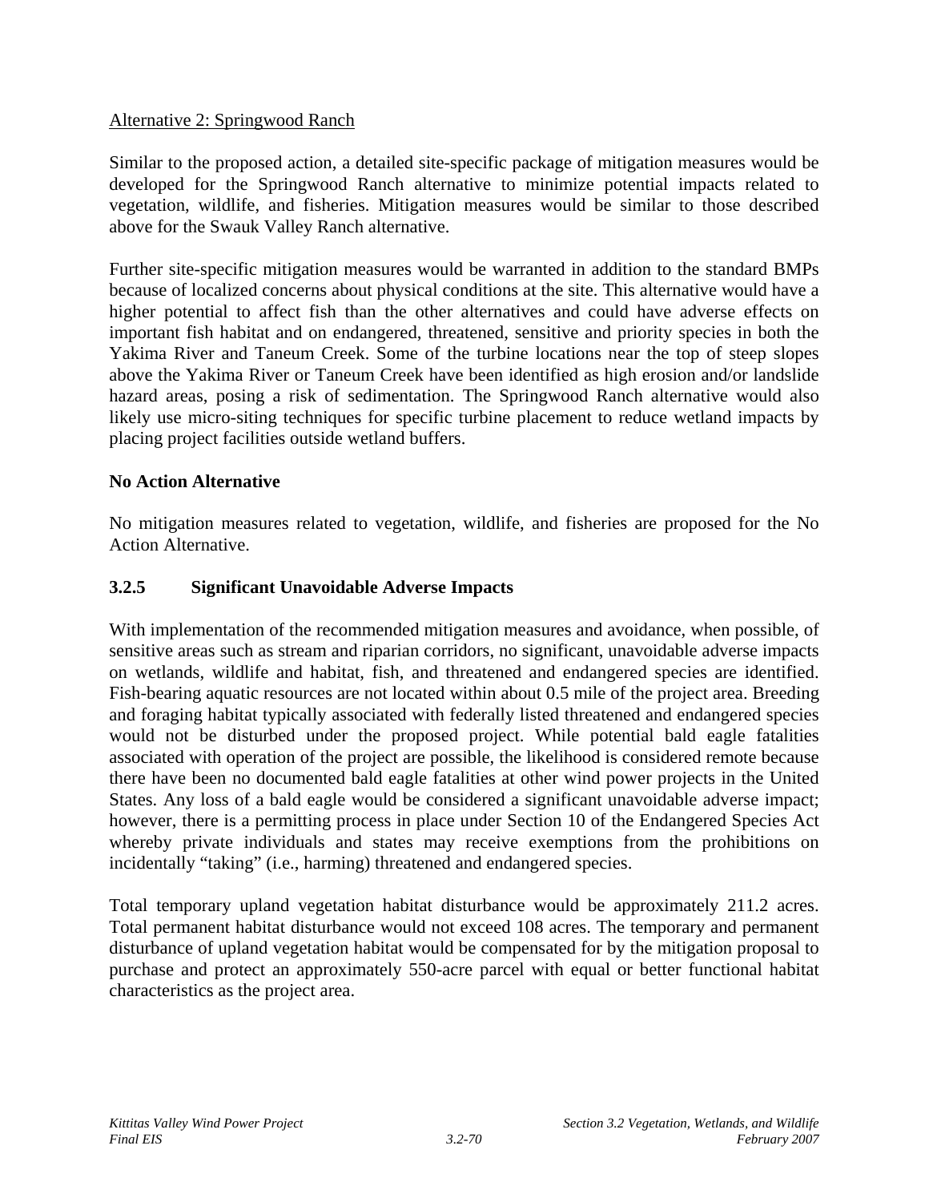Alternative 2: Springwood Ranch

Similar to the proposed action, a detailed site-specific package of mitigation measures would be developed for the Springwood Ranch alternative to minimize potential impacts related to vegetation, wildlife, and fisheries. Mitigation measures would be similar to those described above for the Swauk Valley Ranch alternative.

Further site-specific mitigation measures would be warranted in addition to the standard BMPs because of localized concerns about physical conditions at the site. This alternative would have a higher potential to affect fish than the other alternatives and could have adverse effects on important fish habitat and on endangered, threatened, sensitive and priority species in both the Yakima River and Taneum Creek. Some of the turbine locations near the top of steep slopes above the Yakima River or Taneum Creek have been identified as high erosion and/or landslide hazard areas, posing a risk of sedimentation. The Springwood Ranch alternative would also likely use micro-siting techniques for specific turbine placement to reduce wetland impacts by placing project facilities outside wetland buffers.

**No Action Alternative**

No mitigation measures related to vegetation, wildlife, and fisheries are proposed for the No Action Alternative.

### 3.2.5 Significant Unavoidable Adverse Impacts

With implementation of the recommended mitigation measures and avoidance, when possible, of sensitive areas such as stream and riparian corridors, no significant, unavoidable adverse impacts on wetlands, wildlife and habitat, fish, and threatened and endangered species are identified. Fish-bearing aquatic resources are not located within about 0.5 mile of the project area. Breeding and foraging habitat typically associated with federally listed threatened and endangered species would not be disturbed under the proposed project. While potential bald eagle fatalities associated with operation of the project are possible, the likelihood is considered remote because there have been no documented bald eagle fatalities at other wind power projects in the United States. Any loss of a bald eagle would be considered a significant unavoidable adverse impact; however, there is a permitting process in place under Section 10 of the Endangered Species Act whereby private individuals and states may receive exemptions from the prohibitions on incidentally "taking" (i.e., harming) threatened and endangered species.

Total temporary upland vegetation habitat disturbance would be approximately 211.2 acres. Total permanent habitat disturbance would not exceed 108 acres. The temporary and permanent disturbance of upland vegetation habitat would be compensated for by the mitigation proposal to purchase and protect an approximately 550-acre parcel with equal or better functional habitat characteristics as the project area.